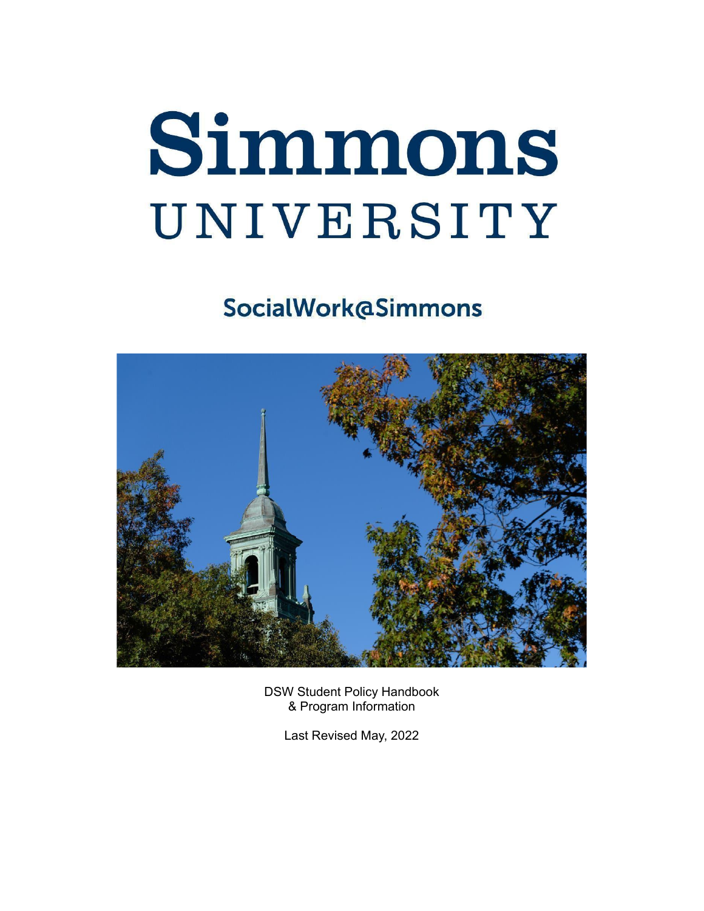# Simmons UNIVERSITY

## SocialWork@Simmons

DSW Student Policy Handbook
& Program Information

Last Revised May, 2022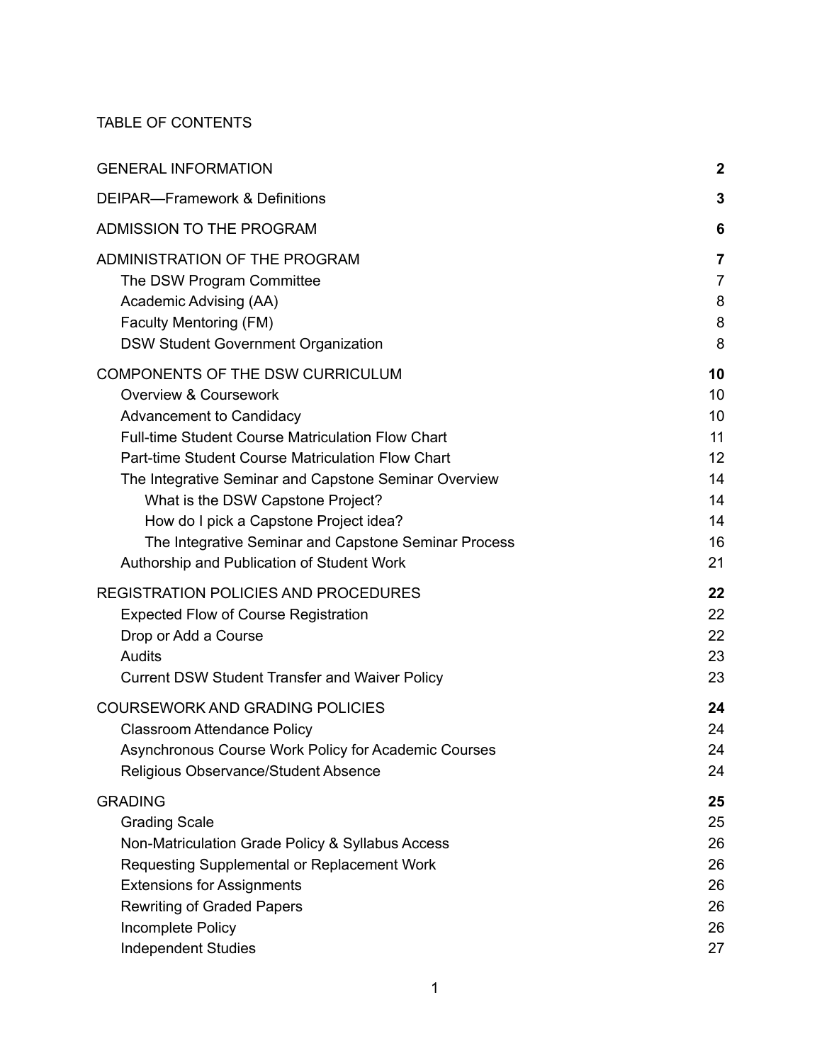TABLE OF CONTENTS

| | |
|---|---|
| **GENERAL INFORMATION** | **2** |
| **DEIPAR—Framework & Definitions** | **3** |
| **ADMISSION TO THE PROGRAM** | **6** |
| **ADMINISTRATION OF THE PROGRAM** | **7** |
| The DSW Program Committee | 7 |
| Academic Advising (AA) | 8 |
| Faculty Mentoring (FM) | 8 |
| DSW Student Government Organization | 8 |
| **COMPONENTS OF THE DSW CURRICULUM** | **10** |
| Overview & Coursework | 10 |
| Advancement to Candidacy | 10 |
| Full-time Student Course Matriculation Flow Chart | 11 |
| Part-time Student Course Matriculation Flow Chart | 12 |
| The Integrative Seminar and Capstone Seminar Overview | 14 |
| What is the DSW Capstone Project? | 14 |
| How do I pick a Capstone Project idea? | 14 |
| The Integrative Seminar and Capstone Seminar Process | 16 |
| Authorship and Publication of Student Work | 21 |
| **REGISTRATION POLICIES AND PROCEDURES** | **22** |
| Expected Flow of Course Registration | 22 |
| Drop or Add a Course | 22 |
| Audits | 23 |
| Current DSW Student Transfer and Waiver Policy | 23 |
| **COURSEWORK AND GRADING POLICIES** | **24** |
| Classroom Attendance Policy | 24 |
| Asynchronous Course Work Policy for Academic Courses | 24 |
| Religious Observance/Student Absence | 24 |
| **GRADING** | **25** |
| Grading Scale | 25 |
| Non-Matriculation Grade Policy & Syllabus Access | 26 |
| Requesting Supplemental or Replacement Work | 26 |
| Extensions for Assignments | 26 |
| Rewriting of Graded Papers | 26 |
| Incomplete Policy | 26 |
| Independent Studies | 27 |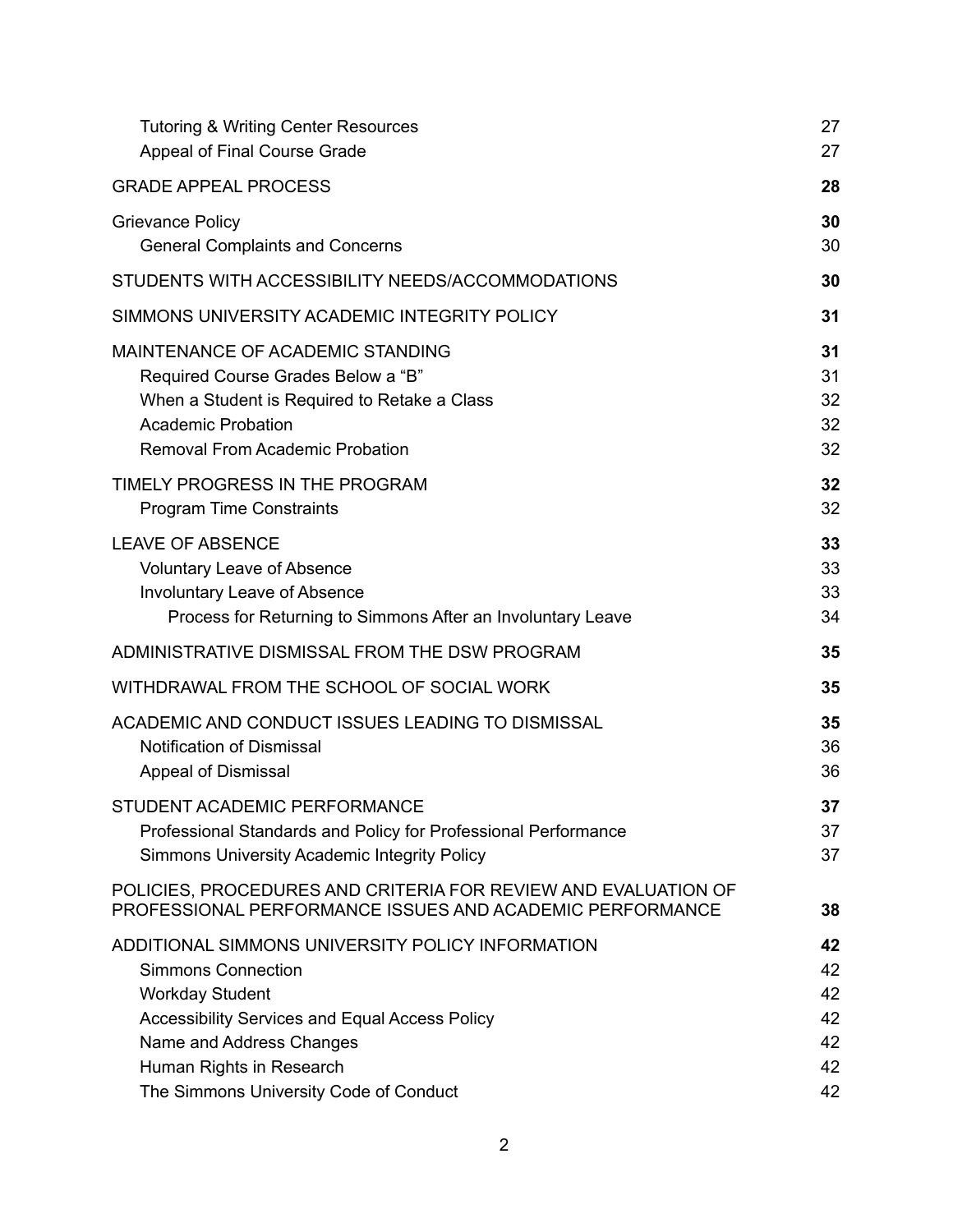| | |
|---|---|
| Tutoring & Writing Center Resources | 27 |
| Appeal of Final Course Grade | 27 |
| **GRADE APPEAL PROCESS** | **28** |
| **Grievance Policy** | **30** |
| General Complaints and Concerns | 30 |
| **STUDENTS WITH ACCESSIBILITY NEEDS/ACCOMMODATIONS** | **30** |
| **SIMMONS UNIVERSITY ACADEMIC INTEGRITY POLICY** | **31** |
| **MAINTENANCE OF ACADEMIC STANDING** | **31** |
| Required Course Grades Below a "B" | 31 |
| When a Student is Required to Retake a Class | 32 |
| Academic Probation | 32 |
| Removal From Academic Probation | 32 |
| **TIMELY PROGRESS IN THE PROGRAM** | **32** |
| Program Time Constraints | 32 |
| **LEAVE OF ABSENCE** | **33** |
| Voluntary Leave of Absence | 33 |
| Involuntary Leave of Absence | 33 |
| Process for Returning to Simmons After an Involuntary Leave | 34 |
| **ADMINISTRATIVE DISMISSAL FROM THE DSW PROGRAM** | **35** |
| **WITHDRAWAL FROM THE SCHOOL OF SOCIAL WORK** | **35** |
| **ACADEMIC AND CONDUCT ISSUES LEADING TO DISMISSAL** | **35** |
| Notification of Dismissal | 36 |
| Appeal of Dismissal | 36 |
| **STUDENT ACADEMIC PERFORMANCE** | **37** |
| Professional Standards and Policy for Professional Performance | 37 |
| Simmons University Academic Integrity Policy | 37 |
| **POLICIES, PROCEDURES AND CRITERIA FOR REVIEW AND EVALUATION OF PROFESSIONAL PERFORMANCE ISSUES AND ACADEMIC PERFORMANCE** | **38** |
| **ADDITIONAL SIMMONS UNIVERSITY POLICY INFORMATION** | **42** |
| Simmons Connection | 42 |
| Workday Student | 42 |
| Accessibility Services and Equal Access Policy | 42 |
| Name and Address Changes | 42 |
| Human Rights in Research | 42 |
| The Simmons University Code of Conduct | 42 |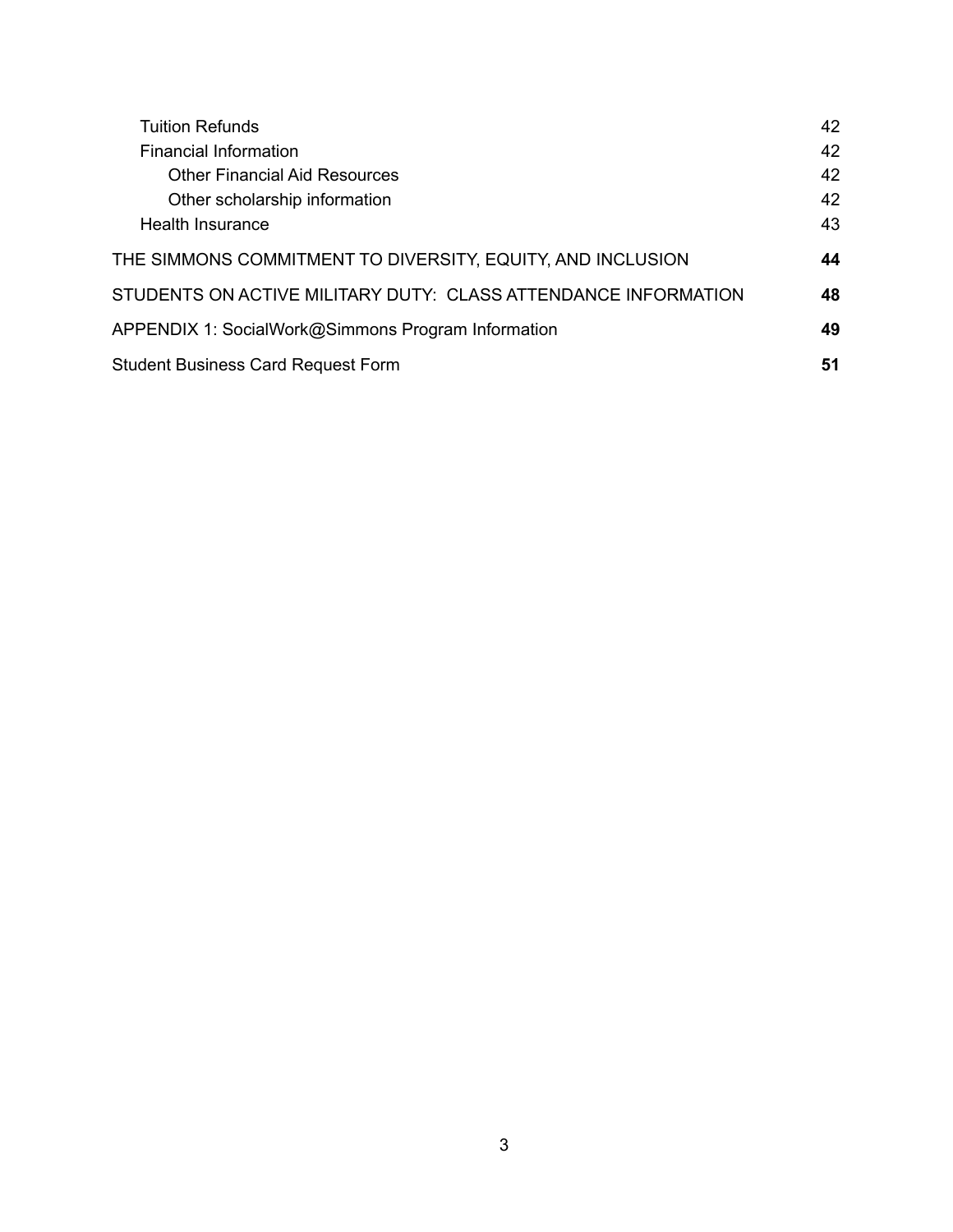| | |
|---|---|
| Tuition Refunds | 42 |
| Financial Information | 42 |
| Other Financial Aid Resources | 42 |
| Other scholarship information | 42 |
| Health Insurance | 43 |
| **THE SIMMONS COMMITMENT TO DIVERSITY, EQUITY, AND INCLUSION** | **44** |
| **STUDENTS ON ACTIVE MILITARY DUTY: CLASS ATTENDANCE INFORMATION** | **48** |
| **APPENDIX 1: SocialWork@Simmons Program Information** | **49** |
| **Student Business Card Request Form** | **51** |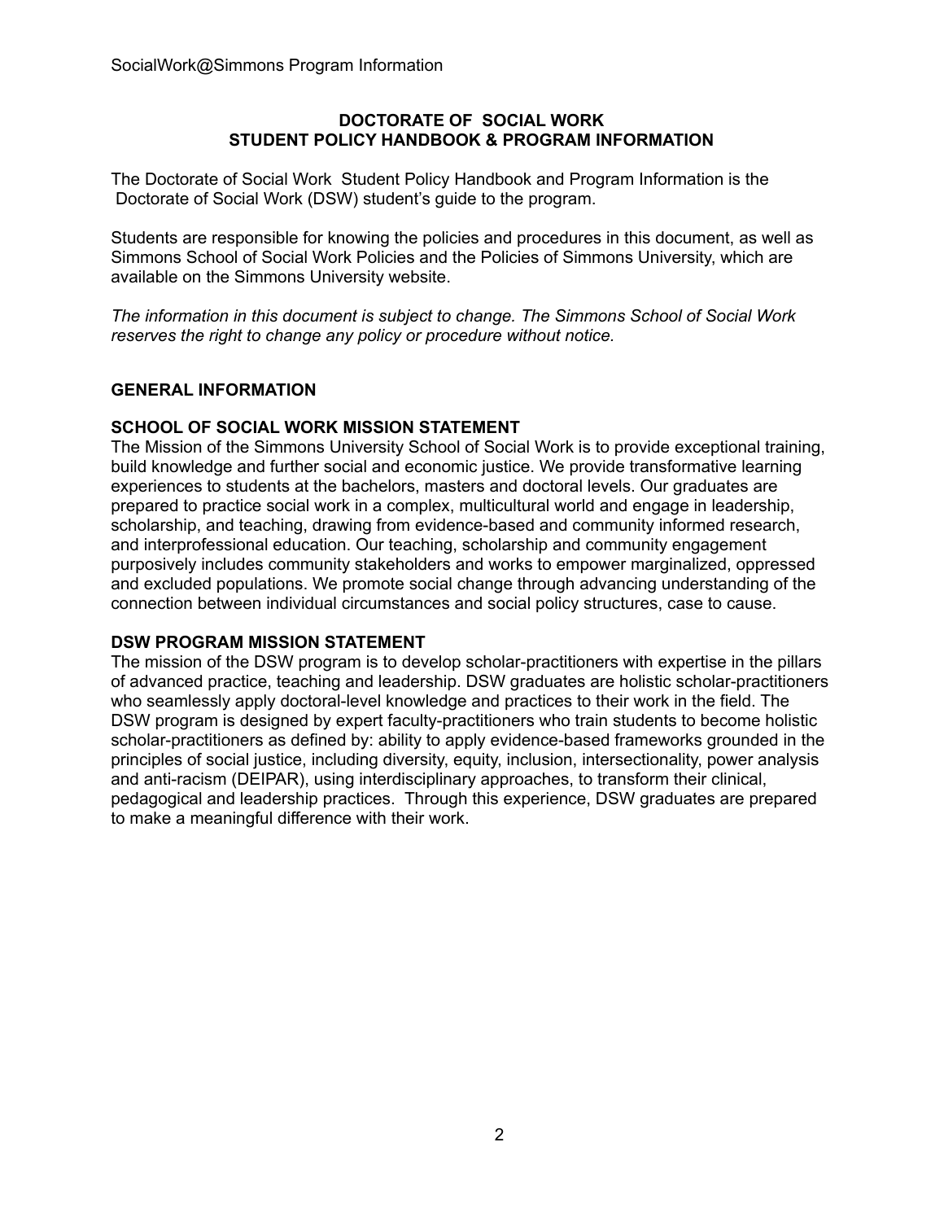## DOCTORATE OF SOCIAL WORK
## STUDENT POLICY HANDBOOK & PROGRAM INFORMATION

The Doctorate of Social Work Student Policy Handbook and Program Information is the Doctorate of Social Work (DSW) student's guide to the program.

Students are responsible for knowing the policies and procedures in this document, as well as Simmons School of Social Work Policies and the Policies of Simmons University, which are available on the Simmons University website.

*The information in this document is subject to change. The Simmons School of Social Work reserves the right to change any policy or procedure without notice.*

### GENERAL INFORMATION

#### SCHOOL OF SOCIAL WORK MISSION STATEMENT

The Mission of the Simmons University School of Social Work is to provide exceptional training, build knowledge and further social and economic justice. We provide transformative learning experiences to students at the bachelors, masters and doctoral levels. Our graduates are prepared to practice social work in a complex, multicultural world and engage in leadership, scholarship, and teaching, drawing from evidence-based and community informed research, and interprofessional education. Our teaching, scholarship and community engagement purposively includes community stakeholders and works to empower marginalized, oppressed and excluded populations. We promote social change through advancing understanding of the connection between individual circumstances and social policy structures, case to cause.

#### DSW PROGRAM MISSION STATEMENT

The mission of the DSW program is to develop scholar-practitioners with expertise in the pillars of advanced practice, teaching and leadership. DSW graduates are holistic scholar-practitioners who seamlessly apply doctoral-level knowledge and practices to their work in the field. The DSW program is designed by expert faculty-practitioners who train students to become holistic scholar-practitioners as defined by: ability to apply evidence-based frameworks grounded in the principles of social justice, including diversity, equity, inclusion, intersectionality, power analysis and anti-racism (DEIPAR), using interdisciplinary approaches, to transform their clinical, pedagogical and leadership practices. Through this experience, DSW graduates are prepared to make a meaningful difference with their work.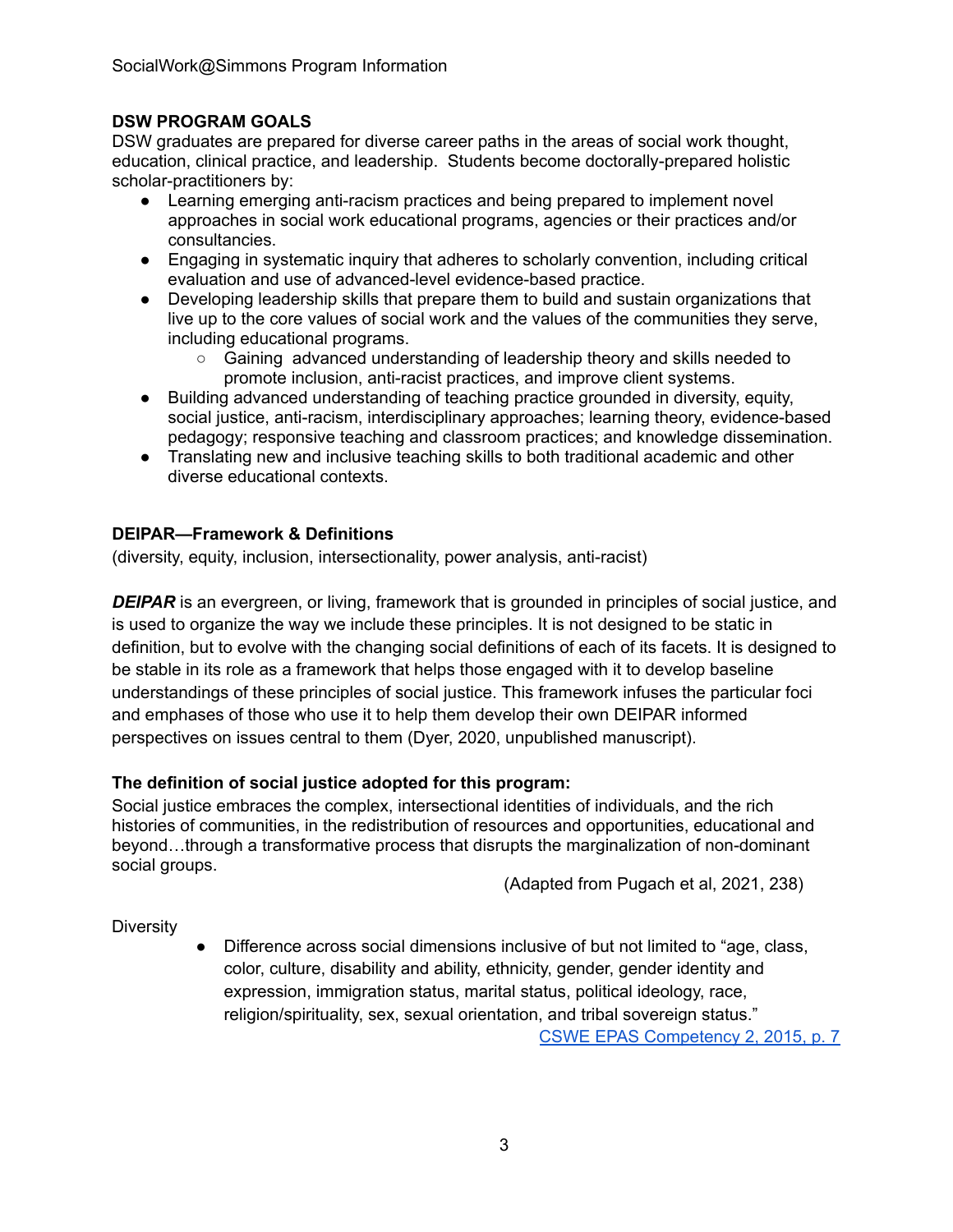**DSW PROGRAM GOALS**

DSW graduates are prepared for diverse career paths in the areas of social work thought, education, clinical practice, and leadership. Students become doctorally-prepared holistic scholar-practitioners by:

- Learning emerging anti-racism practices and being prepared to implement novel approaches in social work educational programs, agencies or their practices and/or consultancies.
- Engaging in systematic inquiry that adheres to scholarly convention, including critical evaluation and use of advanced-level evidence-based practice.
- Developing leadership skills that prepare them to build and sustain organizations that live up to the core values of social work and the values of the communities they serve, including educational programs.
  - Gaining advanced understanding of leadership theory and skills needed to promote inclusion, anti-racist practices, and improve client systems.
- Building advanced understanding of teaching practice grounded in diversity, equity, social justice, anti-racism, interdisciplinary approaches; learning theory, evidence-based pedagogy; responsive teaching and classroom practices; and knowledge dissemination.
- Translating new and inclusive teaching skills to both traditional academic and other diverse educational contexts.

**DEIPAR—Framework & Definitions**

(diversity, equity, inclusion, intersectionality, power analysis, anti-racist)

***DEIPAR*** is an evergreen, or living, framework that is grounded in principles of social justice, and is used to organize the way we include these principles. It is not designed to be static in definition, but to evolve with the changing social definitions of each of its facets. It is designed to be stable in its role as a framework that helps those engaged with it to develop baseline understandings of these principles of social justice. This framework infuses the particular foci and emphases of those who use it to help them develop their own DEIPAR informed perspectives on issues central to them (Dyer, 2020, unpublished manuscript).

**The definition of social justice adopted for this program:**

Social justice embraces the complex, intersectional identities of individuals, and the rich histories of communities, in the redistribution of resources and opportunities, educational and beyond…through a transformative process that disrupts the marginalization of non-dominant social groups.

(Adapted from Pugach et al, 2021, 238)

Diversity

- Difference across social dimensions inclusive of but not limited to "age, class, color, culture, disability and ability, ethnicity, gender, gender identity and expression, immigration status, marital status, political ideology, race, religion/spirituality, sex, sexual orientation, and tribal sovereign status."

[CSWE EPAS Competency 2, 2015, p. 7]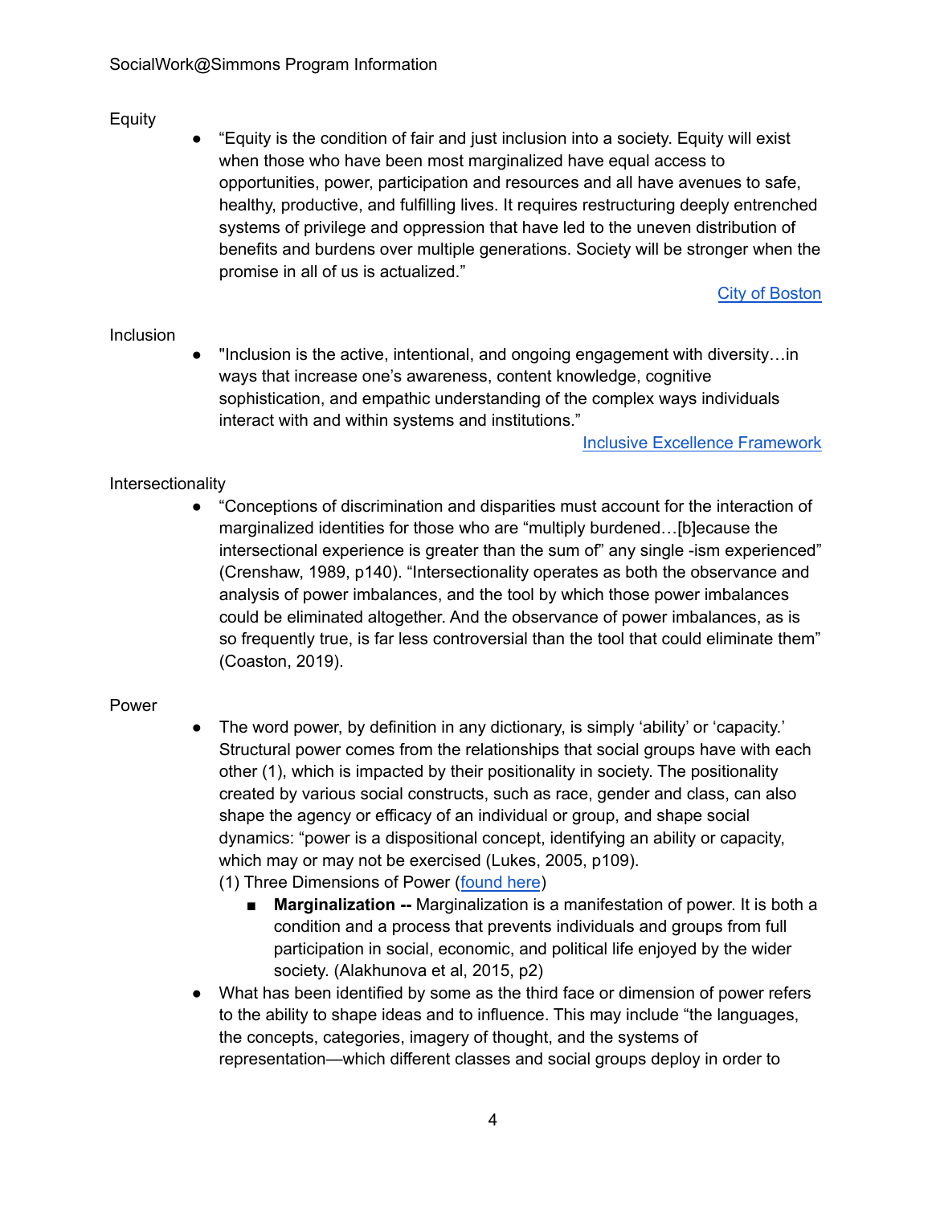Equity

- "Equity is the condition of fair and just inclusion into a society. Equity will exist when those who have been most marginalized have equal access to opportunities, power, participation and resources and all have avenues to safe, healthy, productive, and fulfilling lives. It requires restructuring deeply entrenched systems of privilege and oppression that have led to the uneven distribution of benefits and burdens over multiple generations. Society will be stronger when the promise in all of us is actualized."

  [City of Boston]

Inclusion

- "Inclusion is the active, intentional, and ongoing engagement with diversity…in ways that increase one's awareness, content knowledge, cognitive sophistication, and empathic understanding of the complex ways individuals interact with and within systems and institutions."

  [Inclusive Excellence Framework]

Intersectionality

- "Conceptions of discrimination and disparities must account for the interaction of marginalized identities for those who are "multiply burdened…[b]ecause the intersectional experience is greater than the sum of" any single -ism experienced" (Crenshaw, 1989, p140). "Intersectionality operates as both the observance and analysis of power imbalances, and the tool by which those power imbalances could be eliminated altogether. And the observance of power imbalances, as is so frequently true, is far less controversial than the tool that could eliminate them" (Coaston, 2019).

Power

- The word power, by definition in any dictionary, is simply 'ability' or 'capacity.' Structural power comes from the relationships that social groups have with each other (1), which is impacted by their positionality in society. The positionality created by various social constructs, such as race, gender and class, can also shape the agency or efficacy of an individual or group, and shape social dynamics: "power is a dispositional concept, identifying an ability or capacity, which may or may not be exercised (Lukes, 2005, p109).
  (1) Three Dimensions of Power ([found here])
    - **Marginalization --** Marginalization is a manifestation of power. It is both a condition and a process that prevents individuals and groups from full participation in social, economic, and political life enjoyed by the wider society. (Alakhunova et al, 2015, p2)
- What has been identified by some as the third face or dimension of power refers to the ability to shape ideas and to influence. This may include "the languages, the concepts, categories, imagery of thought, and the systems of representation—which different classes and social groups deploy in order to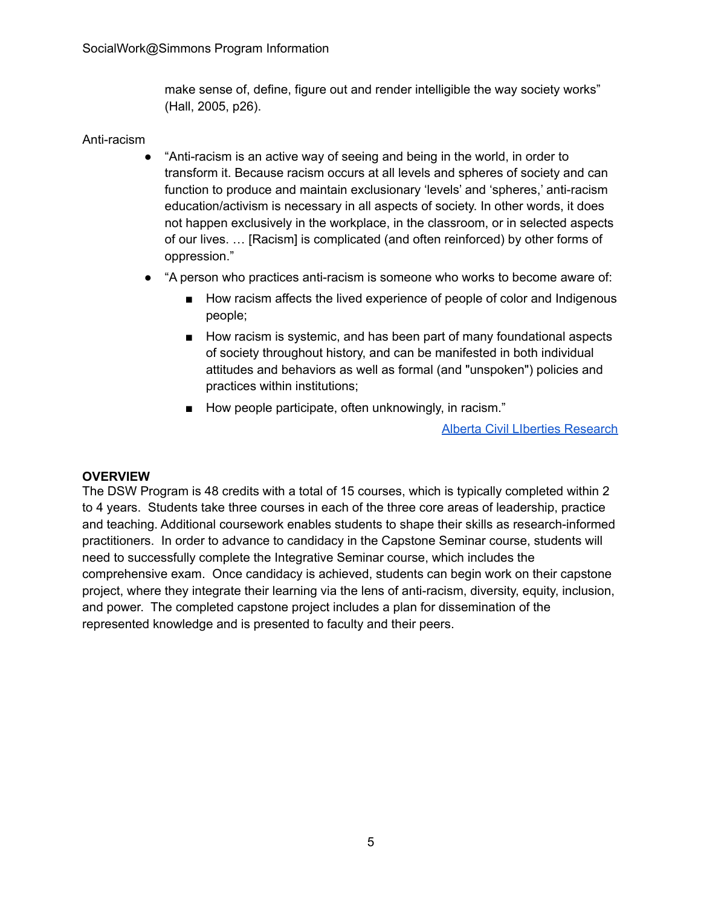make sense of, define, figure out and render intelligible the way society works" (Hall, 2005, p26).

Anti-racism

- "Anti-racism is an active way of seeing and being in the world, in order to transform it. Because racism occurs at all levels and spheres of society and can function to produce and maintain exclusionary 'levels' and 'spheres,' anti-racism education/activism is necessary in all aspects of society. In other words, it does not happen exclusively in the workplace, in the classroom, or in selected aspects of our lives. … [Racism] is complicated (and often reinforced) by other forms of oppression."
- "A person who practices anti-racism is someone who works to become aware of:
  - How racism affects the lived experience of people of color and Indigenous people;
  - How racism is systemic, and has been part of many foundational aspects of society throughout history, and can be manifested in both individual attitudes and behaviors as well as formal (and "unspoken") policies and practices within institutions;
  - How people participate, often unknowingly, in racism."

Alberta Civil LIberties Research

**OVERVIEW**

The DSW Program is 48 credits with a total of 15 courses, which is typically completed within 2 to 4 years. Students take three courses in each of the three core areas of leadership, practice and teaching. Additional coursework enables students to shape their skills as research-informed practitioners. In order to advance to candidacy in the Capstone Seminar course, students will need to successfully complete the Integrative Seminar course, which includes the comprehensive exam. Once candidacy is achieved, students can begin work on their capstone project, where they integrate their learning via the lens of anti-racism, diversity, equity, inclusion, and power. The completed capstone project includes a plan for dissemination of the represented knowledge and is presented to faculty and their peers.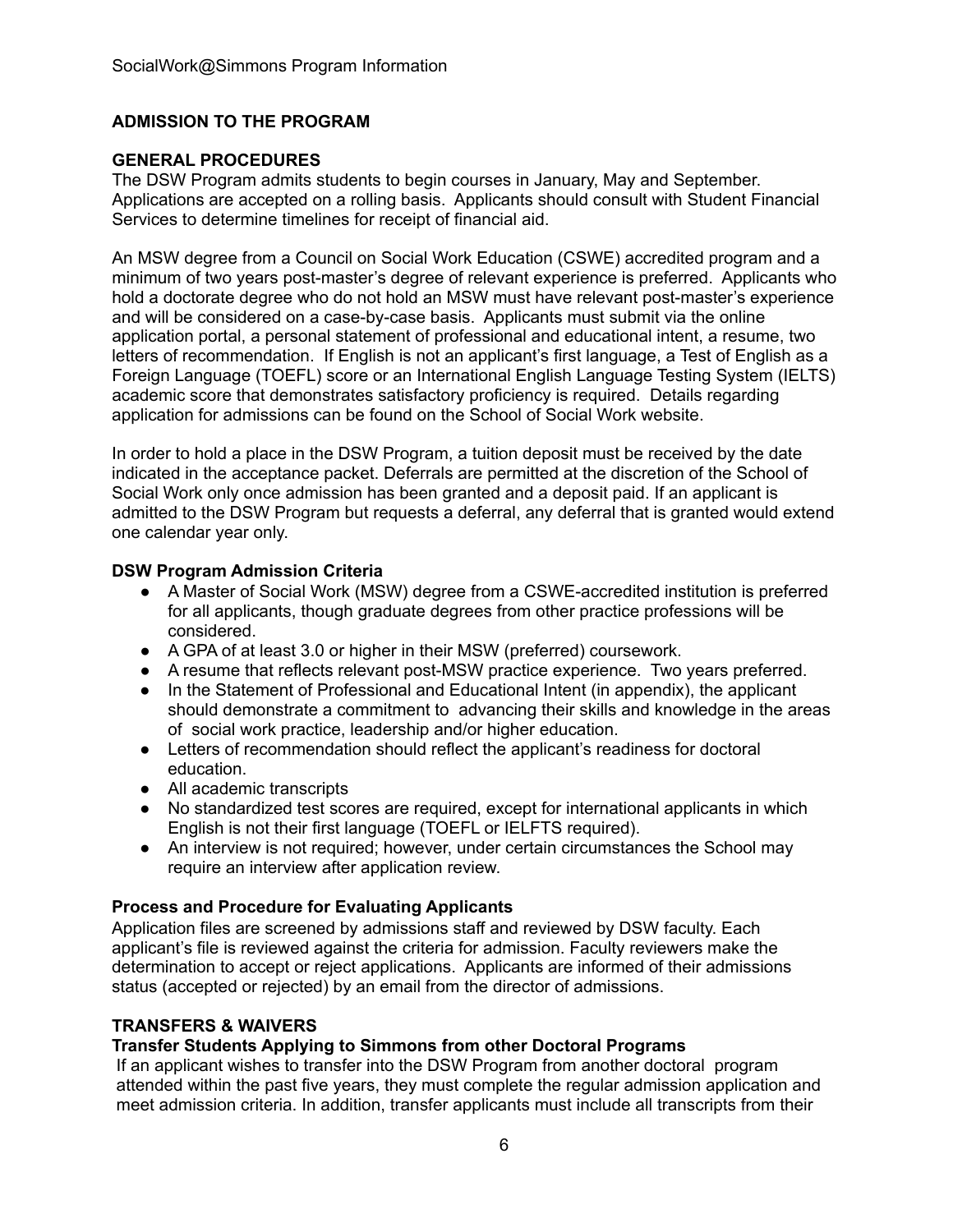## ADMISSION TO THE PROGRAM

### GENERAL PROCEDURES

The DSW Program admits students to begin courses in January, May and September. Applications are accepted on a rolling basis. Applicants should consult with Student Financial Services to determine timelines for receipt of financial aid.

An MSW degree from a Council on Social Work Education (CSWE) accredited program and a minimum of two years post-master's degree of relevant experience is preferred. Applicants who hold a doctorate degree who do not hold an MSW must have relevant post-master's experience and will be considered on a case-by-case basis. Applicants must submit via the online application portal, a personal statement of professional and educational intent, a resume, two letters of recommendation. If English is not an applicant's first language, a Test of English as a Foreign Language (TOEFL) score or an International English Language Testing System (IELTS) academic score that demonstrates satisfactory proficiency is required. Details regarding application for admissions can be found on the School of Social Work website.

In order to hold a place in the DSW Program, a tuition deposit must be received by the date indicated in the acceptance packet. Deferrals are permitted at the discretion of the School of Social Work only once admission has been granted and a deposit paid. If an applicant is admitted to the DSW Program but requests a deferral, any deferral that is granted would extend one calendar year only.

### DSW Program Admission Criteria

- A Master of Social Work (MSW) degree from a CSWE-accredited institution is preferred for all applicants, though graduate degrees from other practice professions will be considered.
- A GPA of at least 3.0 or higher in their MSW (preferred) coursework.
- A resume that reflects relevant post-MSW practice experience. Two years preferred.
- In the Statement of Professional and Educational Intent (in appendix), the applicant should demonstrate a commitment to advancing their skills and knowledge in the areas of social work practice, leadership and/or higher education.
- Letters of recommendation should reflect the applicant's readiness for doctoral education.
- All academic transcripts
- No standardized test scores are required, except for international applicants in which English is not their first language (TOEFL or IELFTS required).
- An interview is not required; however, under certain circumstances the School may require an interview after application review.

### Process and Procedure for Evaluating Applicants

Application files are screened by admissions staff and reviewed by DSW faculty. Each applicant's file is reviewed against the criteria for admission. Faculty reviewers make the determination to accept or reject applications. Applicants are informed of their admissions status (accepted or rejected) by an email from the director of admissions.

### TRANSFERS & WAIVERS

#### Transfer Students Applying to Simmons from other Doctoral Programs

If an applicant wishes to transfer into the DSW Program from another doctoral program attended within the past five years, they must complete the regular admission application and meet admission criteria. In addition, transfer applicants must include all transcripts from their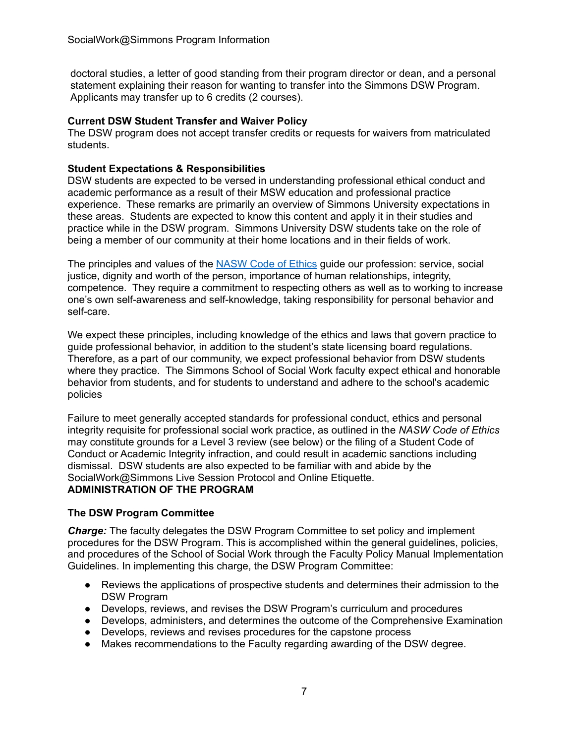doctoral studies, a letter of good standing from their program director or dean, and a personal statement explaining their reason for wanting to transfer into the Simmons DSW Program. Applicants may transfer up to 6 credits (2 courses).

**Current DSW Student Transfer and Waiver Policy**

The DSW program does not accept transfer credits or requests for waivers from matriculated students.

**Student Expectations & Responsibilities**

DSW students are expected to be versed in understanding professional ethical conduct and academic performance as a result of their MSW education and professional practice experience. These remarks are primarily an overview of Simmons University expectations in these areas. Students are expected to know this content and apply it in their studies and practice while in the DSW program. Simmons University DSW students take on the role of being a member of our community at their home locations and in their fields of work.

The principles and values of the NASW Code of Ethics guide our profession: service, social justice, dignity and worth of the person, importance of human relationships, integrity, competence. They require a commitment to respecting others as well as to working to increase one's own self-awareness and self-knowledge, taking responsibility for personal behavior and self-care.

We expect these principles, including knowledge of the ethics and laws that govern practice to guide professional behavior, in addition to the student's state licensing board regulations. Therefore, as a part of our community, we expect professional behavior from DSW students where they practice. The Simmons School of Social Work faculty expect ethical and honorable behavior from students, and for students to understand and adhere to the school's academic policies

Failure to meet generally accepted standards for professional conduct, ethics and personal integrity requisite for professional social work practice, as outlined in the *NASW Code of Ethics* may constitute grounds for a Level 3 review (see below) or the filing of a Student Code of Conduct or Academic Integrity infraction, and could result in academic sanctions including dismissal. DSW students are also expected to be familiar with and abide by the SocialWork@Simmons Live Session Protocol and Online Etiquette.

## ADMINISTRATION OF THE PROGRAM

**The DSW Program Committee**

***Charge:*** The faculty delegates the DSW Program Committee to set policy and implement procedures for the DSW Program. This is accomplished within the general guidelines, policies, and procedures of the School of Social Work through the Faculty Policy Manual Implementation Guidelines. In implementing this charge, the DSW Program Committee:

- Reviews the applications of prospective students and determines their admission to the DSW Program
- Develops, reviews, and revises the DSW Program's curriculum and procedures
- Develops, administers, and determines the outcome of the Comprehensive Examination
- Develops, reviews and revises procedures for the capstone process
- Makes recommendations to the Faculty regarding awarding of the DSW degree.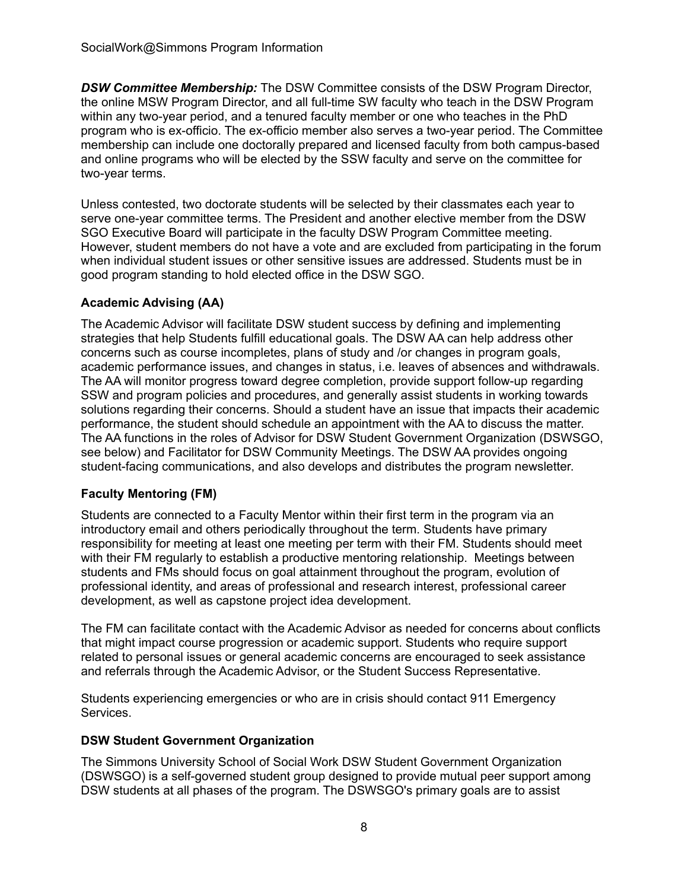***DSW Committee Membership:*** The DSW Committee consists of the DSW Program Director, the online MSW Program Director, and all full-time SW faculty who teach in the DSW Program within any two-year period, and a tenured faculty member or one who teaches in the PhD program who is ex-officio. The ex-officio member also serves a two-year period. The Committee membership can include one doctorally prepared and licensed faculty from both campus-based and online programs who will be elected by the SSW faculty and serve on the committee for two-year terms.

Unless contested, two doctorate students will be selected by their classmates each year to serve one-year committee terms. The President and another elective member from the DSW SGO Executive Board will participate in the faculty DSW Program Committee meeting. However, student members do not have a vote and are excluded from participating in the forum when individual student issues or other sensitive issues are addressed. Students must be in good program standing to hold elected office in the DSW SGO.

### Academic Advising (AA)

The Academic Advisor will facilitate DSW student success by defining and implementing strategies that help Students fulfill educational goals. The DSW AA can help address other concerns such as course incompletes, plans of study and /or changes in program goals, academic performance issues, and changes in status, i.e. leaves of absences and withdrawals. The AA will monitor progress toward degree completion, provide support follow-up regarding SSW and program policies and procedures, and generally assist students in working towards solutions regarding their concerns. Should a student have an issue that impacts their academic performance, the student should schedule an appointment with the AA to discuss the matter. The AA functions in the roles of Advisor for DSW Student Government Organization (DSWSGO, see below) and Facilitator for DSW Community Meetings. The DSW AA provides ongoing student-facing communications, and also develops and distributes the program newsletter.

### Faculty Mentoring (FM)

Students are connected to a Faculty Mentor within their first term in the program via an introductory email and others periodically throughout the term. Students have primary responsibility for meeting at least one meeting per term with their FM. Students should meet with their FM regularly to establish a productive mentoring relationship. Meetings between students and FMs should focus on goal attainment throughout the program, evolution of professional identity, and areas of professional and research interest, professional career development, as well as capstone project idea development.

The FM can facilitate contact with the Academic Advisor as needed for concerns about conflicts that might impact course progression or academic support. Students who require support related to personal issues or general academic concerns are encouraged to seek assistance and referrals through the Academic Advisor, or the Student Success Representative.

Students experiencing emergencies or who are in crisis should contact 911 Emergency Services.

### DSW Student Government Organization

The Simmons University School of Social Work DSW Student Government Organization (DSWSGO) is a self-governed student group designed to provide mutual peer support among DSW students at all phases of the program. The DSWSGO's primary goals are to assist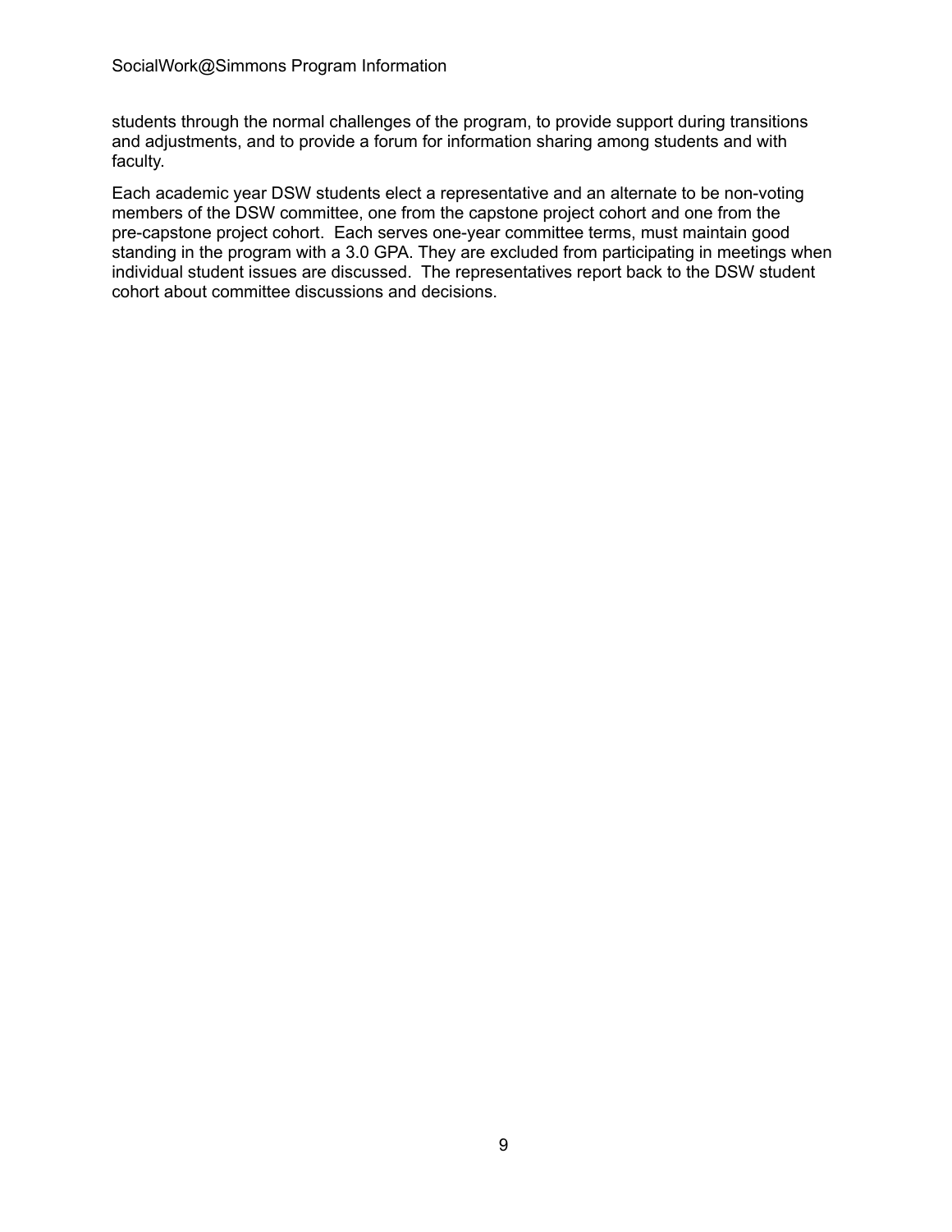students through the normal challenges of the program, to provide support during transitions and adjustments, and to provide a forum for information sharing among students and with faculty.

Each academic year DSW students elect a representative and an alternate to be non-voting members of the DSW committee, one from the capstone project cohort and one from the pre-capstone project cohort. Each serves one-year committee terms, must maintain good standing in the program with a 3.0 GPA. They are excluded from participating in meetings when individual student issues are discussed. The representatives report back to the DSW student cohort about committee discussions and decisions.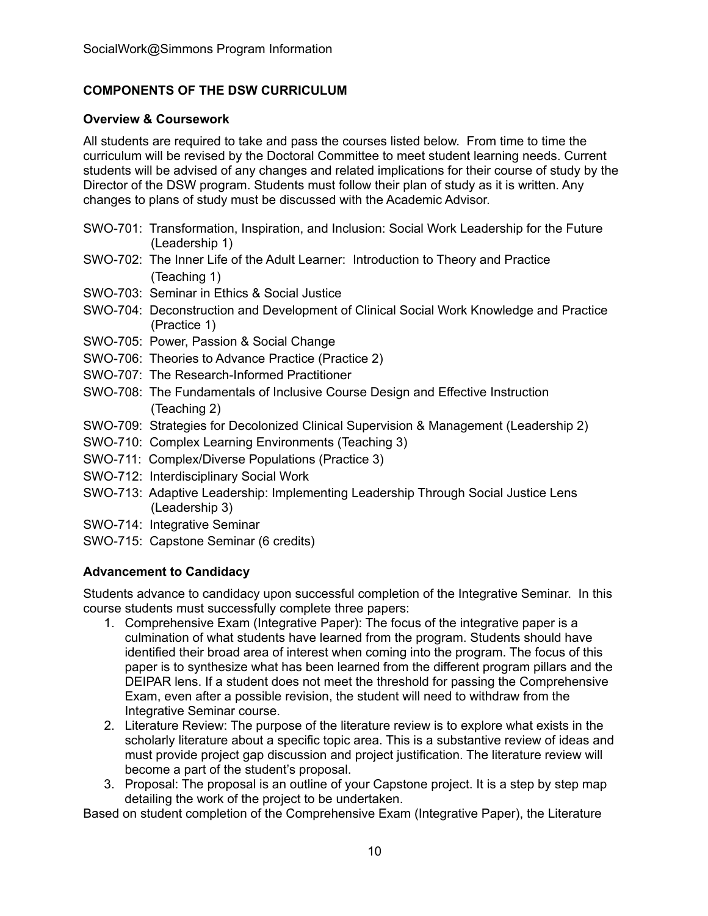## COMPONENTS OF THE DSW CURRICULUM

### Overview & Coursework

All students are required to take and pass the courses listed below. From time to time the curriculum will be revised by the Doctoral Committee to meet student learning needs. Current students will be advised of any changes and related implications for their course of study by the Director of the DSW program. Students must follow their plan of study as it is written. Any changes to plans of study must be discussed with the Academic Advisor.

- SWO-701: Transformation, Inspiration, and Inclusion: Social Work Leadership for the Future (Leadership 1)
- SWO-702: The Inner Life of the Adult Learner: Introduction to Theory and Practice (Teaching 1)
- SWO-703: Seminar in Ethics & Social Justice
- SWO-704: Deconstruction and Development of Clinical Social Work Knowledge and Practice (Practice 1)
- SWO-705: Power, Passion & Social Change
- SWO-706: Theories to Advance Practice (Practice 2)
- SWO-707: The Research-Informed Practitioner
- SWO-708: The Fundamentals of Inclusive Course Design and Effective Instruction (Teaching 2)
- SWO-709: Strategies for Decolonized Clinical Supervision & Management (Leadership 2)
- SWO-710: Complex Learning Environments (Teaching 3)
- SWO-711: Complex/Diverse Populations (Practice 3)
- SWO-712: Interdisciplinary Social Work
- SWO-713: Adaptive Leadership: Implementing Leadership Through Social Justice Lens (Leadership 3)
- SWO-714: Integrative Seminar
- SWO-715: Capstone Seminar (6 credits)

### Advancement to Candidacy

Students advance to candidacy upon successful completion of the Integrative Seminar. In this course students must successfully complete three papers:

1. Comprehensive Exam (Integrative Paper): The focus of the integrative paper is a culmination of what students have learned from the program. Students should have identified their broad area of interest when coming into the program. The focus of this paper is to synthesize what has been learned from the different program pillars and the DEIPAR lens. If a student does not meet the threshold for passing the Comprehensive Exam, even after a possible revision, the student will need to withdraw from the Integrative Seminar course.
2. Literature Review: The purpose of the literature review is to explore what exists in the scholarly literature about a specific topic area. This is a substantive review of ideas and must provide project gap discussion and project justification. The literature review will become a part of the student's proposal.
3. Proposal: The proposal is an outline of your Capstone project. It is a step by step map detailing the work of the project to be undertaken.

Based on student completion of the Comprehensive Exam (Integrative Paper), the Literature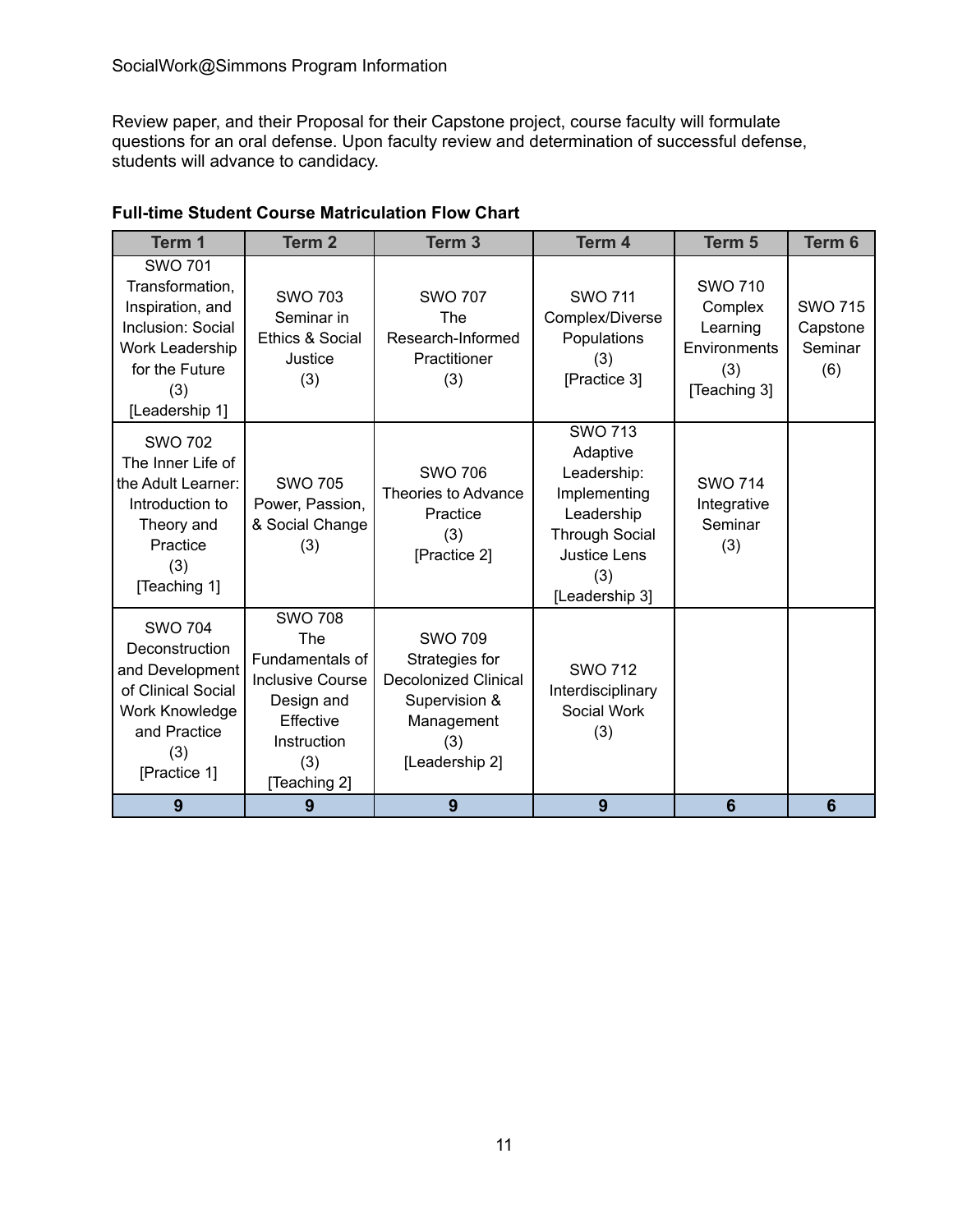Review paper, and their Proposal for their Capstone project, course faculty will formulate questions for an oral defense. Upon faculty review and determination of successful defense, students will advance to candidacy.

**Full-time Student Course Matriculation Flow Chart**

| Term 1 | Term 2 | Term 3 | Term 4 | Term 5 | Term 6 |
|---|---|---|---|---|---|
| SWO 701 Transformation, Inspiration, and Inclusion: Social Work Leadership for the Future (3) [Leadership 1] | SWO 703 Seminar in Ethics & Social Justice (3) | SWO 707 The Research-Informed Practitioner (3) | SWO 711 Complex/Diverse Populations (3) [Practice 3] | SWO 710 Complex Learning Environments (3) [Teaching 3] | SWO 715 Capstone Seminar (6) |
| SWO 702 The Inner Life of the Adult Learner: Introduction to Theory and Practice (3) [Teaching 1] | SWO 705 Power, Passion, & Social Change (3) | SWO 706 Theories to Advance Practice (3) [Practice 2] | SWO 713 Adaptive Leadership: Implementing Leadership Through Social Justice Lens (3) [Leadership 3] | SWO 714 Integrative Seminar (3) | |
| SWO 704 Deconstruction and Development of Clinical Social Work Knowledge and Practice (3) [Practice 1] | SWO 708 The Fundamentals of Inclusive Course Design and Effective Instruction (3) [Teaching 2] | SWO 709 Strategies for Decolonized Clinical Supervision & Management (3) [Leadership 2] | SWO 712 Interdisciplinary Social Work (3) | | |
| **9** | **9** | **9** | **9** | **6** | **6** |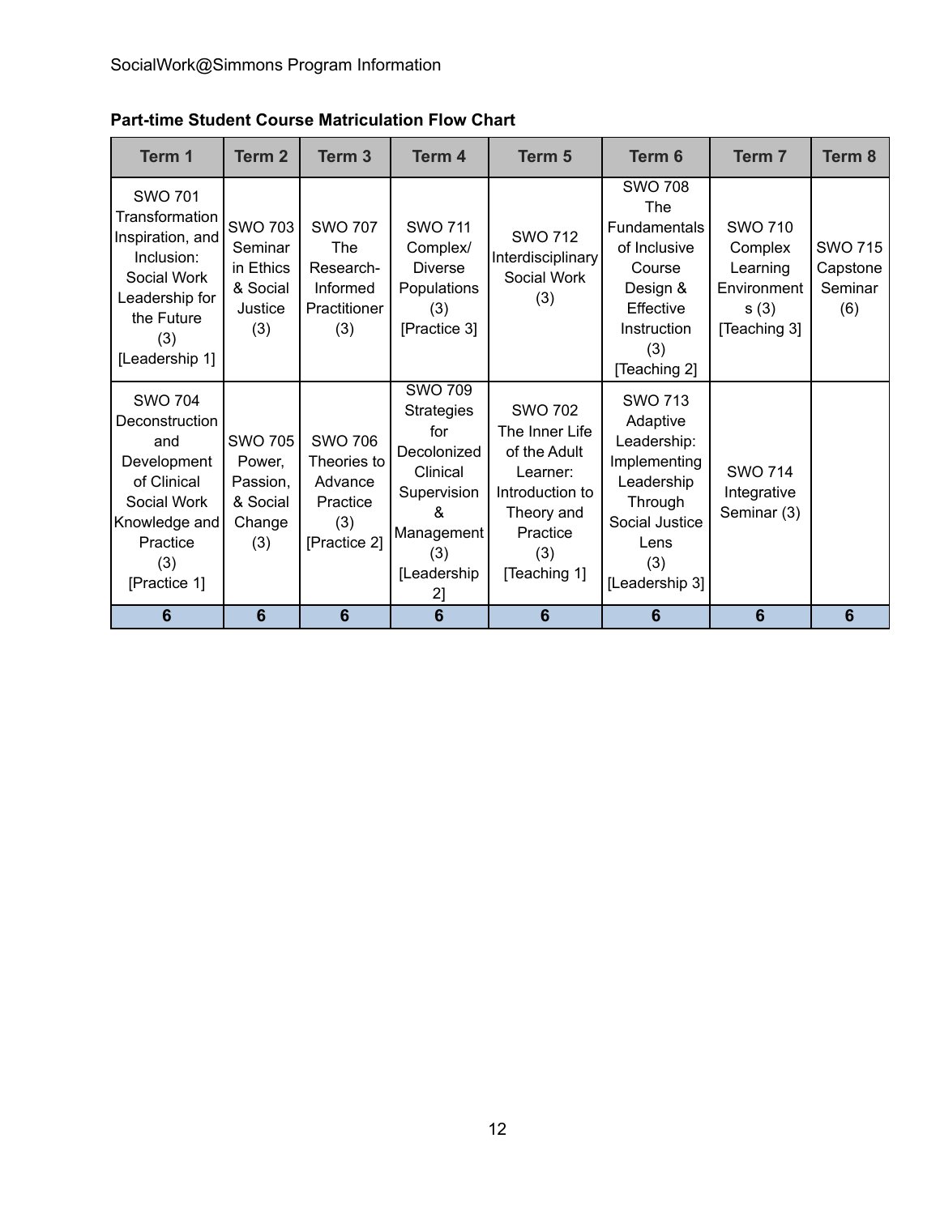**Part-time Student Course Matriculation Flow Chart**

| Term 1 | Term 2 | Term 3 | Term 4 | Term 5 | Term 6 | Term 7 | Term 8 |
|---|---|---|---|---|---|---|---|
| SWO 701 Transformation Inspiration, and Inclusion: Social Work Leadership for the Future (3) [Leadership 1] | SWO 703 Seminar in Ethics & Social Justice (3) | SWO 707 The Research-Informed Practitioner (3) | SWO 711 Complex/ Diverse Populations (3) [Practice 3] | SWO 712 Interdisciplinary Social Work (3) | SWO 708 The Fundamentals of Inclusive Course Design & Effective Instruction (3) [Teaching 2] | SWO 710 Complex Learning Environments (3) [Teaching 3] | SWO 715 Capstone Seminar (6) |
| SWO 704 Deconstruction and Development of Clinical Social Work Knowledge and Practice (3) [Practice 1] | SWO 705 Power, Passion, & Social Change (3) | SWO 706 Theories to Advance Practice (3) [Practice 2] | SWO 709 Strategies for Decolonized Clinical Supervision & Management (3) [Leadership 2] | SWO 702 The Inner Life of the Adult Learner: Introduction to Theory and Practice (3) [Teaching 1] | SWO 713 Adaptive Leadership: Implementing Leadership Through Social Justice Lens (3) [Leadership 3] | SWO 714 Integrative Seminar (3) | |
| **6** | **6** | **6** | **6** | **6** | **6** | **6** | **6** |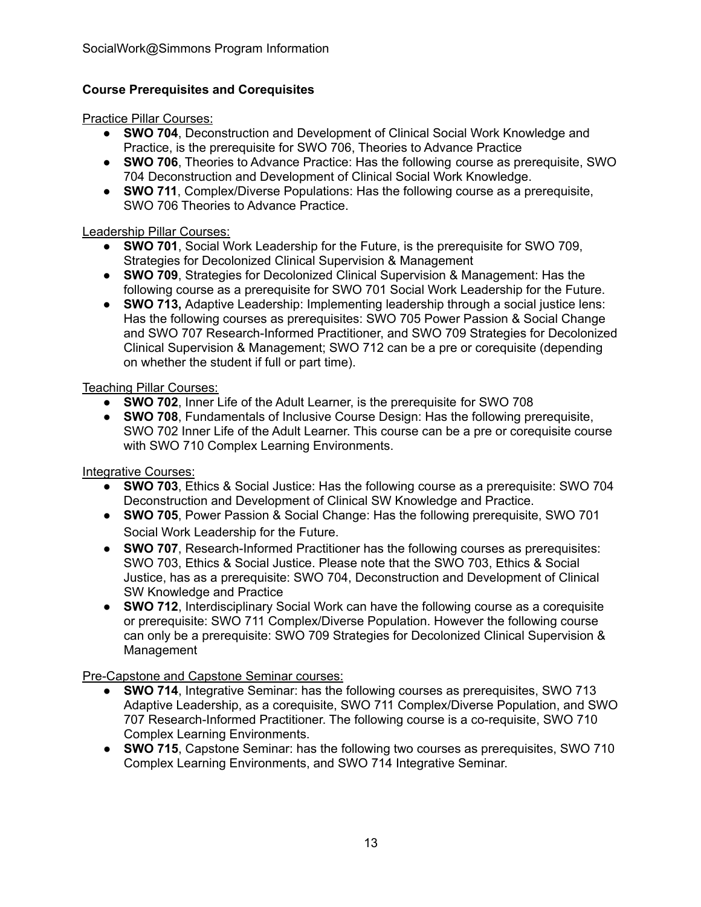### Course Prerequisites and Corequisites

Practice Pillar Courses:

- **SWO 704**, Deconstruction and Development of Clinical Social Work Knowledge and Practice, is the prerequisite for SWO 706, Theories to Advance Practice
- **SWO 706**, Theories to Advance Practice: Has the following course as prerequisite, SWO 704 Deconstruction and Development of Clinical Social Work Knowledge.
- **SWO 711**, Complex/Diverse Populations: Has the following course as a prerequisite, SWO 706 Theories to Advance Practice.

Leadership Pillar Courses:

- **SWO 701**, Social Work Leadership for the Future, is the prerequisite for SWO 709, Strategies for Decolonized Clinical Supervision & Management
- **SWO 709**, Strategies for Decolonized Clinical Supervision & Management: Has the following course as a prerequisite for SWO 701 Social Work Leadership for the Future.
- **SWO 713,** Adaptive Leadership: Implementing leadership through a social justice lens: Has the following courses as prerequisites: SWO 705 Power Passion & Social Change and SWO 707 Research-Informed Practitioner, and SWO 709 Strategies for Decolonized Clinical Supervision & Management; SWO 712 can be a pre or corequisite (depending on whether the student if full or part time).

Teaching Pillar Courses:

- **SWO 702**, Inner Life of the Adult Learner, is the prerequisite for SWO 708
- **SWO 708**, Fundamentals of Inclusive Course Design: Has the following prerequisite, SWO 702 Inner Life of the Adult Learner. This course can be a pre or corequisite course with SWO 710 Complex Learning Environments.

Integrative Courses:

- **SWO 703**, Ethics & Social Justice: Has the following course as a prerequisite: SWO 704 Deconstruction and Development of Clinical SW Knowledge and Practice.
- **SWO 705**, Power Passion & Social Change: Has the following prerequisite, SWO 701 Social Work Leadership for the Future.
- **SWO 707**, Research-Informed Practitioner has the following courses as prerequisites: SWO 703, Ethics & Social Justice. Please note that the SWO 703, Ethics & Social Justice, has as a prerequisite: SWO 704, Deconstruction and Development of Clinical SW Knowledge and Practice
- **SWO 712**, Interdisciplinary Social Work can have the following course as a corequisite or prerequisite: SWO 711 Complex/Diverse Population. However the following course can only be a prerequisite: SWO 709 Strategies for Decolonized Clinical Supervision & Management

Pre-Capstone and Capstone Seminar courses:

- **SWO 714**, Integrative Seminar: has the following courses as prerequisites, SWO 713 Adaptive Leadership, as a corequisite, SWO 711 Complex/Diverse Population, and SWO 707 Research-Informed Practitioner. The following course is a co-requisite, SWO 710 Complex Learning Environments.
- **SWO 715**, Capstone Seminar: has the following two courses as prerequisites, SWO 710 Complex Learning Environments, and SWO 714 Integrative Seminar.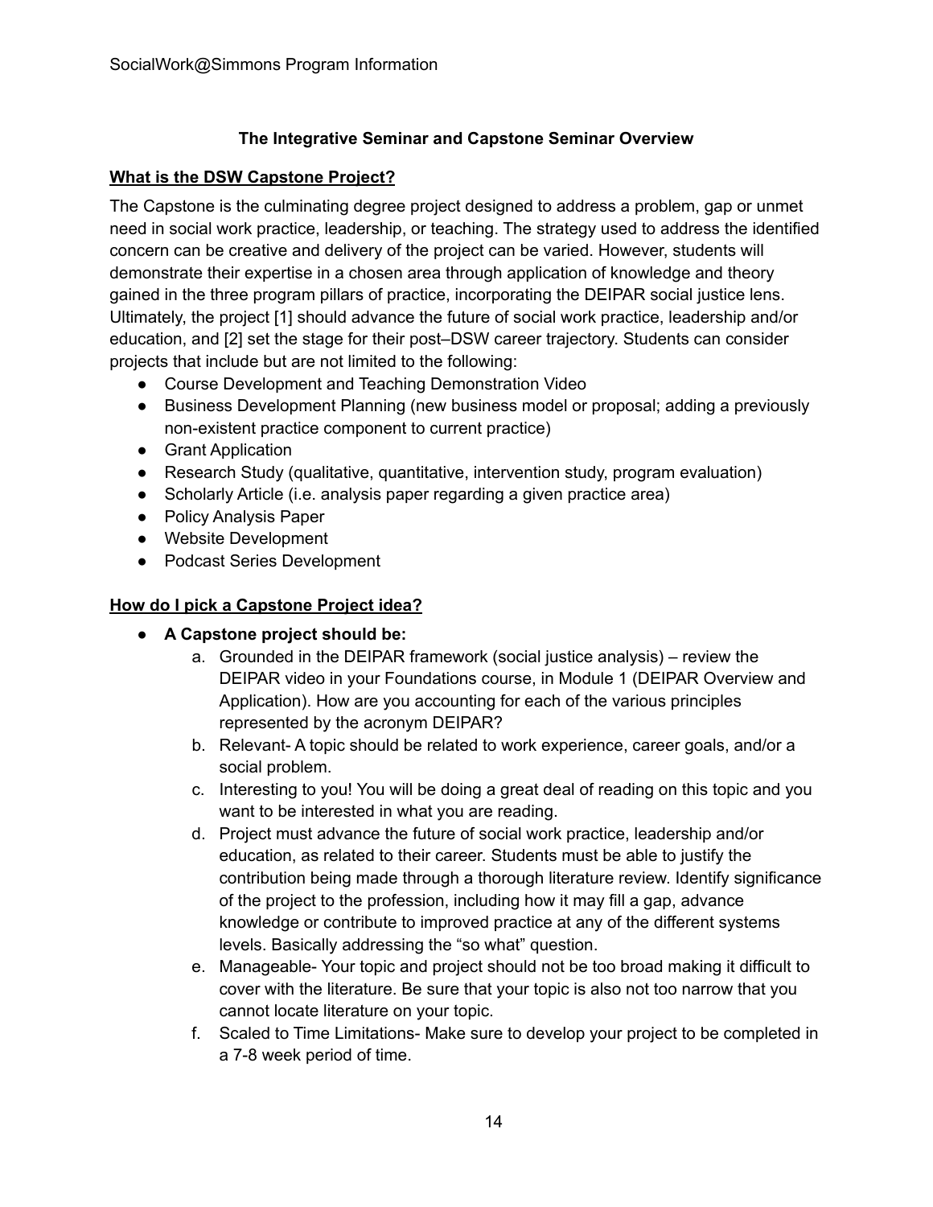## The Integrative Seminar and Capstone Seminar Overview

### What is the DSW Capstone Project?

The Capstone is the culminating degree project designed to address a problem, gap or unmet need in social work practice, leadership, or teaching. The strategy used to address the identified concern can be creative and delivery of the project can be varied. However, students will demonstrate their expertise in a chosen area through application of knowledge and theory gained in the three program pillars of practice, incorporating the DEIPAR social justice lens. Ultimately, the project [1] should advance the future of social work practice, leadership and/or education, and [2] set the stage for their post–DSW career trajectory. Students can consider projects that include but are not limited to the following:

- Course Development and Teaching Demonstration Video
- Business Development Planning (new business model or proposal; adding a previously non-existent practice component to current practice)
- Grant Application
- Research Study (qualitative, quantitative, intervention study, program evaluation)
- Scholarly Article (i.e. analysis paper regarding a given practice area)
- Policy Analysis Paper
- Website Development
- Podcast Series Development

### How do I pick a Capstone Project idea?

- **A Capstone project should be:**
  a. Grounded in the DEIPAR framework (social justice analysis) – review the DEIPAR video in your Foundations course, in Module 1 (DEIPAR Overview and Application). How are you accounting for each of the various principles represented by the acronym DEIPAR?
  b. Relevant- A topic should be related to work experience, career goals, and/or a social problem.
  c. Interesting to you! You will be doing a great deal of reading on this topic and you want to be interested in what you are reading.
  d. Project must advance the future of social work practice, leadership and/or education, as related to their career. Students must be able to justify the contribution being made through a thorough literature review. Identify significance of the project to the profession, including how it may fill a gap, advance knowledge or contribute to improved practice at any of the different systems levels. Basically addressing the "so what" question.
  e. Manageable- Your topic and project should not be too broad making it difficult to cover with the literature. Be sure that your topic is also not too narrow that you cannot locate literature on your topic.
  f. Scaled to Time Limitations- Make sure to develop your project to be completed in a 7-8 week period of time.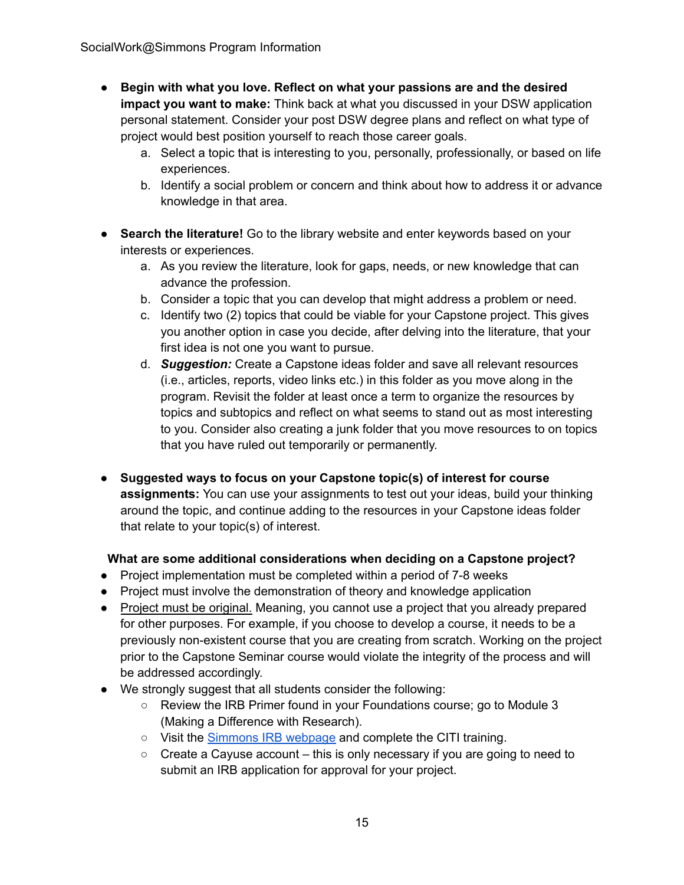- **Begin with what you love. Reflect on what your passions are and the desired impact you want to make:** Think back at what you discussed in your DSW application personal statement. Consider your post DSW degree plans and reflect on what type of project would best position yourself to reach those career goals.
    a. Select a topic that is interesting to you, personally, professionally, or based on life experiences.
    b. Identify a social problem or concern and think about how to address it or advance knowledge in that area.

- **Search the literature!** Go to the library website and enter keywords based on your interests or experiences.
    a. As you review the literature, look for gaps, needs, or new knowledge that can advance the profession.
    b. Consider a topic that you can develop that might address a problem or need.
    c. Identify two (2) topics that could be viable for your Capstone project. This gives you another option in case you decide, after delving into the literature, that your first idea is not one you want to pursue.
    d. ***Suggestion:*** Create a Capstone ideas folder and save all relevant resources (i.e., articles, reports, video links etc.) in this folder as you move along in the program. Revisit the folder at least once a term to organize the resources by topics and subtopics and reflect on what seems to stand out as most interesting to you. Consider also creating a junk folder that you move resources to on topics that you have ruled out temporarily or permanently.

- **Suggested ways to focus on your Capstone topic(s) of interest for course assignments:** You can use your assignments to test out your ideas, build your thinking around the topic, and continue adding to the resources in your Capstone ideas folder that relate to your topic(s) of interest.

**What are some additional considerations when deciding on a Capstone project?**

- Project implementation must be completed within a period of 7-8 weeks
- Project must involve the demonstration of theory and knowledge application
- <u>Project must be original.</u> Meaning, you cannot use a project that you already prepared for other purposes. For example, if you choose to develop a course, it needs to be a previously non-existent course that you are creating from scratch. Working on the project prior to the Capstone Seminar course would violate the integrity of the process and will be addressed accordingly.
- We strongly suggest that all students consider the following:
    - Review the IRB Primer found in your Foundations course; go to Module 3 (Making a Difference with Research).
    - Visit the [Simmons IRB webpage]() and complete the CITI training.
    - Create a Cayuse account – this is only necessary if you are going to need to submit an IRB application for approval for your project.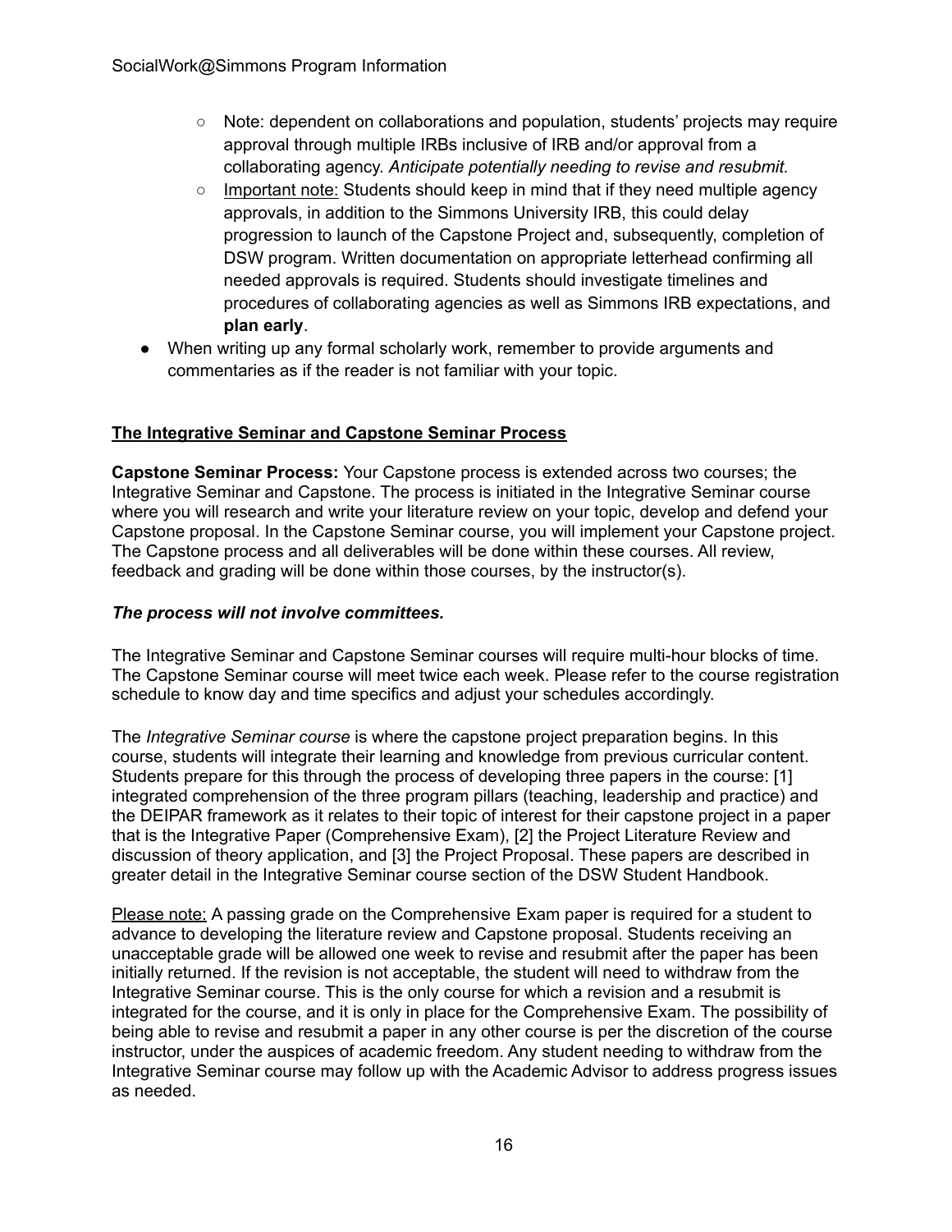- Note: dependent on collaborations and population, students' projects may require approval through multiple IRBs inclusive of IRB and/or approval from a collaborating agency. *Anticipate potentially needing to revise and resubmit.*
  - Important note: Students should keep in mind that if they need multiple agency approvals, in addition to the Simmons University IRB, this could delay progression to launch of the Capstone Project and, subsequently, completion of DSW program. Written documentation on appropriate letterhead confirming all needed approvals is required. Students should investigate timelines and procedures of collaborating agencies as well as Simmons IRB expectations, and **plan early**.
- When writing up any formal scholarly work, remember to provide arguments and commentaries as if the reader is not familiar with your topic.

## The Integrative Seminar and Capstone Seminar Process

**Capstone Seminar Process:** Your Capstone process is extended across two courses; the Integrative Seminar and Capstone. The process is initiated in the Integrative Seminar course where you will research and write your literature review on your topic, develop and defend your Capstone proposal. In the Capstone Seminar course, you will implement your Capstone project. The Capstone process and all deliverables will be done within these courses. All review, feedback and grading will be done within those courses, by the instructor(s).

***The process will not involve committees.***

The Integrative Seminar and Capstone Seminar courses will require multi-hour blocks of time. The Capstone Seminar course will meet twice each week. Please refer to the course registration schedule to know day and time specifics and adjust your schedules accordingly.

The *Integrative Seminar course* is where the capstone project preparation begins. In this course, students will integrate their learning and knowledge from previous curricular content. Students prepare for this through the process of developing three papers in the course: [1] integrated comprehension of the three program pillars (teaching, leadership and practice) and the DEIPAR framework as it relates to their topic of interest for their capstone project in a paper that is the Integrative Paper (Comprehensive Exam), [2] the Project Literature Review and discussion of theory application, and [3] the Project Proposal. These papers are described in greater detail in the Integrative Seminar course section of the DSW Student Handbook.

Please note: A passing grade on the Comprehensive Exam paper is required for a student to advance to developing the literature review and Capstone proposal. Students receiving an unacceptable grade will be allowed one week to revise and resubmit after the paper has been initially returned. If the revision is not acceptable, the student will need to withdraw from the Integrative Seminar course. This is the only course for which a revision and a resubmit is integrated for the course, and it is only in place for the Comprehensive Exam. The possibility of being able to revise and resubmit a paper in any other course is per the discretion of the course instructor, under the auspices of academic freedom. Any student needing to withdraw from the Integrative Seminar course may follow up with the Academic Advisor to address progress issues as needed.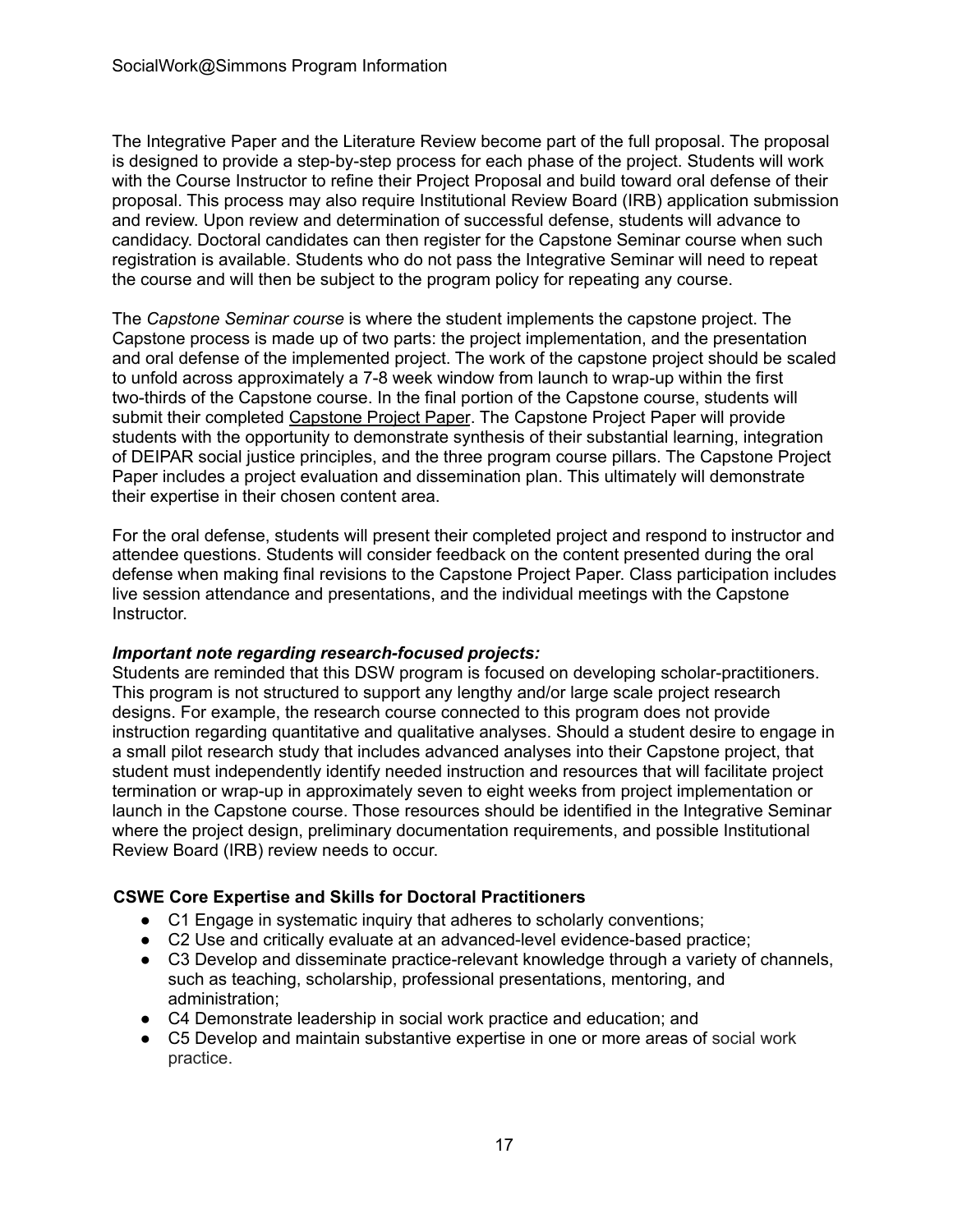The Integrative Paper and the Literature Review become part of the full proposal. The proposal is designed to provide a step-by-step process for each phase of the project. Students will work with the Course Instructor to refine their Project Proposal and build toward oral defense of their proposal. This process may also require Institutional Review Board (IRB) application submission and review. Upon review and determination of successful defense, students will advance to candidacy. Doctoral candidates can then register for the Capstone Seminar course when such registration is available. Students who do not pass the Integrative Seminar will need to repeat the course and will then be subject to the program policy for repeating any course.

The *Capstone Seminar course* is where the student implements the capstone project. The Capstone process is made up of two parts: the project implementation, and the presentation and oral defense of the implemented project. The work of the capstone project should be scaled to unfold across approximately a 7-8 week window from launch to wrap-up within the first two-thirds of the Capstone course. In the final portion of the Capstone course, students will submit their completed Capstone Project Paper. The Capstone Project Paper will provide students with the opportunity to demonstrate synthesis of their substantial learning, integration of DEIPAR social justice principles, and the three program course pillars. The Capstone Project Paper includes a project evaluation and dissemination plan. This ultimately will demonstrate their expertise in their chosen content area.

For the oral defense, students will present their completed project and respond to instructor and attendee questions. Students will consider feedback on the content presented during the oral defense when making final revisions to the Capstone Project Paper. Class participation includes live session attendance and presentations, and the individual meetings with the Capstone Instructor.

***Important note regarding research-focused projects:***

Students are reminded that this DSW program is focused on developing scholar-practitioners. This program is not structured to support any lengthy and/or large scale project research designs. For example, the research course connected to this program does not provide instruction regarding quantitative and qualitative analyses. Should a student desire to engage in a small pilot research study that includes advanced analyses into their Capstone project, that student must independently identify needed instruction and resources that will facilitate project termination or wrap-up in approximately seven to eight weeks from project implementation or launch in the Capstone course. Those resources should be identified in the Integrative Seminar where the project design, preliminary documentation requirements, and possible Institutional Review Board (IRB) review needs to occur.

**CSWE Core Expertise and Skills for Doctoral Practitioners**

- C1 Engage in systematic inquiry that adheres to scholarly conventions;
- C2 Use and critically evaluate at an advanced-level evidence-based practice;
- C3 Develop and disseminate practice-relevant knowledge through a variety of channels, such as teaching, scholarship, professional presentations, mentoring, and administration;
- C4 Demonstrate leadership in social work practice and education; and
- C5 Develop and maintain substantive expertise in one or more areas of social work practice.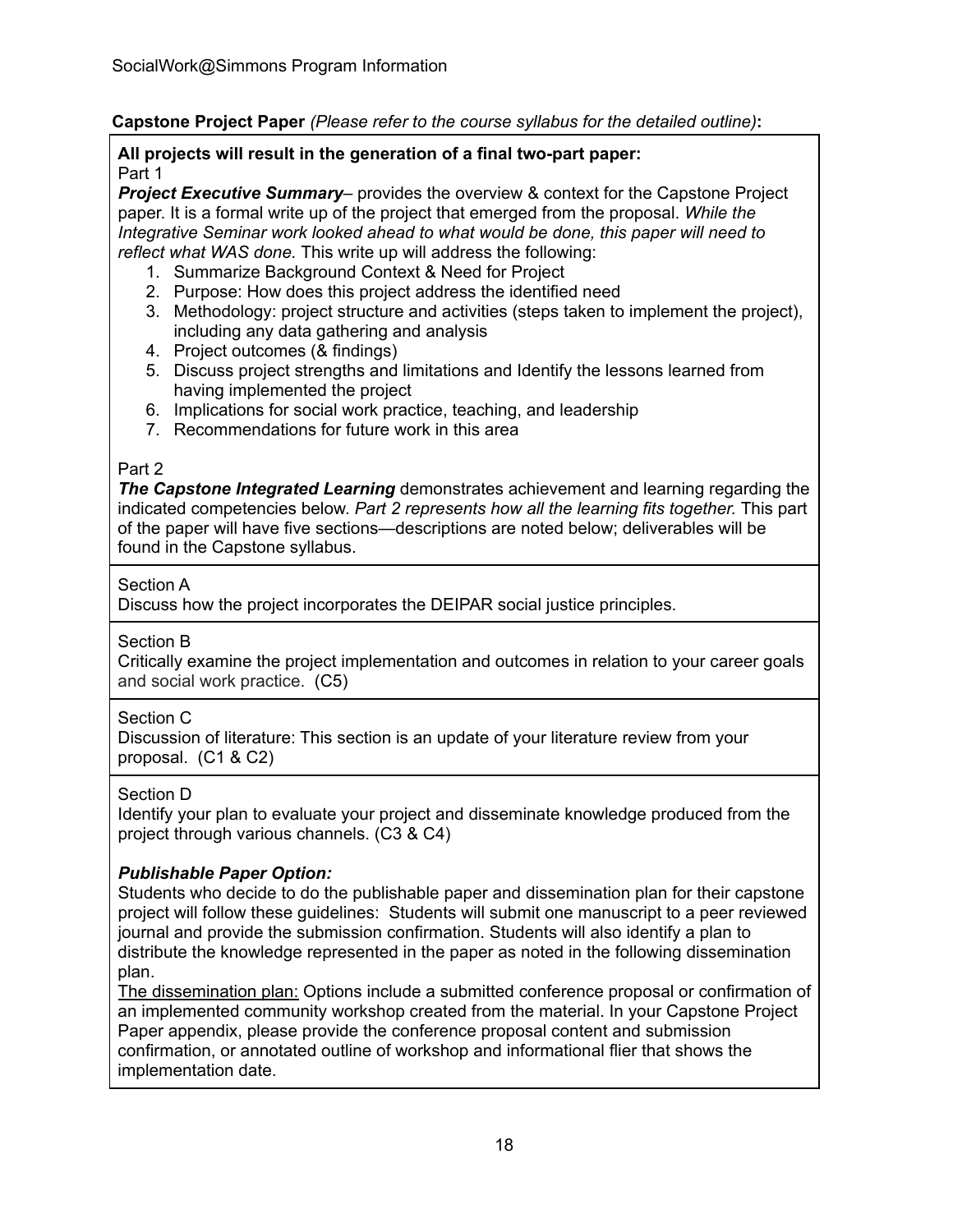**Capstone Project Paper** *(Please refer to the course syllabus for the detailed outline)***:**

**All projects will result in the generation of a final two-part paper:**

Part 1

***Project Executive Summary***– provides the overview & context for the Capstone Project paper. It is a formal write up of the project that emerged from the proposal. *While the Integrative Seminar work looked ahead to what would be done, this paper will need to reflect what WAS done.* This write up will address the following:

1. Summarize Background Context & Need for Project
2. Purpose: How does this project address the identified need
3. Methodology: project structure and activities (steps taken to implement the project), including any data gathering and analysis
4. Project outcomes (& findings)
5. Discuss project strengths and limitations and Identify the lessons learned from having implemented the project
6. Implications for social work practice, teaching, and leadership
7. Recommendations for future work in this area

Part 2

***The Capstone Integrated Learning*** demonstrates achievement and learning regarding the indicated competencies below. *Part 2 represents how all the learning fits together.* This part of the paper will have five sections—descriptions are noted below; deliverables will be found in the Capstone syllabus.

Section A

Discuss how the project incorporates the DEIPAR social justice principles.

Section B

Critically examine the project implementation and outcomes in relation to your career goals and social work practice. (C5)

Section C

Discussion of literature: This section is an update of your literature review from your proposal. (C1 & C2)

Section D

Identify your plan to evaluate your project and disseminate knowledge produced from the project through various channels. (C3 & C4)

***Publishable Paper Option:***

Students who decide to do the publishable paper and dissemination plan for their capstone project will follow these guidelines: Students will submit one manuscript to a peer reviewed journal and provide the submission confirmation. Students will also identify a plan to distribute the knowledge represented in the paper as noted in the following dissemination plan.

The dissemination plan: Options include a submitted conference proposal or confirmation of an implemented community workshop created from the material. In your Capstone Project Paper appendix, please provide the conference proposal content and submission confirmation, or annotated outline of workshop and informational flier that shows the implementation date.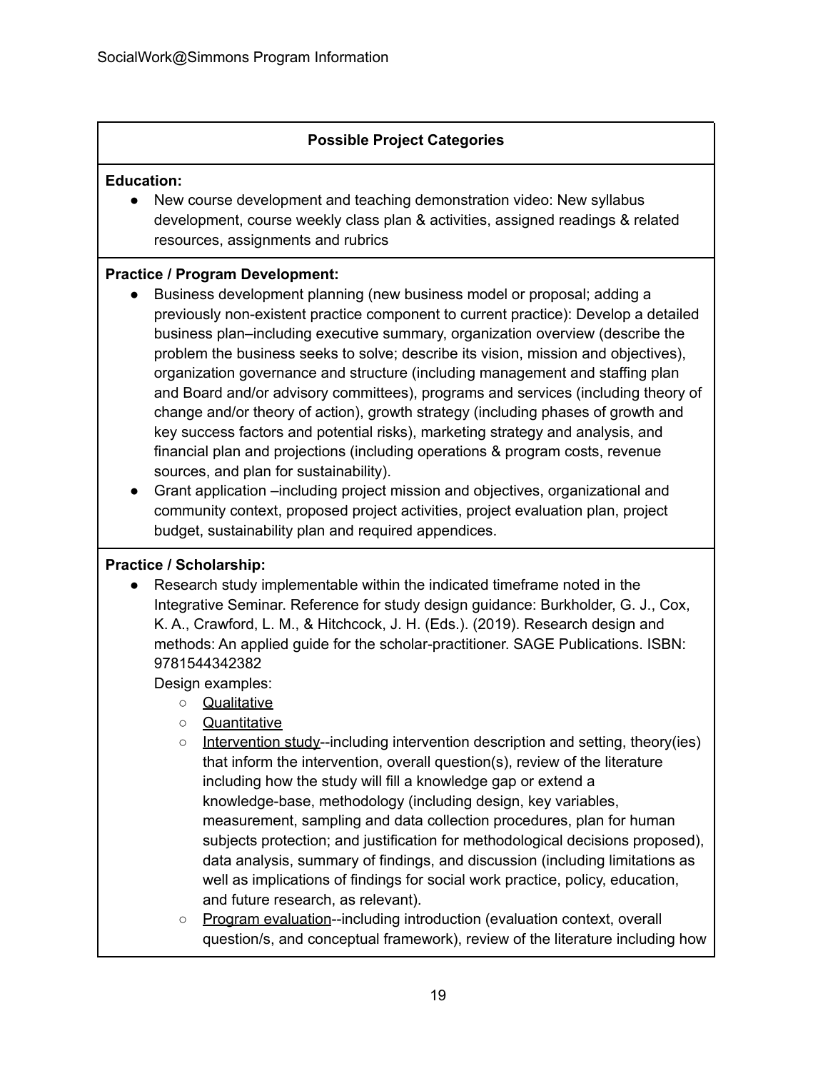**Possible Project Categories**

**Education:**

- New course development and teaching demonstration video: New syllabus development, course weekly class plan & activities, assigned readings & related resources, assignments and rubrics

**Practice / Program Development:**

- Business development planning (new business model or proposal; adding a previously non-existent practice component to current practice): Develop a detailed business plan–including executive summary, organization overview (describe the problem the business seeks to solve; describe its vision, mission and objectives), organization governance and structure (including management and staffing plan and Board and/or advisory committees), programs and services (including theory of change and/or theory of action), growth strategy (including phases of growth and key success factors and potential risks), marketing strategy and analysis, and financial plan and projections (including operations & program costs, revenue sources, and plan for sustainability).
- Grant application –including project mission and objectives, organizational and community context, proposed project activities, project evaluation plan, project budget, sustainability plan and required appendices.

**Practice / Scholarship:**

- Research study implementable within the indicated timeframe noted in the Integrative Seminar. Reference for study design guidance: Burkholder, G. J., Cox, K. A., Crawford, L. M., & Hitchcock, J. H. (Eds.). (2019). Research design and methods: An applied guide for the scholar-practitioner. SAGE Publications. ISBN: 9781544342382

  Design examples:
  - Qualitative
  - Quantitative
  - Intervention study--including intervention description and setting, theory(ies) that inform the intervention, overall question(s), review of the literature including how the study will fill a knowledge gap or extend a knowledge-base, methodology (including design, key variables, measurement, sampling and data collection procedures, plan for human subjects protection; and justification for methodological decisions proposed), data analysis, summary of findings, and discussion (including limitations as well as implications of findings for social work practice, policy, education, and future research, as relevant).
  - Program evaluation--including introduction (evaluation context, overall question/s, and conceptual framework), review of the literature including how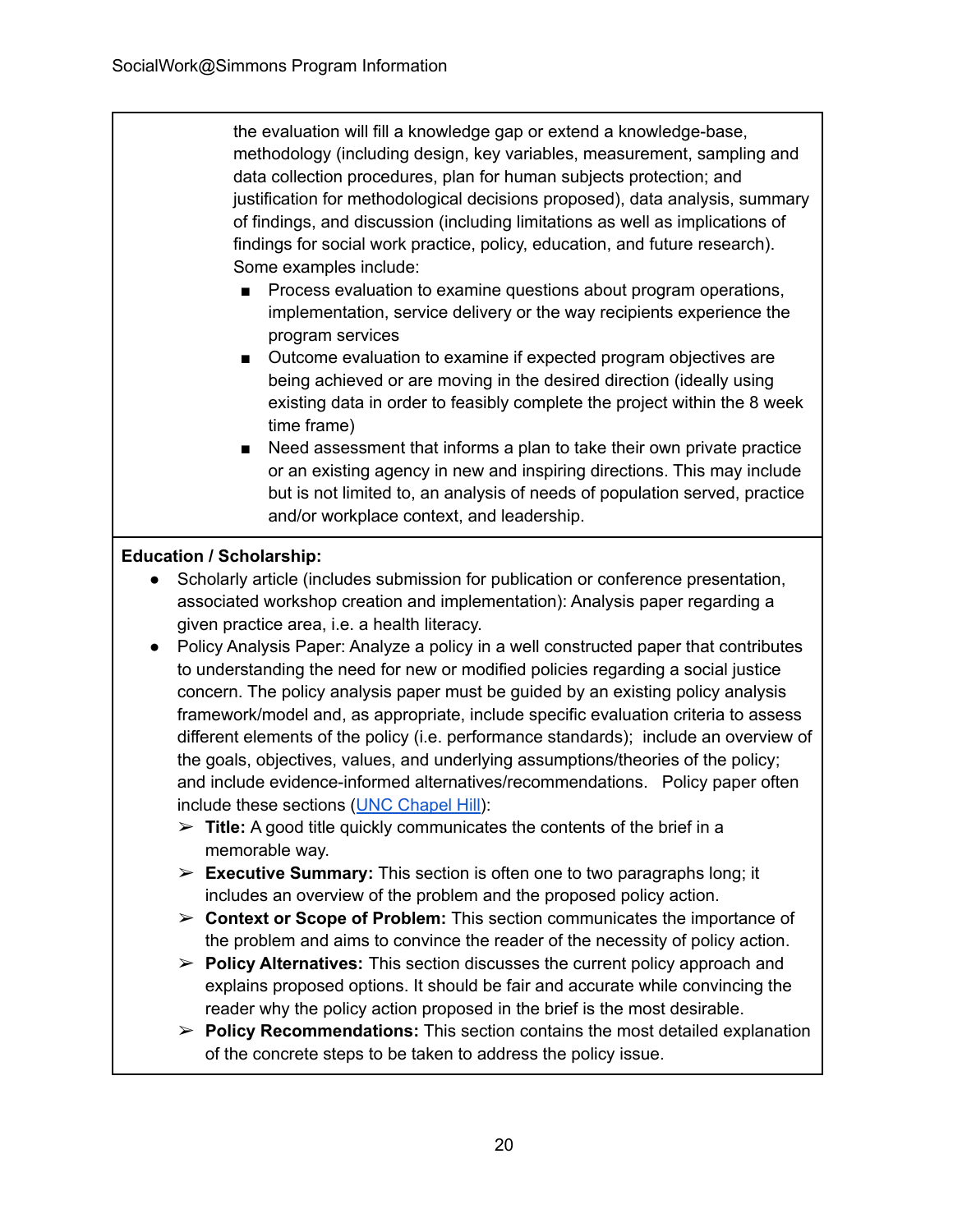the evaluation will fill a knowledge gap or extend a knowledge-base, methodology (including design, key variables, measurement, sampling and data collection procedures, plan for human subjects protection; and justification for methodological decisions proposed), data analysis, summary of findings, and discussion (including limitations as well as implications of findings for social work practice, policy, education, and future research). Some examples include:

- Process evaluation to examine questions about program operations, implementation, service delivery or the way recipients experience the program services
- Outcome evaluation to examine if expected program objectives are being achieved or are moving in the desired direction (ideally using existing data in order to feasibly complete the project within the 8 week time frame)
- Need assessment that informs a plan to take their own private practice or an existing agency in new and inspiring directions. This may include but is not limited to, an analysis of needs of population served, practice and/or workplace context, and leadership.

**Education / Scholarship:**

- Scholarly article (includes submission for publication or conference presentation, associated workshop creation and implementation): Analysis paper regarding a given practice area, i.e. a health literacy.
- Policy Analysis Paper: Analyze a policy in a well constructed paper that contributes to understanding the need for new or modified policies regarding a social justice concern. The policy analysis paper must be guided by an existing policy analysis framework/model and, as appropriate, include specific evaluation criteria to assess different elements of the policy (i.e. performance standards); include an overview of the goals, objectives, values, and underlying assumptions/theories of the policy; and include evidence-informed alternatives/recommendations. Policy paper often include these sections (UNC Chapel Hill):
  - **Title:** A good title quickly communicates the contents of the brief in a memorable way.
  - **Executive Summary:** This section is often one to two paragraphs long; it includes an overview of the problem and the proposed policy action.
  - **Context or Scope of Problem:** This section communicates the importance of the problem and aims to convince the reader of the necessity of policy action.
  - **Policy Alternatives:** This section discusses the current policy approach and explains proposed options. It should be fair and accurate while convincing the reader why the policy action proposed in the brief is the most desirable.
  - **Policy Recommendations:** This section contains the most detailed explanation of the concrete steps to be taken to address the policy issue.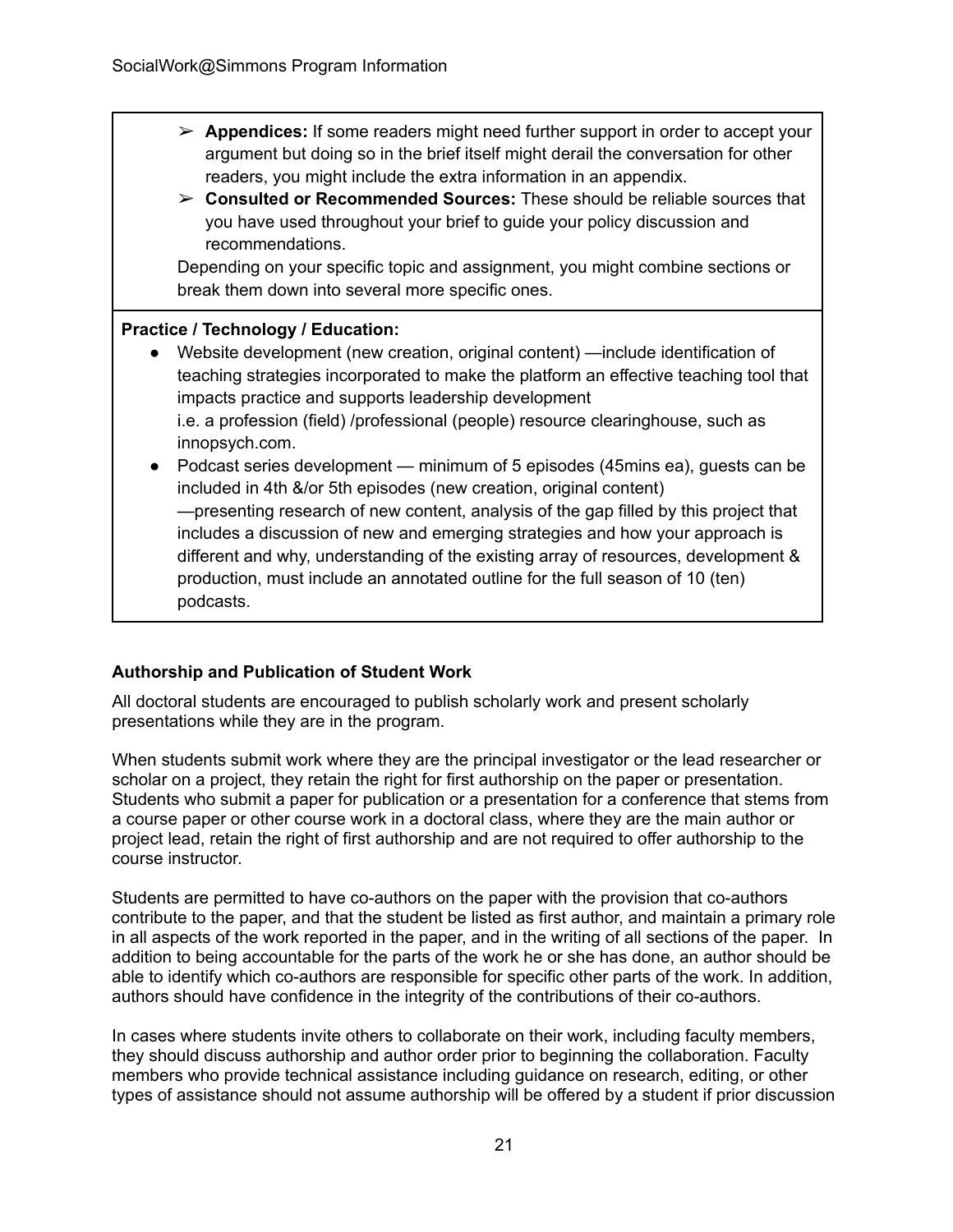- ➢ **Appendices:** If some readers might need further support in order to accept your argument but doing so in the brief itself might derail the conversation for other readers, you might include the extra information in an appendix.
- ➢ **Consulted or Recommended Sources:** These should be reliable sources that you have used throughout your brief to guide your policy discussion and recommendations.

Depending on your specific topic and assignment, you might combine sections or break them down into several more specific ones.

**Practice / Technology / Education:**

- Website development (new creation, original content) —include identification of teaching strategies incorporated to make the platform an effective teaching tool that impacts practice and supports leadership development
  i.e. a profession (field) /professional (people) resource clearinghouse, such as innopsych.com.
- Podcast series development — minimum of 5 episodes (45mins ea), guests can be included in 4th &/or 5th episodes (new creation, original content) —presenting research of new content, analysis of the gap filled by this project that includes a discussion of new and emerging strategies and how your approach is different and why, understanding of the existing array of resources, development & production, must include an annotated outline for the full season of 10 (ten) podcasts.

### Authorship and Publication of Student Work

All doctoral students are encouraged to publish scholarly work and present scholarly presentations while they are in the program.

When students submit work where they are the principal investigator or the lead researcher or scholar on a project, they retain the right for first authorship on the paper or presentation. Students who submit a paper for publication or a presentation for a conference that stems from a course paper or other course work in a doctoral class, where they are the main author or project lead, retain the right of first authorship and are not required to offer authorship to the course instructor.

Students are permitted to have co-authors on the paper with the provision that co-authors contribute to the paper, and that the student be listed as first author, and maintain a primary role in all aspects of the work reported in the paper, and in the writing of all sections of the paper. In addition to being accountable for the parts of the work he or she has done, an author should be able to identify which co-authors are responsible for specific other parts of the work. In addition, authors should have confidence in the integrity of the contributions of their co-authors.

In cases where students invite others to collaborate on their work, including faculty members, they should discuss authorship and author order prior to beginning the collaboration. Faculty members who provide technical assistance including guidance on research, editing, or other types of assistance should not assume authorship will be offered by a student if prior discussion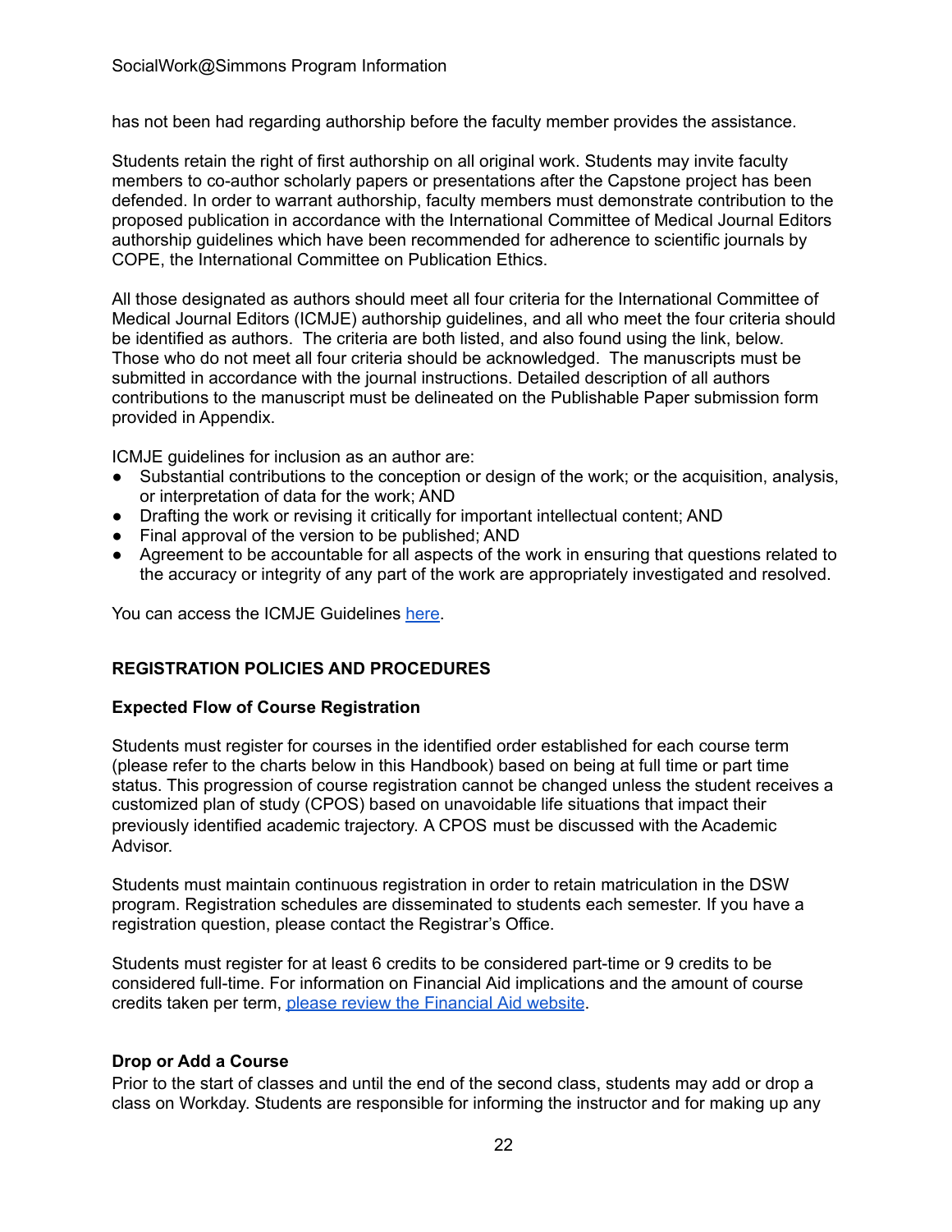has not been had regarding authorship before the faculty member provides the assistance.

Students retain the right of first authorship on all original work. Students may invite faculty members to co-author scholarly papers or presentations after the Capstone project has been defended. In order to warrant authorship, faculty members must demonstrate contribution to the proposed publication in accordance with the International Committee of Medical Journal Editors authorship guidelines which have been recommended for adherence to scientific journals by COPE, the International Committee on Publication Ethics.

All those designated as authors should meet all four criteria for the International Committee of Medical Journal Editors (ICMJE) authorship guidelines, and all who meet the four criteria should be identified as authors. The criteria are both listed, and also found using the link, below. Those who do not meet all four criteria should be acknowledged. The manuscripts must be submitted in accordance with the journal instructions. Detailed description of all authors contributions to the manuscript must be delineated on the Publishable Paper submission form provided in Appendix.

ICMJE guidelines for inclusion as an author are:

- Substantial contributions to the conception or design of the work; or the acquisition, analysis, or interpretation of data for the work; AND
- Drafting the work or revising it critically for important intellectual content; AND
- Final approval of the version to be published; AND
- Agreement to be accountable for all aspects of the work in ensuring that questions related to the accuracy or integrity of any part of the work are appropriately investigated and resolved.

You can access the ICMJE Guidelines here.

## REGISTRATION POLICIES AND PROCEDURES

### Expected Flow of Course Registration

Students must register for courses in the identified order established for each course term (please refer to the charts below in this Handbook) based on being at full time or part time status. This progression of course registration cannot be changed unless the student receives a customized plan of study (CPOS) based on unavoidable life situations that impact their previously identified academic trajectory. A CPOS must be discussed with the Academic Advisor.

Students must maintain continuous registration in order to retain matriculation in the DSW program. Registration schedules are disseminated to students each semester. If you have a registration question, please contact the Registrar's Office.

Students must register for at least 6 credits to be considered part-time or 9 credits to be considered full-time. For information on Financial Aid implications and the amount of course credits taken per term, please review the Financial Aid website.

### Drop or Add a Course

Prior to the start of classes and until the end of the second class, students may add or drop a class on Workday. Students are responsible for informing the instructor and for making up any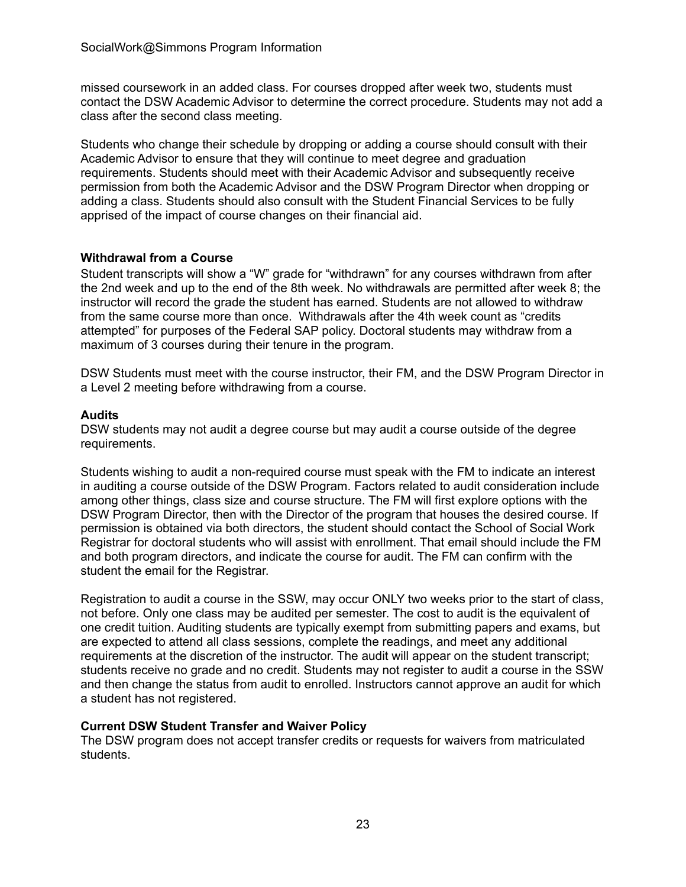missed coursework in an added class. For courses dropped after week two, students must contact the DSW Academic Advisor to determine the correct procedure. Students may not add a class after the second class meeting.

Students who change their schedule by dropping or adding a course should consult with their Academic Advisor to ensure that they will continue to meet degree and graduation requirements. Students should meet with their Academic Advisor and subsequently receive permission from both the Academic Advisor and the DSW Program Director when dropping or adding a class. Students should also consult with the Student Financial Services to be fully apprised of the impact of course changes on their financial aid.

**Withdrawal from a Course**

Student transcripts will show a "W" grade for "withdrawn" for any courses withdrawn from after the 2nd week and up to the end of the 8th week. No withdrawals are permitted after week 8; the instructor will record the grade the student has earned. Students are not allowed to withdraw from the same course more than once. Withdrawals after the 4th week count as "credits attempted" for purposes of the Federal SAP policy. Doctoral students may withdraw from a maximum of 3 courses during their tenure in the program.

DSW Students must meet with the course instructor, their FM, and the DSW Program Director in a Level 2 meeting before withdrawing from a course.

**Audits**

DSW students may not audit a degree course but may audit a course outside of the degree requirements.

Students wishing to audit a non-required course must speak with the FM to indicate an interest in auditing a course outside of the DSW Program. Factors related to audit consideration include among other things, class size and course structure. The FM will first explore options with the DSW Program Director, then with the Director of the program that houses the desired course. If permission is obtained via both directors, the student should contact the School of Social Work Registrar for doctoral students who will assist with enrollment. That email should include the FM and both program directors, and indicate the course for audit. The FM can confirm with the student the email for the Registrar.

Registration to audit a course in the SSW, may occur ONLY two weeks prior to the start of class, not before. Only one class may be audited per semester. The cost to audit is the equivalent of one credit tuition. Auditing students are typically exempt from submitting papers and exams, but are expected to attend all class sessions, complete the readings, and meet any additional requirements at the discretion of the instructor. The audit will appear on the student transcript; students receive no grade and no credit. Students may not register to audit a course in the SSW and then change the status from audit to enrolled. Instructors cannot approve an audit for which a student has not registered.

**Current DSW Student Transfer and Waiver Policy**

The DSW program does not accept transfer credits or requests for waivers from matriculated students.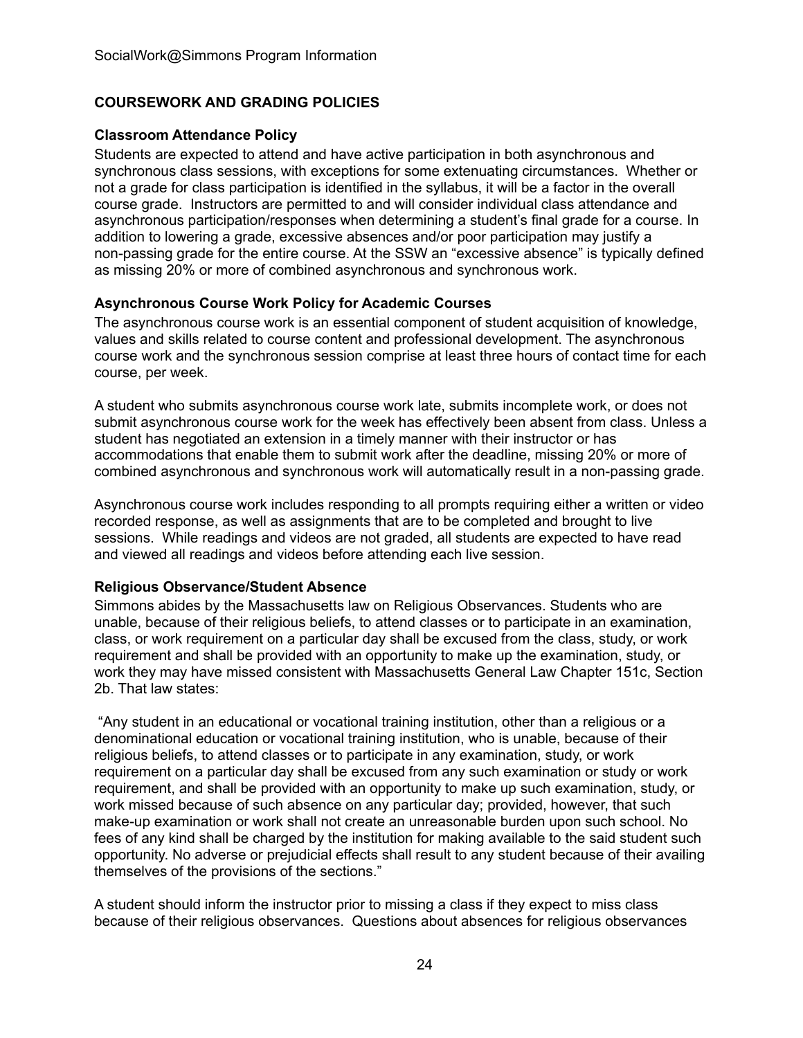## COURSEWORK AND GRADING POLICIES

### Classroom Attendance Policy

Students are expected to attend and have active participation in both asynchronous and synchronous class sessions, with exceptions for some extenuating circumstances. Whether or not a grade for class participation is identified in the syllabus, it will be a factor in the overall course grade. Instructors are permitted to and will consider individual class attendance and asynchronous participation/responses when determining a student's final grade for a course. In addition to lowering a grade, excessive absences and/or poor participation may justify a non-passing grade for the entire course. At the SSW an "excessive absence" is typically defined as missing 20% or more of combined asynchronous and synchronous work.

### Asynchronous Course Work Policy for Academic Courses

The asynchronous course work is an essential component of student acquisition of knowledge, values and skills related to course content and professional development. The asynchronous course work and the synchronous session comprise at least three hours of contact time for each course, per week.

A student who submits asynchronous course work late, submits incomplete work, or does not submit asynchronous course work for the week has effectively been absent from class. Unless a student has negotiated an extension in a timely manner with their instructor or has accommodations that enable them to submit work after the deadline, missing 20% or more of combined asynchronous and synchronous work will automatically result in a non-passing grade.

Asynchronous course work includes responding to all prompts requiring either a written or video recorded response, as well as assignments that are to be completed and brought to live sessions. While readings and videos are not graded, all students are expected to have read and viewed all readings and videos before attending each live session.

### Religious Observance/Student Absence

Simmons abides by the Massachusetts law on Religious Observances. Students who are unable, because of their religious beliefs, to attend classes or to participate in an examination, class, or work requirement on a particular day shall be excused from the class, study, or work requirement and shall be provided with an opportunity to make up the examination, study, or work they may have missed consistent with Massachusetts General Law Chapter 151c, Section 2b. That law states:

"Any student in an educational or vocational training institution, other than a religious or a denominational education or vocational training institution, who is unable, because of their religious beliefs, to attend classes or to participate in any examination, study, or work requirement on a particular day shall be excused from any such examination or study or work requirement, and shall be provided with an opportunity to make up such examination, study, or work missed because of such absence on any particular day; provided, however, that such make-up examination or work shall not create an unreasonable burden upon such school. No fees of any kind shall be charged by the institution for making available to the said student such opportunity. No adverse or prejudicial effects shall result to any student because of their availing themselves of the provisions of the sections."

A student should inform the instructor prior to missing a class if they expect to miss class because of their religious observances. Questions about absences for religious observances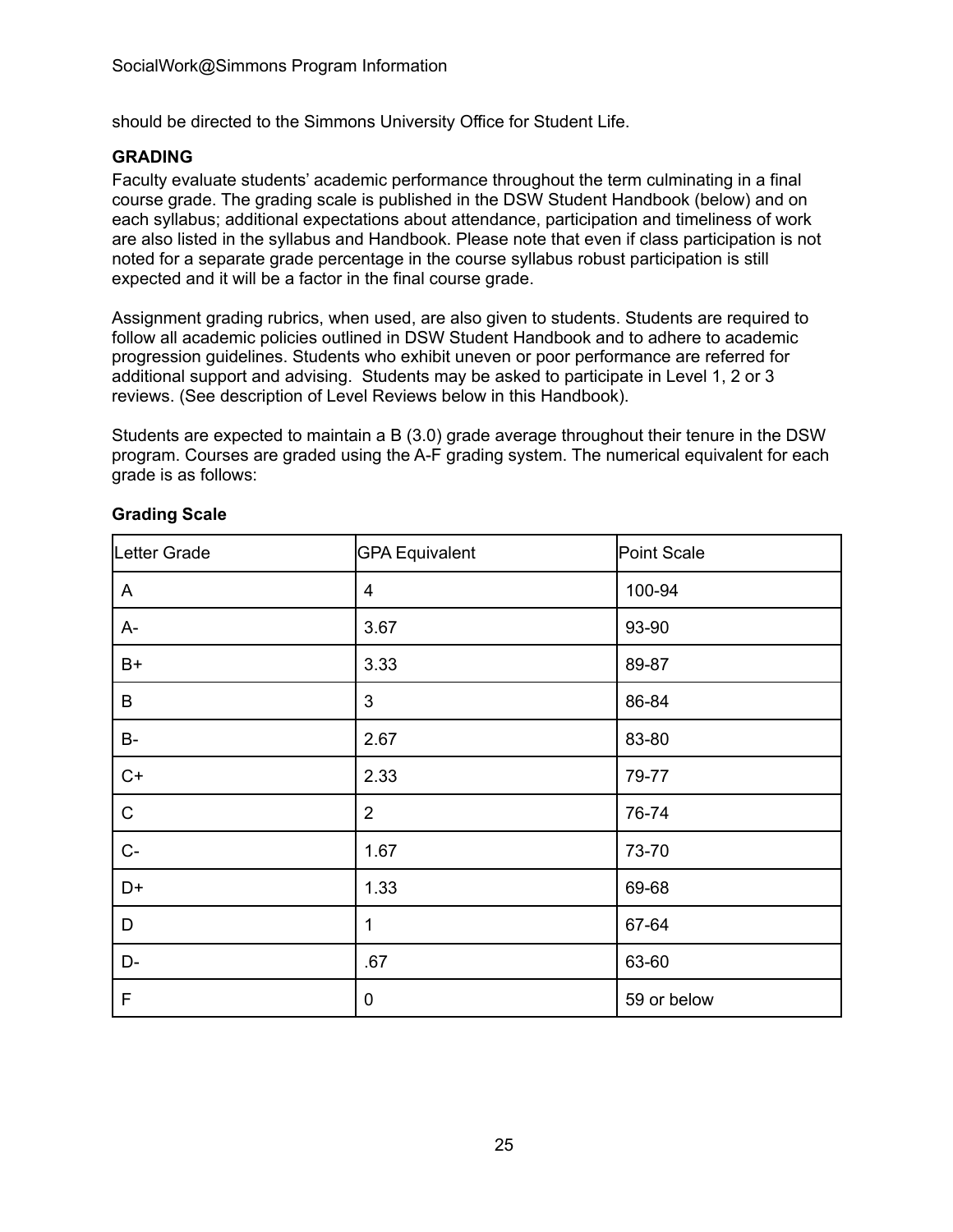should be directed to the Simmons University Office for Student Life.

### GRADING

Faculty evaluate students' academic performance throughout the term culminating in a final course grade. The grading scale is published in the DSW Student Handbook (below) and on each syllabus; additional expectations about attendance, participation and timeliness of work are also listed in the syllabus and Handbook. Please note that even if class participation is not noted for a separate grade percentage in the course syllabus robust participation is still expected and it will be a factor in the final course grade.

Assignment grading rubrics, when used, are also given to students. Students are required to follow all academic policies outlined in DSW Student Handbook and to adhere to academic progression guidelines. Students who exhibit uneven or poor performance are referred for additional support and advising. Students may be asked to participate in Level 1, 2 or 3 reviews. (See description of Level Reviews below in this Handbook).

Students are expected to maintain a B (3.0) grade average throughout their tenure in the DSW program. Courses are graded using the A-F grading system. The numerical equivalent for each grade is as follows:

**Grading Scale**

| Letter Grade | GPA Equivalent | Point Scale |
|---|---|---|
| A | 4 | 100-94 |
| A- | 3.67 | 93-90 |
| B+ | 3.33 | 89-87 |
| B | 3 | 86-84 |
| B- | 2.67 | 83-80 |
| C+ | 2.33 | 79-77 |
| C | 2 | 76-74 |
| C- | 1.67 | 73-70 |
| D+ | 1.33 | 69-68 |
| D | 1 | 67-64 |
| D- | .67 | 63-60 |
| F | 0 | 59 or below |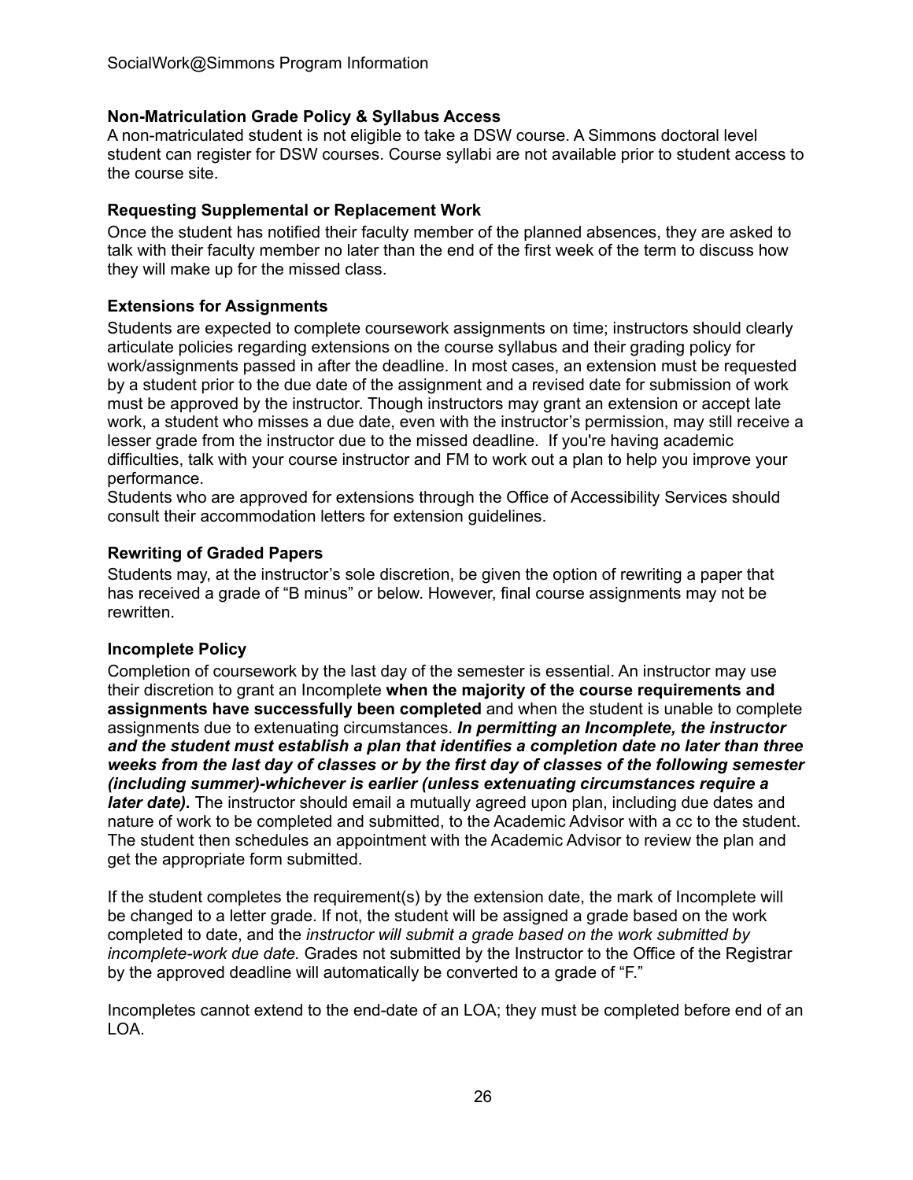### Non-Matriculation Grade Policy & Syllabus Access

A non-matriculated student is not eligible to take a DSW course. A Simmons doctoral level student can register for DSW courses. Course syllabi are not available prior to student access to the course site.

### Requesting Supplemental or Replacement Work

Once the student has notified their faculty member of the planned absences, they are asked to talk with their faculty member no later than the end of the first week of the term to discuss how they will make up for the missed class.

### Extensions for Assignments

Students are expected to complete coursework assignments on time; instructors should clearly articulate policies regarding extensions on the course syllabus and their grading policy for work/assignments passed in after the deadline. In most cases, an extension must be requested by a student prior to the due date of the assignment and a revised date for submission of work must be approved by the instructor. Though instructors may grant an extension or accept late work, a student who misses a due date, even with the instructor's permission, may still receive a lesser grade from the instructor due to the missed deadline. If you're having academic difficulties, talk with your course instructor and FM to work out a plan to help you improve your performance.

Students who are approved for extensions through the Office of Accessibility Services should consult their accommodation letters for extension guidelines.

### Rewriting of Graded Papers

Students may, at the instructor's sole discretion, be given the option of rewriting a paper that has received a grade of "B minus" or below. However, final course assignments may not be rewritten.

### Incomplete Policy

Completion of coursework by the last day of the semester is essential. An instructor may use their discretion to grant an Incomplete **when the majority of the course requirements and assignments have successfully been completed** and when the student is unable to complete assignments due to extenuating circumstances. ***In permitting an Incomplete, the instructor and the student must establish a plan that identifies a completion date no later than three weeks from the last day of classes or by the first day of classes of the following semester (including summer)-whichever is earlier (unless extenuating circumstances require a later date).*** The instructor should email a mutually agreed upon plan, including due dates and nature of work to be completed and submitted, to the Academic Advisor with a cc to the student. The student then schedules an appointment with the Academic Advisor to review the plan and get the appropriate form submitted.

If the student completes the requirement(s) by the extension date, the mark of Incomplete will be changed to a letter grade. If not, the student will be assigned a grade based on the work completed to date, and the *instructor will submit a grade based on the work submitted by incomplete-work due date.* Grades not submitted by the Instructor to the Office of the Registrar by the approved deadline will automatically be converted to a grade of "F."

Incompletes cannot extend to the end-date of an LOA; they must be completed before end of an LOA.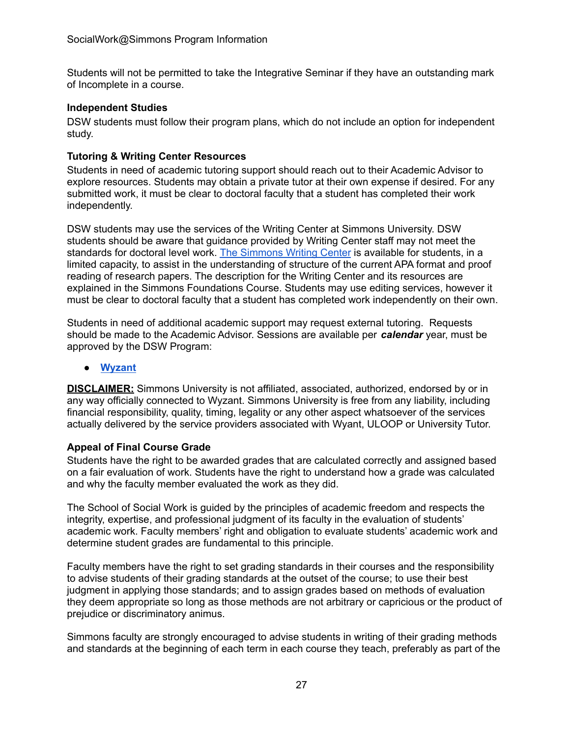Students will not be permitted to take the Integrative Seminar if they have an outstanding mark of Incomplete in a course.

### Independent Studies

DSW students must follow their program plans, which do not include an option for independent study.

### Tutoring & Writing Center Resources

Students in need of academic tutoring support should reach out to their Academic Advisor to explore resources. Students may obtain a private tutor at their own expense if desired. For any submitted work, it must be clear to doctoral faculty that a student has completed their work independently.

DSW students may use the services of the Writing Center at Simmons University. DSW students should be aware that guidance provided by Writing Center staff may not meet the standards for doctoral level work. The Simmons Writing Center is available for students, in a limited capacity, to assist in the understanding of structure of the current APA format and proof reading of research papers. The description for the Writing Center and its resources are explained in the Simmons Foundations Course. Students may use editing services, however it must be clear to doctoral faculty that a student has completed work independently on their own.

Students in need of additional academic support may request external tutoring. Requests should be made to the Academic Advisor. Sessions are available per ***calendar*** year, must be approved by the DSW Program:

- **Wyzant**

**DISCLAIMER:** Simmons University is not affiliated, associated, authorized, endorsed by or in any way officially connected to Wyzant. Simmons University is free from any liability, including financial responsibility, quality, timing, legality or any other aspect whatsoever of the services actually delivered by the service providers associated with Wyant, ULOOP or University Tutor.

### Appeal of Final Course Grade

Students have the right to be awarded grades that are calculated correctly and assigned based on a fair evaluation of work. Students have the right to understand how a grade was calculated and why the faculty member evaluated the work as they did.

The School of Social Work is guided by the principles of academic freedom and respects the integrity, expertise, and professional judgment of its faculty in the evaluation of students' academic work. Faculty members' right and obligation to evaluate students' academic work and determine student grades are fundamental to this principle.

Faculty members have the right to set grading standards in their courses and the responsibility to advise students of their grading standards at the outset of the course; to use their best judgment in applying those standards; and to assign grades based on methods of evaluation they deem appropriate so long as those methods are not arbitrary or capricious or the product of prejudice or discriminatory animus.

Simmons faculty are strongly encouraged to advise students in writing of their grading methods and standards at the beginning of each term in each course they teach, preferably as part of the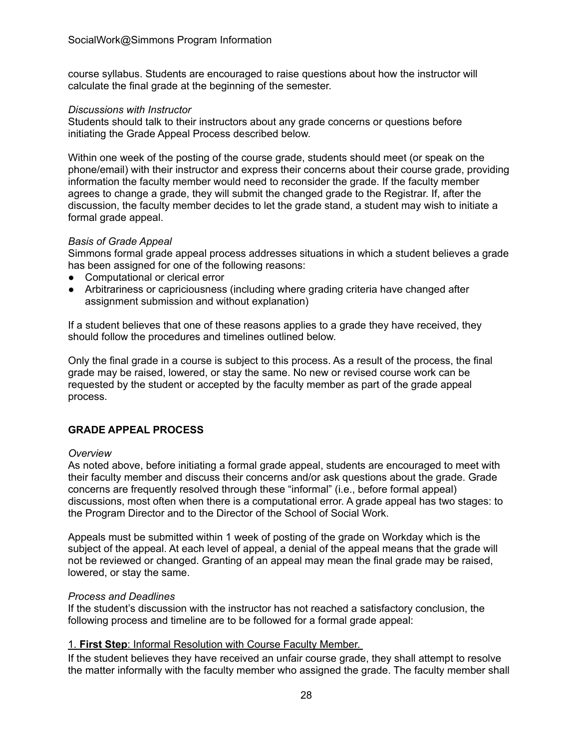course syllabus. Students are encouraged to raise questions about how the instructor will calculate the final grade at the beginning of the semester.

*Discussions with Instructor*

Students should talk to their instructors about any grade concerns or questions before initiating the Grade Appeal Process described below.

Within one week of the posting of the course grade, students should meet (or speak on the phone/email) with their instructor and express their concerns about their course grade, providing information the faculty member would need to reconsider the grade. If the faculty member agrees to change a grade, they will submit the changed grade to the Registrar. If, after the discussion, the faculty member decides to let the grade stand, a student may wish to initiate a formal grade appeal.

*Basis of Grade Appeal*

Simmons formal grade appeal process addresses situations in which a student believes a grade has been assigned for one of the following reasons:

- Computational or clerical error
- Arbitrariness or capriciousness (including where grading criteria have changed after assignment submission and without explanation)

If a student believes that one of these reasons applies to a grade they have received, they should follow the procedures and timelines outlined below.

Only the final grade in a course is subject to this process. As a result of the process, the final grade may be raised, lowered, or stay the same. No new or revised course work can be requested by the student or accepted by the faculty member as part of the grade appeal process.

## GRADE APPEAL PROCESS

*Overview*

As noted above, before initiating a formal grade appeal, students are encouraged to meet with their faculty member and discuss their concerns and/or ask questions about the grade. Grade concerns are frequently resolved through these "informal" (i.e., before formal appeal) discussions, most often when there is a computational error. A grade appeal has two stages: to the Program Director and to the Director of the School of Social Work.

Appeals must be submitted within 1 week of posting of the grade on Workday which is the subject of the appeal. At each level of appeal, a denial of the appeal means that the grade will not be reviewed or changed. Granting of an appeal may mean the final grade may be raised, lowered, or stay the same.

*Process and Deadlines*

If the student's discussion with the instructor has not reached a satisfactory conclusion, the following process and timeline are to be followed for a formal grade appeal:

1. **First Step**: Informal Resolution with Course Faculty Member.

If the student believes they have received an unfair course grade, they shall attempt to resolve the matter informally with the faculty member who assigned the grade. The faculty member shall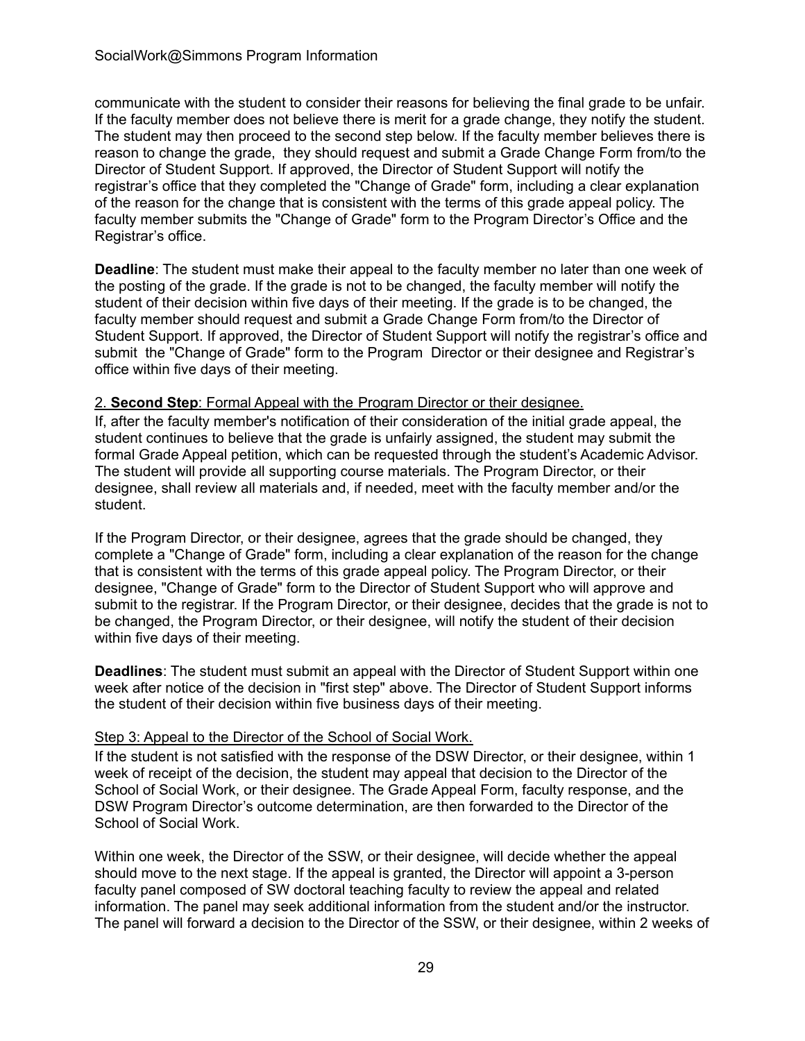communicate with the student to consider their reasons for believing the final grade to be unfair. If the faculty member does not believe there is merit for a grade change, they notify the student. The student may then proceed to the second step below. If the faculty member believes there is reason to change the grade,  they should request and submit a Grade Change Form from/to the Director of Student Support. If approved, the Director of Student Support will notify the registrar's office that they completed the "Change of Grade" form, including a clear explanation of the reason for the change that is consistent with the terms of this grade appeal policy. The faculty member submits the "Change of Grade" form to the Program Director's Office and the Registrar's office.

**Deadline**: The student must make their appeal to the faculty member no later than one week of the posting of the grade. If the grade is not to be changed, the faculty member will notify the student of their decision within five days of their meeting. If the grade is to be changed, the faculty member should request and submit a Grade Change Form from/to the Director of Student Support. If approved, the Director of Student Support will notify the registrar's office and submit  the "Change of Grade" form to the Program  Director or their designee and Registrar's office within five days of their meeting.

2. <u>**Second Step**: Formal Appeal with the Program Director or their designee.</u>

If, after the faculty member's notification of their consideration of the initial grade appeal, the student continues to believe that the grade is unfairly assigned, the student may submit the formal Grade Appeal petition, which can be requested through the student's Academic Advisor. The student will provide all supporting course materials. The Program Director, or their designee, shall review all materials and, if needed, meet with the faculty member and/or the student.

If the Program Director, or their designee, agrees that the grade should be changed, they complete a "Change of Grade" form, including a clear explanation of the reason for the change that is consistent with the terms of this grade appeal policy. The Program Director, or their designee, "Change of Grade" form to the Director of Student Support who will approve and submit to the registrar. If the Program Director, or their designee, decides that the grade is not to be changed, the Program Director, or their designee, will notify the student of their decision within five days of their meeting.

**Deadlines**: The student must submit an appeal with the Director of Student Support within one week after notice of the decision in "first step" above. The Director of Student Support informs the student of their decision within five business days of their meeting.

<u>Step 3: Appeal to the Director of the School of Social Work.</u>

If the student is not satisfied with the response of the DSW Director, or their designee, within 1 week of receipt of the decision, the student may appeal that decision to the Director of the School of Social Work, or their designee. The Grade Appeal Form, faculty response, and the DSW Program Director's outcome determination, are then forwarded to the Director of the School of Social Work.

Within one week, the Director of the SSW, or their designee, will decide whether the appeal should move to the next stage. If the appeal is granted, the Director will appoint a 3-person faculty panel composed of SW doctoral teaching faculty to review the appeal and related information. The panel may seek additional information from the student and/or the instructor. The panel will forward a decision to the Director of the SSW, or their designee, within 2 weeks of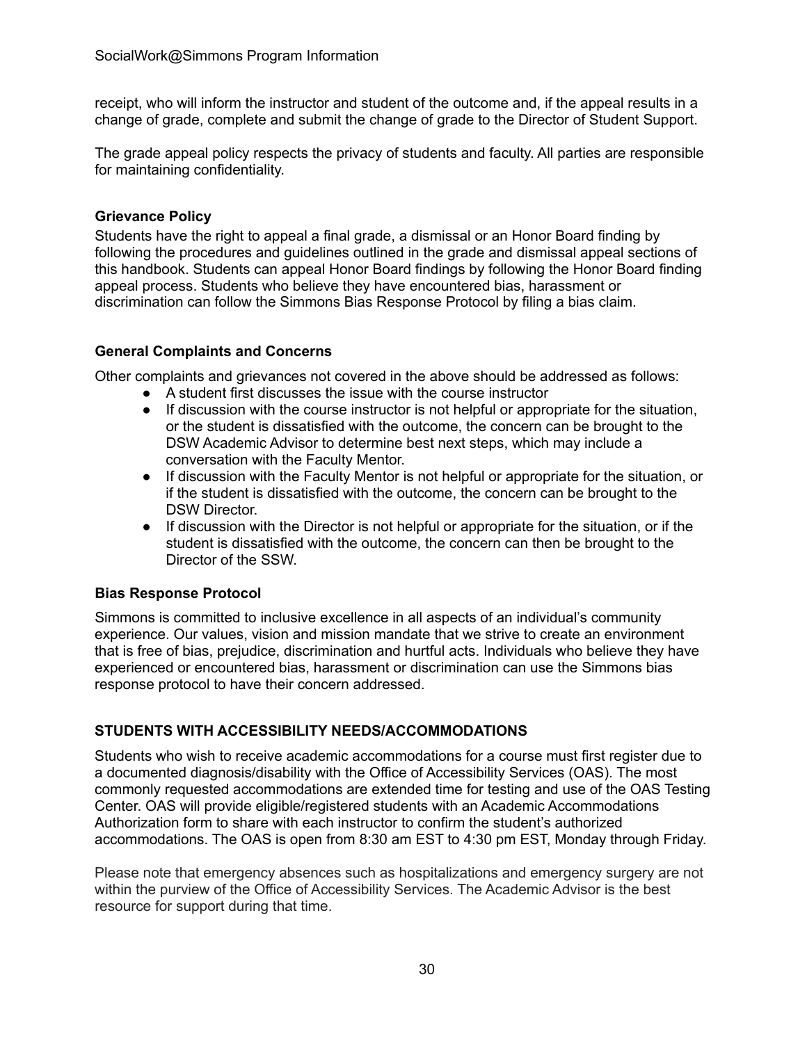receipt, who will inform the instructor and student of the outcome and, if the appeal results in a change of grade, complete and submit the change of grade to the Director of Student Support.

The grade appeal policy respects the privacy of students and faculty. All parties are responsible for maintaining confidentiality.

### Grievance Policy

Students have the right to appeal a final grade, a dismissal or an Honor Board finding by following the procedures and guidelines outlined in the grade and dismissal appeal sections of this handbook. Students can appeal Honor Board findings by following the Honor Board finding appeal process. Students who believe they have encountered bias, harassment or discrimination can follow the Simmons Bias Response Protocol by filing a bias claim.

### General Complaints and Concerns

Other complaints and grievances not covered in the above should be addressed as follows:

- A student first discusses the issue with the course instructor
- If discussion with the course instructor is not helpful or appropriate for the situation, or the student is dissatisfied with the outcome, the concern can be brought to the DSW Academic Advisor to determine best next steps, which may include a conversation with the Faculty Mentor.
- If discussion with the Faculty Mentor is not helpful or appropriate for the situation, or if the student is dissatisfied with the outcome, the concern can be brought to the DSW Director.
- If discussion with the Director is not helpful or appropriate for the situation, or if the student is dissatisfied with the outcome, the concern can then be brought to the Director of the SSW.

### Bias Response Protocol

Simmons is committed to inclusive excellence in all aspects of an individual's community experience. Our values, vision and mission mandate that we strive to create an environment that is free of bias, prejudice, discrimination and hurtful acts. Individuals who believe they have experienced or encountered bias, harassment or discrimination can use the Simmons bias response protocol to have their concern addressed.

## STUDENTS WITH ACCESSIBILITY NEEDS/ACCOMMODATIONS

Students who wish to receive academic accommodations for a course must first register due to a documented diagnosis/disability with the Office of Accessibility Services (OAS). The most commonly requested accommodations are extended time for testing and use of the OAS Testing Center. OAS will provide eligible/registered students with an Academic Accommodations Authorization form to share with each instructor to confirm the student's authorized accommodations. The OAS is open from 8:30 am EST to 4:30 pm EST, Monday through Friday.

Please note that emergency absences such as hospitalizations and emergency surgery are not within the purview of the Office of Accessibility Services. The Academic Advisor is the best resource for support during that time.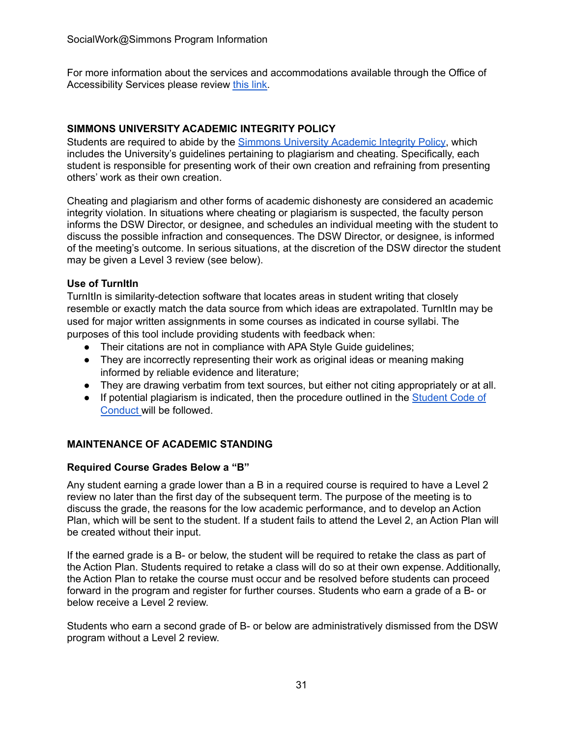For more information about the services and accommodations available through the Office of Accessibility Services please review [this link].

## SIMMONS UNIVERSITY ACADEMIC INTEGRITY POLICY

Students are required to abide by the [Simmons University Academic Integrity Policy], which includes the University's guidelines pertaining to plagiarism and cheating. Specifically, each student is responsible for presenting work of their own creation and refraining from presenting others' work as their own creation.

Cheating and plagiarism and other forms of academic dishonesty are considered an academic integrity violation. In situations where cheating or plagiarism is suspected, the faculty person informs the DSW Director, or designee, and schedules an individual meeting with the student to discuss the possible infraction and consequences. The DSW Director, or designee, is informed of the meeting's outcome. In serious situations, at the discretion of the DSW director the student may be given a Level 3 review (see below).

### Use of TurnItIn

TurnItIn is similarity-detection software that locates areas in student writing that closely resemble or exactly match the data source from which ideas are extrapolated. TurnItIn may be used for major written assignments in some courses as indicated in course syllabi. The purposes of this tool include providing students with feedback when:

- Their citations are not in compliance with APA Style Guide guidelines;
- They are incorrectly representing their work as original ideas or meaning making informed by reliable evidence and literature;
- They are drawing verbatim from text sources, but either not citing appropriately or at all.
- If potential plagiarism is indicated, then the procedure outlined in the [Student Code of Conduct] will be followed.

## MAINTENANCE OF ACADEMIC STANDING

### Required Course Grades Below a "B"

Any student earning a grade lower than a B in a required course is required to have a Level 2 review no later than the first day of the subsequent term. The purpose of the meeting is to discuss the grade, the reasons for the low academic performance, and to develop an Action Plan, which will be sent to the student. If a student fails to attend the Level 2, an Action Plan will be created without their input.

If the earned grade is a B- or below, the student will be required to retake the class as part of the Action Plan. Students required to retake a class will do so at their own expense. Additionally, the Action Plan to retake the course must occur and be resolved before students can proceed forward in the program and register for further courses. Students who earn a grade of a B- or below receive a Level 2 review.

Students who earn a second grade of B- or below are administratively dismissed from the DSW program without a Level 2 review.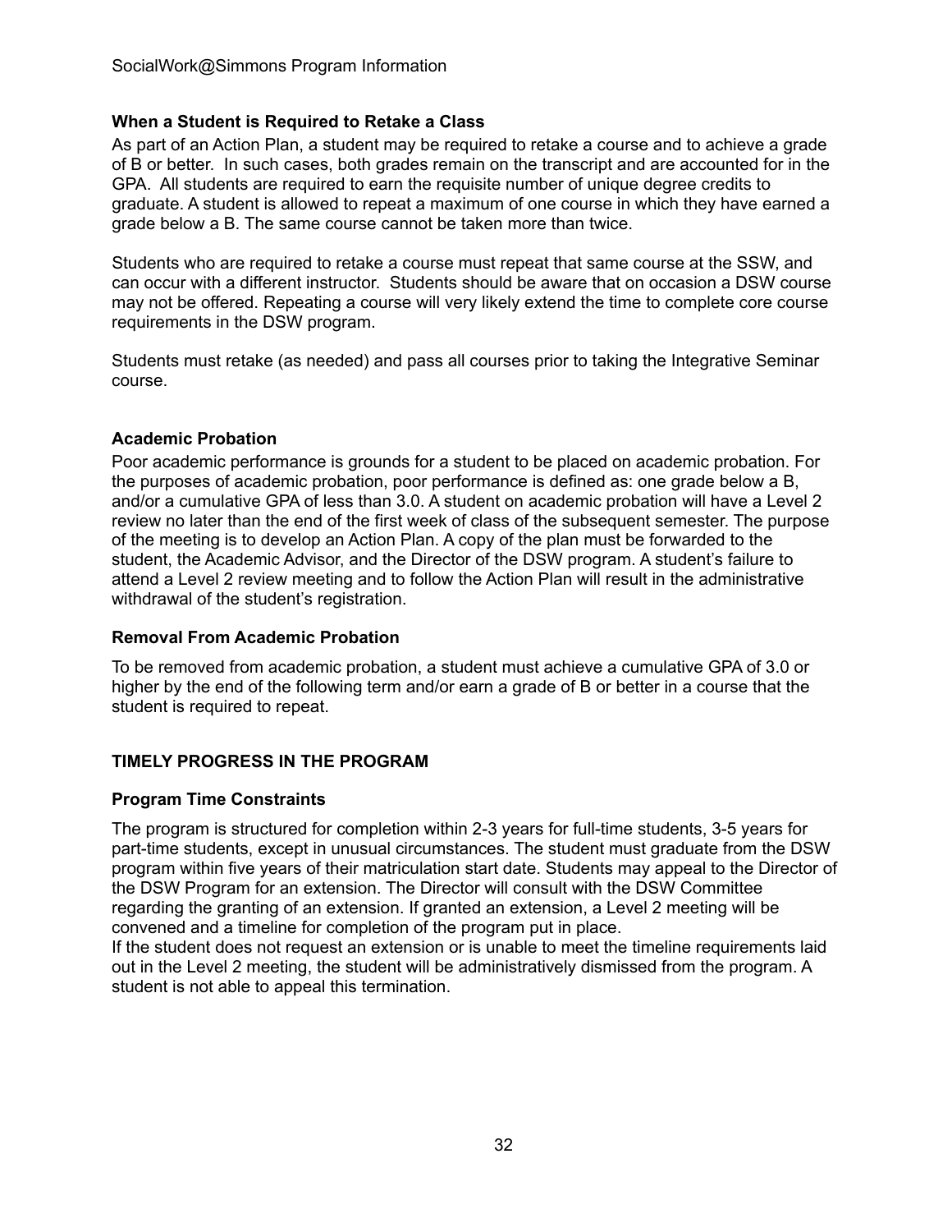### When a Student is Required to Retake a Class

As part of an Action Plan, a student may be required to retake a course and to achieve a grade of B or better. In such cases, both grades remain on the transcript and are accounted for in the GPA. All students are required to earn the requisite number of unique degree credits to graduate. A student is allowed to repeat a maximum of one course in which they have earned a grade below a B. The same course cannot be taken more than twice.

Students who are required to retake a course must repeat that same course at the SSW, and can occur with a different instructor. Students should be aware that on occasion a DSW course may not be offered. Repeating a course will very likely extend the time to complete core course requirements in the DSW program.

Students must retake (as needed) and pass all courses prior to taking the Integrative Seminar course.

### Academic Probation

Poor academic performance is grounds for a student to be placed on academic probation. For the purposes of academic probation, poor performance is defined as: one grade below a B, and/or a cumulative GPA of less than 3.0. A student on academic probation will have a Level 2 review no later than the end of the first week of class of the subsequent semester. The purpose of the meeting is to develop an Action Plan. A copy of the plan must be forwarded to the student, the Academic Advisor, and the Director of the DSW program. A student's failure to attend a Level 2 review meeting and to follow the Action Plan will result in the administrative withdrawal of the student's registration.

### Removal From Academic Probation

To be removed from academic probation, a student must achieve a cumulative GPA of 3.0 or higher by the end of the following term and/or earn a grade of B or better in a course that the student is required to repeat.

## TIMELY PROGRESS IN THE PROGRAM

### Program Time Constraints

The program is structured for completion within 2-3 years for full-time students, 3-5 years for part-time students, except in unusual circumstances. The student must graduate from the DSW program within five years of their matriculation start date. Students may appeal to the Director of the DSW Program for an extension. The Director will consult with the DSW Committee regarding the granting of an extension. If granted an extension, a Level 2 meeting will be convened and a timeline for completion of the program put in place.

If the student does not request an extension or is unable to meet the timeline requirements laid out in the Level 2 meeting, the student will be administratively dismissed from the program. A student is not able to appeal this termination.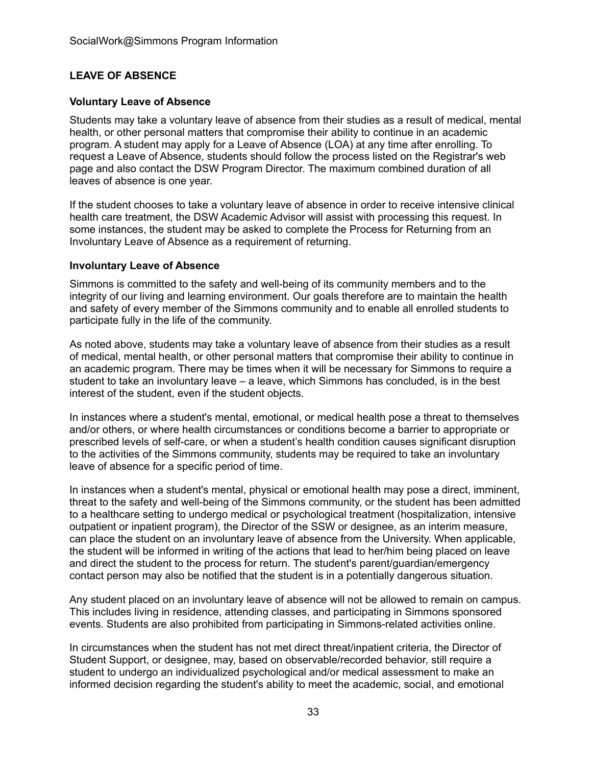## LEAVE OF ABSENCE

### Voluntary Leave of Absence

Students may take a voluntary leave of absence from their studies as a result of medical, mental health, or other personal matters that compromise their ability to continue in an academic program. A student may apply for a Leave of Absence (LOA) at any time after enrolling. To request a Leave of Absence, students should follow the process listed on the Registrar's web page and also contact the DSW Program Director. The maximum combined duration of all leaves of absence is one year.

If the student chooses to take a voluntary leave of absence in order to receive intensive clinical health care treatment, the DSW Academic Advisor will assist with processing this request. In some instances, the student may be asked to complete the Process for Returning from an Involuntary Leave of Absence as a requirement of returning.

### Involuntary Leave of Absence

Simmons is committed to the safety and well-being of its community members and to the integrity of our living and learning environment. Our goals therefore are to maintain the health and safety of every member of the Simmons community and to enable all enrolled students to participate fully in the life of the community.

As noted above, students may take a voluntary leave of absence from their studies as a result of medical, mental health, or other personal matters that compromise their ability to continue in an academic program. There may be times when it will be necessary for Simmons to require a student to take an involuntary leave – a leave, which Simmons has concluded, is in the best interest of the student, even if the student objects.

In instances where a student's mental, emotional, or medical health pose a threat to themselves and/or others, or where health circumstances or conditions become a barrier to appropriate or prescribed levels of self-care, or when a student's health condition causes significant disruption to the activities of the Simmons community, students may be required to take an involuntary leave of absence for a specific period of time.

In instances when a student's mental, physical or emotional health may pose a direct, imminent, threat to the safety and well-being of the Simmons community, or the student has been admitted to a healthcare setting to undergo medical or psychological treatment (hospitalization, intensive outpatient or inpatient program), the Director of the SSW or designee, as an interim measure, can place the student on an involuntary leave of absence from the University. When applicable, the student will be informed in writing of the actions that lead to her/him being placed on leave and direct the student to the process for return. The student's parent/guardian/emergency contact person may also be notified that the student is in a potentially dangerous situation.

Any student placed on an involuntary leave of absence will not be allowed to remain on campus. This includes living in residence, attending classes, and participating in Simmons sponsored events. Students are also prohibited from participating in Simmons-related activities online.

In circumstances when the student has not met direct threat/inpatient criteria, the Director of Student Support, or designee, may, based on observable/recorded behavior, still require a student to undergo an individualized psychological and/or medical assessment to make an informed decision regarding the student's ability to meet the academic, social, and emotional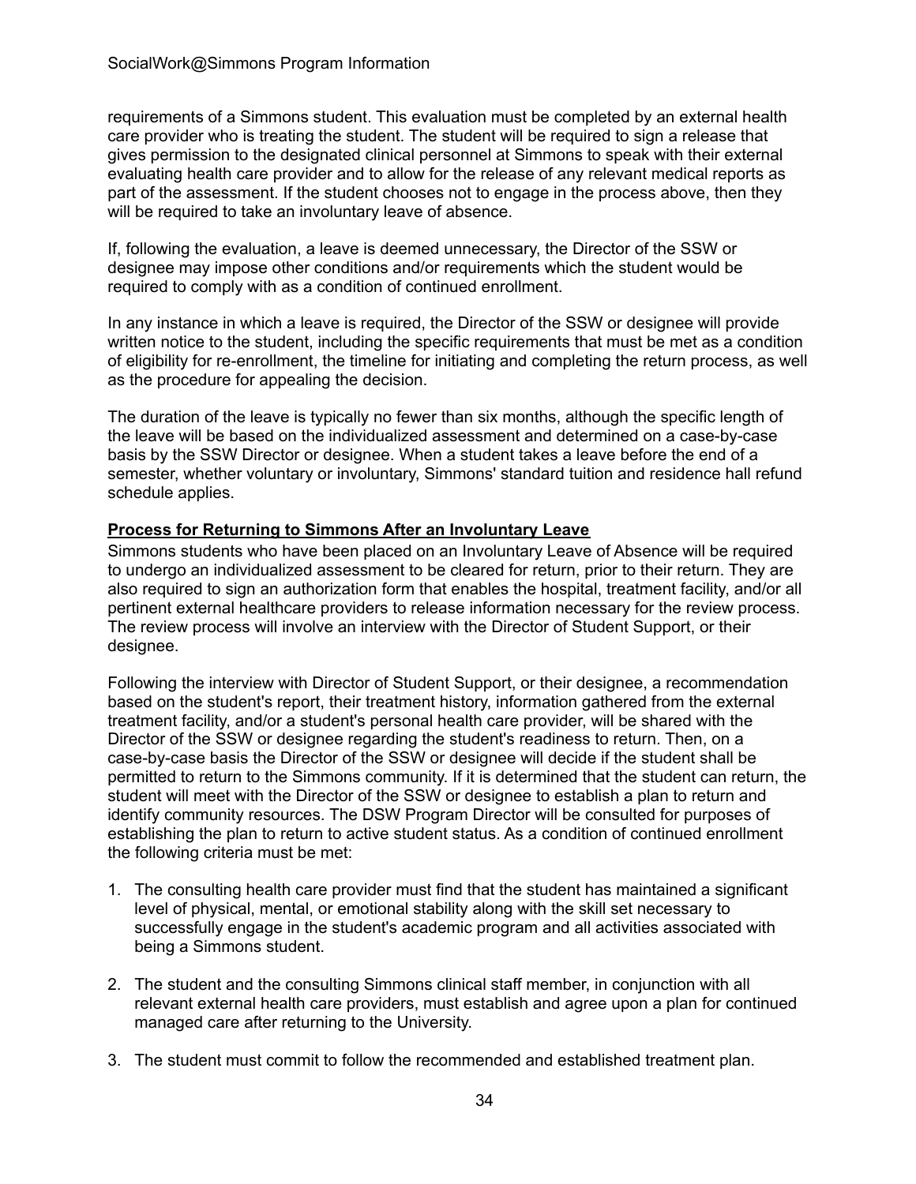requirements of a Simmons student. This evaluation must be completed by an external health care provider who is treating the student. The student will be required to sign a release that gives permission to the designated clinical personnel at Simmons to speak with their external evaluating health care provider and to allow for the release of any relevant medical reports as part of the assessment. If the student chooses not to engage in the process above, then they will be required to take an involuntary leave of absence.

If, following the evaluation, a leave is deemed unnecessary, the Director of the SSW or designee may impose other conditions and/or requirements which the student would be required to comply with as a condition of continued enrollment.

In any instance in which a leave is required, the Director of the SSW or designee will provide written notice to the student, including the specific requirements that must be met as a condition of eligibility for re-enrollment, the timeline for initiating and completing the return process, as well as the procedure for appealing the decision.

The duration of the leave is typically no fewer than six months, although the specific length of the leave will be based on the individualized assessment and determined on a case-by-case basis by the SSW Director or designee. When a student takes a leave before the end of a semester, whether voluntary or involuntary, Simmons' standard tuition and residence hall refund schedule applies.

**Process for Returning to Simmons After an Involuntary Leave**

Simmons students who have been placed on an Involuntary Leave of Absence will be required to undergo an individualized assessment to be cleared for return, prior to their return. They are also required to sign an authorization form that enables the hospital, treatment facility, and/or all pertinent external healthcare providers to release information necessary for the review process. The review process will involve an interview with the Director of Student Support, or their designee.

Following the interview with Director of Student Support, or their designee, a recommendation based on the student's report, their treatment history, information gathered from the external treatment facility, and/or a student's personal health care provider, will be shared with the Director of the SSW or designee regarding the student's readiness to return. Then, on a case-by-case basis the Director of the SSW or designee will decide if the student shall be permitted to return to the Simmons community. If it is determined that the student can return, the student will meet with the Director of the SSW or designee to establish a plan to return and identify community resources. The DSW Program Director will be consulted for purposes of establishing the plan to return to active student status. As a condition of continued enrollment the following criteria must be met:

1. The consulting health care provider must find that the student has maintained a significant level of physical, mental, or emotional stability along with the skill set necessary to successfully engage in the student's academic program and all activities associated with being a Simmons student.

2. The student and the consulting Simmons clinical staff member, in conjunction with all relevant external health care providers, must establish and agree upon a plan for continued managed care after returning to the University.

3. The student must commit to follow the recommended and established treatment plan.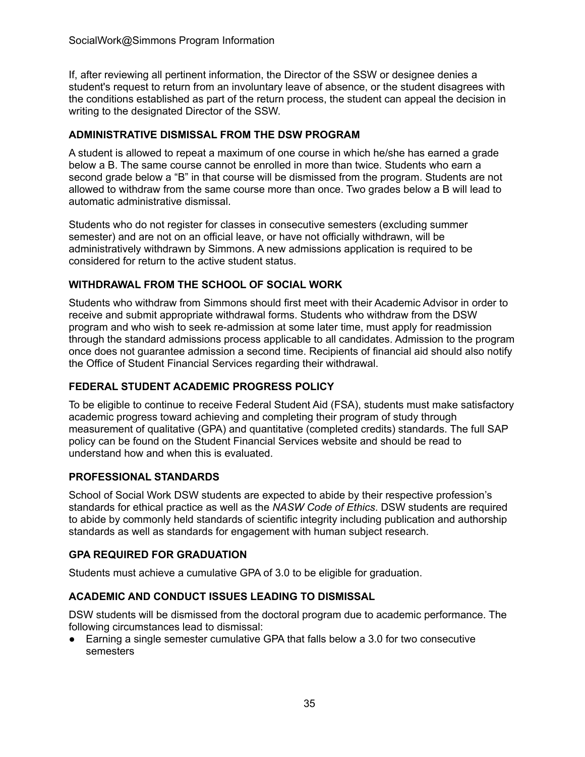If, after reviewing all pertinent information, the Director of the SSW or designee denies a student's request to return from an involuntary leave of absence, or the student disagrees with the conditions established as part of the return process, the student can appeal the decision in writing to the designated Director of the SSW.

### ADMINISTRATIVE DISMISSAL FROM THE DSW PROGRAM

A student is allowed to repeat a maximum of one course in which he/she has earned a grade below a B. The same course cannot be enrolled in more than twice. Students who earn a second grade below a "B" in that course will be dismissed from the program. Students are not allowed to withdraw from the same course more than once. Two grades below a B will lead to automatic administrative dismissal.

Students who do not register for classes in consecutive semesters (excluding summer semester) and are not on an official leave, or have not officially withdrawn, will be administratively withdrawn by Simmons. A new admissions application is required to be considered for return to the active student status.

### WITHDRAWAL FROM THE SCHOOL OF SOCIAL WORK

Students who withdraw from Simmons should first meet with their Academic Advisor in order to receive and submit appropriate withdrawal forms. Students who withdraw from the DSW program and who wish to seek re-admission at some later time, must apply for readmission through the standard admissions process applicable to all candidates. Admission to the program once does not guarantee admission a second time. Recipients of financial aid should also notify the Office of Student Financial Services regarding their withdrawal.

### FEDERAL STUDENT ACADEMIC PROGRESS POLICY

To be eligible to continue to receive Federal Student Aid (FSA), students must make satisfactory academic progress toward achieving and completing their program of study through measurement of qualitative (GPA) and quantitative (completed credits) standards. The full SAP policy can be found on the Student Financial Services website and should be read to understand how and when this is evaluated.

### PROFESSIONAL STANDARDS

School of Social Work DSW students are expected to abide by their respective profession's standards for ethical practice as well as the *NASW Code of Ethics*. DSW students are required to abide by commonly held standards of scientific integrity including publication and authorship standards as well as standards for engagement with human subject research.

### GPA REQUIRED FOR GRADUATION

Students must achieve a cumulative GPA of 3.0 to be eligible for graduation.

### ACADEMIC AND CONDUCT ISSUES LEADING TO DISMISSAL

DSW students will be dismissed from the doctoral program due to academic performance. The following circumstances lead to dismissal:

- Earning a single semester cumulative GPA that falls below a 3.0 for two consecutive semesters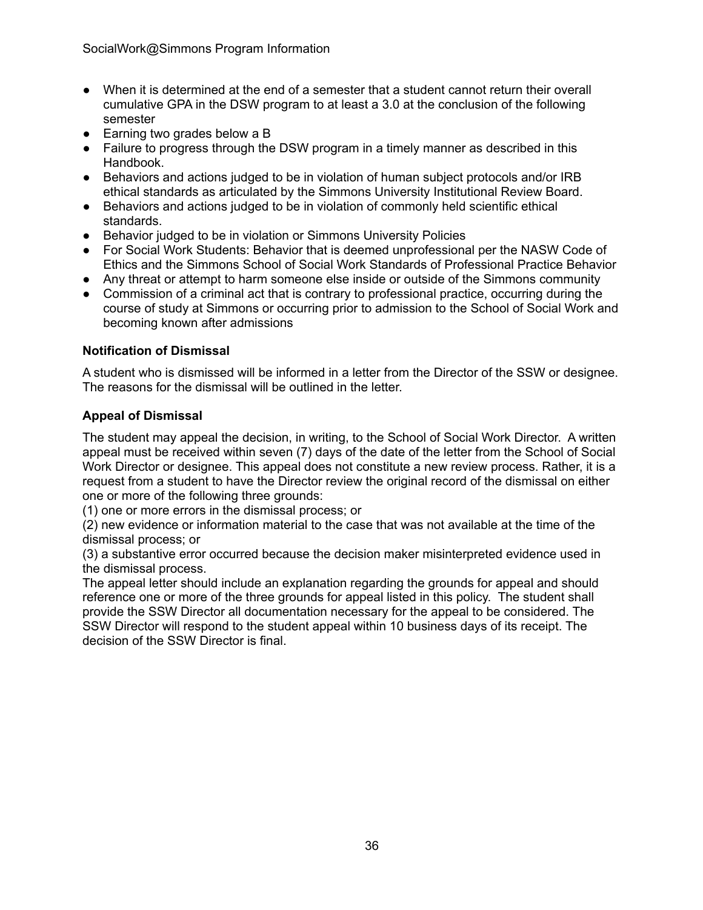- When it is determined at the end of a semester that a student cannot return their overall cumulative GPA in the DSW program to at least a 3.0 at the conclusion of the following semester
- Earning two grades below a B
- Failure to progress through the DSW program in a timely manner as described in this Handbook.
- Behaviors and actions judged to be in violation of human subject protocols and/or IRB ethical standards as articulated by the Simmons University Institutional Review Board.
- Behaviors and actions judged to be in violation of commonly held scientific ethical standards.
- Behavior judged to be in violation or Simmons University Policies
- For Social Work Students: Behavior that is deemed unprofessional per the NASW Code of Ethics and the Simmons School of Social Work Standards of Professional Practice Behavior
- Any threat or attempt to harm someone else inside or outside of the Simmons community
- Commission of a criminal act that is contrary to professional practice, occurring during the course of study at Simmons or occurring prior to admission to the School of Social Work and becoming known after admissions

**Notification of Dismissal**

A student who is dismissed will be informed in a letter from the Director of the SSW or designee. The reasons for the dismissal will be outlined in the letter.

**Appeal of Dismissal**

The student may appeal the decision, in writing, to the School of Social Work Director. A written appeal must be received within seven (7) days of the date of the letter from the School of Social Work Director or designee. This appeal does not constitute a new review process. Rather, it is a request from a student to have the Director review the original record of the dismissal on either one or more of the following three grounds:
(1) one or more errors in the dismissal process; or
(2) new evidence or information material to the case that was not available at the time of the dismissal process; or
(3) a substantive error occurred because the decision maker misinterpreted evidence used in the dismissal process.
The appeal letter should include an explanation regarding the grounds for appeal and should reference one or more of the three grounds for appeal listed in this policy. The student shall provide the SSW Director all documentation necessary for the appeal to be considered. The SSW Director will respond to the student appeal within 10 business days of its receipt. The decision of the SSW Director is final.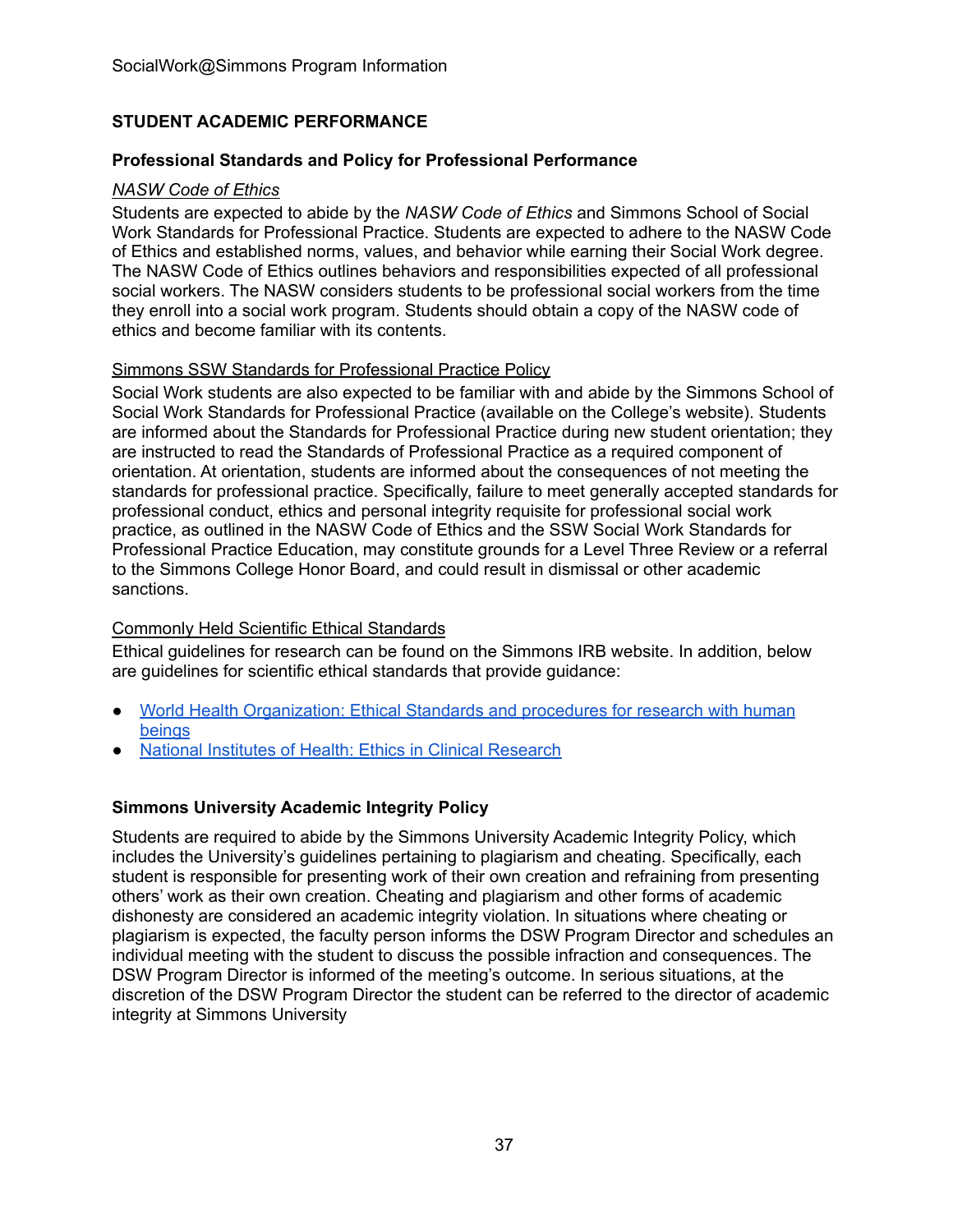## STUDENT ACADEMIC PERFORMANCE

### Professional Standards and Policy for Professional Performance

*NASW Code of Ethics*

Students are expected to abide by the *NASW Code of Ethics* and Simmons School of Social Work Standards for Professional Practice. Students are expected to adhere to the NASW Code of Ethics and established norms, values, and behavior while earning their Social Work degree. The NASW Code of Ethics outlines behaviors and responsibilities expected of all professional social workers. The NASW considers students to be professional social workers from the time they enroll into a social work program. Students should obtain a copy of the NASW code of ethics and become familiar with its contents.

Simmons SSW Standards for Professional Practice Policy

Social Work students are also expected to be familiar with and abide by the Simmons School of Social Work Standards for Professional Practice (available on the College's website). Students are informed about the Standards for Professional Practice during new student orientation; they are instructed to read the Standards of Professional Practice as a required component of orientation. At orientation, students are informed about the consequences of not meeting the standards for professional practice. Specifically, failure to meet generally accepted standards for professional conduct, ethics and personal integrity requisite for professional social work practice, as outlined in the NASW Code of Ethics and the SSW Social Work Standards for Professional Practice Education, may constitute grounds for a Level Three Review or a referral to the Simmons College Honor Board, and could result in dismissal or other academic sanctions.

Commonly Held Scientific Ethical Standards

Ethical guidelines for research can be found on the Simmons IRB website. In addition, below are guidelines for scientific ethical standards that provide guidance:

- World Health Organization: Ethical Standards and procedures for research with human beings
- National Institutes of Health: Ethics in Clinical Research

### Simmons University Academic Integrity Policy

Students are required to abide by the Simmons University Academic Integrity Policy, which includes the University's guidelines pertaining to plagiarism and cheating. Specifically, each student is responsible for presenting work of their own creation and refraining from presenting others' work as their own creation. Cheating and plagiarism and other forms of academic dishonesty are considered an academic integrity violation. In situations where cheating or plagiarism is expected, the faculty person informs the DSW Program Director and schedules an individual meeting with the student to discuss the possible infraction and consequences. The DSW Program Director is informed of the meeting's outcome. In serious situations, at the discretion of the DSW Program Director the student can be referred to the director of academic integrity at Simmons University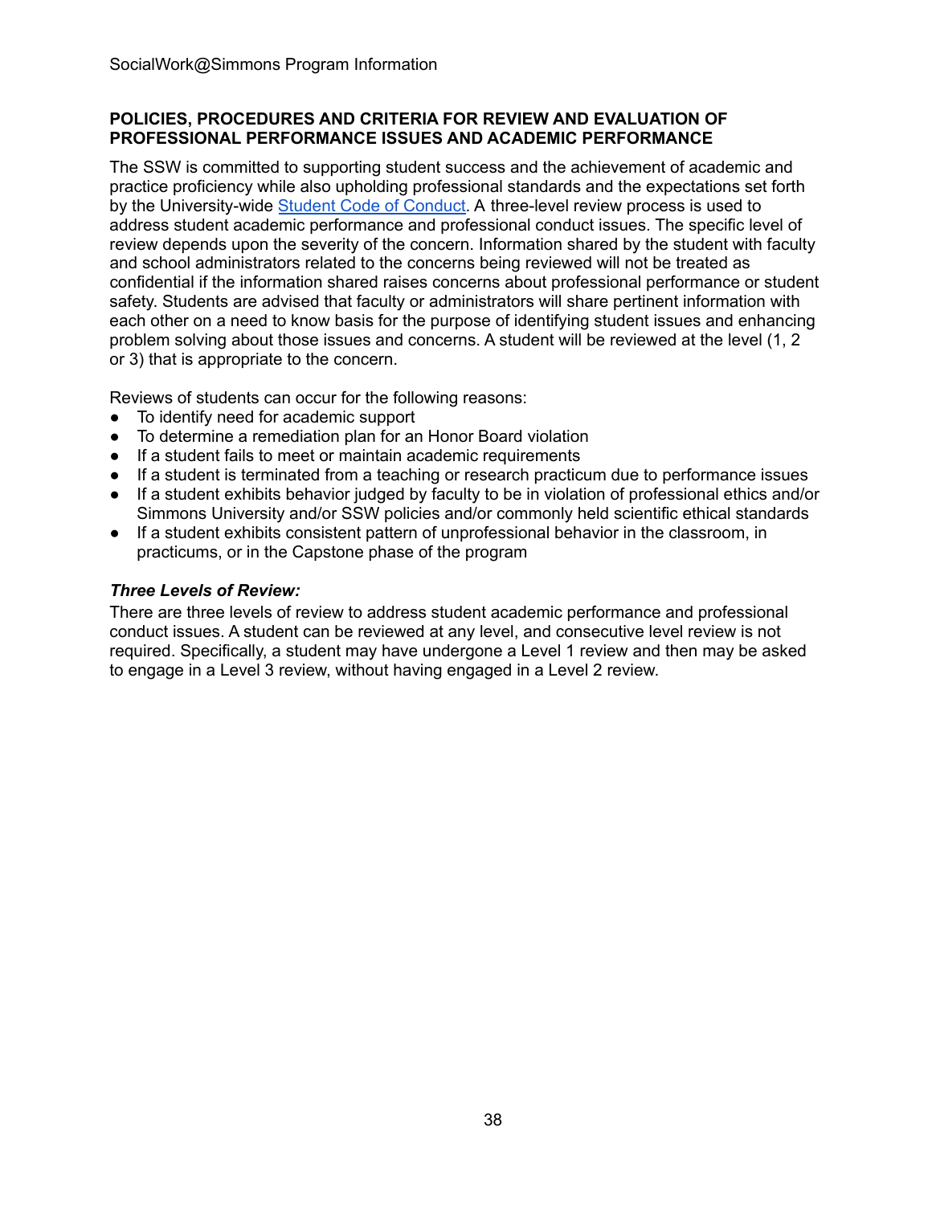## POLICIES, PROCEDURES AND CRITERIA FOR REVIEW AND EVALUATION OF PROFESSIONAL PERFORMANCE ISSUES AND ACADEMIC PERFORMANCE

The SSW is committed to supporting student success and the achievement of academic and practice proficiency while also upholding professional standards and the expectations set forth by the University-wide [Student Code of Conduct](). A three-level review process is used to address student academic performance and professional conduct issues. The specific level of review depends upon the severity of the concern. Information shared by the student with faculty and school administrators related to the concerns being reviewed will not be treated as confidential if the information shared raises concerns about professional performance or student safety. Students are advised that faculty or administrators will share pertinent information with each other on a need to know basis for the purpose of identifying student issues and enhancing problem solving about those issues and concerns. A student will be reviewed at the level (1, 2 or 3) that is appropriate to the concern.

Reviews of students can occur for the following reasons:

- To identify need for academic support
- To determine a remediation plan for an Honor Board violation
- If a student fails to meet or maintain academic requirements
- If a student is terminated from a teaching or research practicum due to performance issues
- If a student exhibits behavior judged by faculty to be in violation of professional ethics and/or Simmons University and/or SSW policies and/or commonly held scientific ethical standards
- If a student exhibits consistent pattern of unprofessional behavior in the classroom, in practicums, or in the Capstone phase of the program

***Three Levels of Review:***

There are three levels of review to address student academic performance and professional conduct issues. A student can be reviewed at any level, and consecutive level review is not required. Specifically, a student may have undergone a Level 1 review and then may be asked to engage in a Level 3 review, without having engaged in a Level 2 review.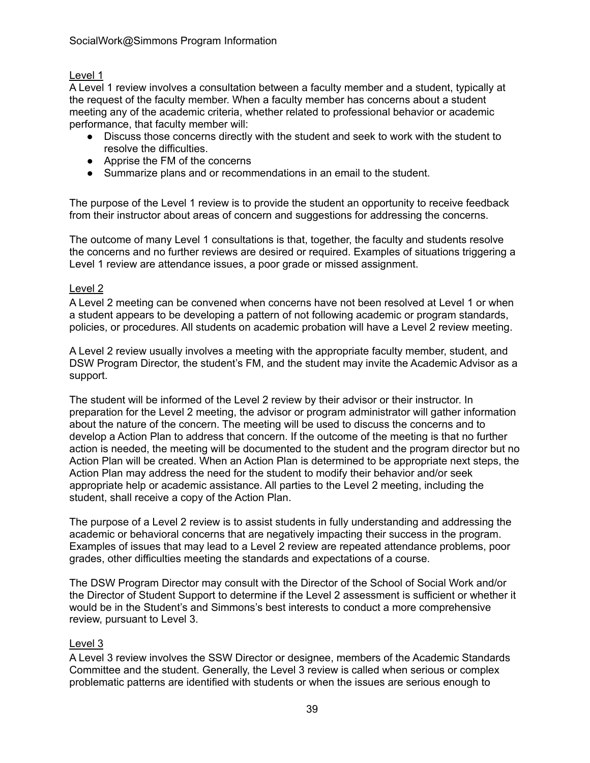### Level 1

A Level 1 review involves a consultation between a faculty member and a student, typically at the request of the faculty member. When a faculty member has concerns about a student meeting any of the academic criteria, whether related to professional behavior or academic performance, that faculty member will:

- Discuss those concerns directly with the student and seek to work with the student to resolve the difficulties.
- Apprise the FM of the concerns
- Summarize plans and or recommendations in an email to the student.

The purpose of the Level 1 review is to provide the student an opportunity to receive feedback from their instructor about areas of concern and suggestions for addressing the concerns.

The outcome of many Level 1 consultations is that, together, the faculty and students resolve the concerns and no further reviews are desired or required. Examples of situations triggering a Level 1 review are attendance issues, a poor grade or missed assignment.

### Level 2

A Level 2 meeting can be convened when concerns have not been resolved at Level 1 or when a student appears to be developing a pattern of not following academic or program standards, policies, or procedures. All students on academic probation will have a Level 2 review meeting.

A Level 2 review usually involves a meeting with the appropriate faculty member, student, and DSW Program Director, the student's FM, and the student may invite the Academic Advisor as a support.

The student will be informed of the Level 2 review by their advisor or their instructor. In preparation for the Level 2 meeting, the advisor or program administrator will gather information about the nature of the concern. The meeting will be used to discuss the concerns and to develop a Action Plan to address that concern. If the outcome of the meeting is that no further action is needed, the meeting will be documented to the student and the program director but no Action Plan will be created. When an Action Plan is determined to be appropriate next steps, the Action Plan may address the need for the student to modify their behavior and/or seek appropriate help or academic assistance. All parties to the Level 2 meeting, including the student, shall receive a copy of the Action Plan.

The purpose of a Level 2 review is to assist students in fully understanding and addressing the academic or behavioral concerns that are negatively impacting their success in the program. Examples of issues that may lead to a Level 2 review are repeated attendance problems, poor grades, other difficulties meeting the standards and expectations of a course.

The DSW Program Director may consult with the Director of the School of Social Work and/or the Director of Student Support to determine if the Level 2 assessment is sufficient or whether it would be in the Student's and Simmons's best interests to conduct a more comprehensive review, pursuant to Level 3.

### Level 3

A Level 3 review involves the SSW Director or designee, members of the Academic Standards Committee and the student. Generally, the Level 3 review is called when serious or complex problematic patterns are identified with students or when the issues are serious enough to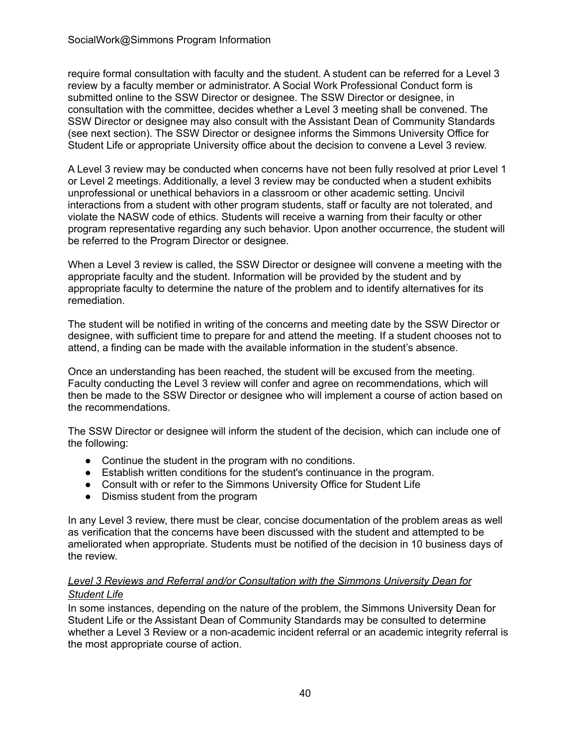require formal consultation with faculty and the student. A student can be referred for a Level 3 review by a faculty member or administrator. A Social Work Professional Conduct form is submitted online to the SSW Director or designee. The SSW Director or designee, in consultation with the committee, decides whether a Level 3 meeting shall be convened. The SSW Director or designee may also consult with the Assistant Dean of Community Standards (see next section). The SSW Director or designee informs the Simmons University Office for Student Life or appropriate University office about the decision to convene a Level 3 review.

A Level 3 review may be conducted when concerns have not been fully resolved at prior Level 1 or Level 2 meetings. Additionally, a level 3 review may be conducted when a student exhibits unprofessional or unethical behaviors in a classroom or other academic setting. Uncivil interactions from a student with other program students, staff or faculty are not tolerated, and violate the NASW code of ethics. Students will receive a warning from their faculty or other program representative regarding any such behavior. Upon another occurrence, the student will be referred to the Program Director or designee.

When a Level 3 review is called, the SSW Director or designee will convene a meeting with the appropriate faculty and the student. Information will be provided by the student and by appropriate faculty to determine the nature of the problem and to identify alternatives for its remediation.

The student will be notified in writing of the concerns and meeting date by the SSW Director or designee, with sufficient time to prepare for and attend the meeting. If a student chooses not to attend, a finding can be made with the available information in the student's absence.

Once an understanding has been reached, the student will be excused from the meeting. Faculty conducting the Level 3 review will confer and agree on recommendations, which will then be made to the SSW Director or designee who will implement a course of action based on the recommendations.

The SSW Director or designee will inform the student of the decision, which can include one of the following:

- Continue the student in the program with no conditions.
- Establish written conditions for the student's continuance in the program.
- Consult with or refer to the Simmons University Office for Student Life
- Dismiss student from the program

In any Level 3 review, there must be clear, concise documentation of the problem areas as well as verification that the concerns have been discussed with the student and attempted to be ameliorated when appropriate. Students must be notified of the decision in 10 business days of the review.

*Level 3 Reviews and Referral and/or Consultation with the Simmons University Dean for Student Life*

In some instances, depending on the nature of the problem, the Simmons University Dean for Student Life or the Assistant Dean of Community Standards may be consulted to determine whether a Level 3 Review or a non-academic incident referral or an academic integrity referral is the most appropriate course of action.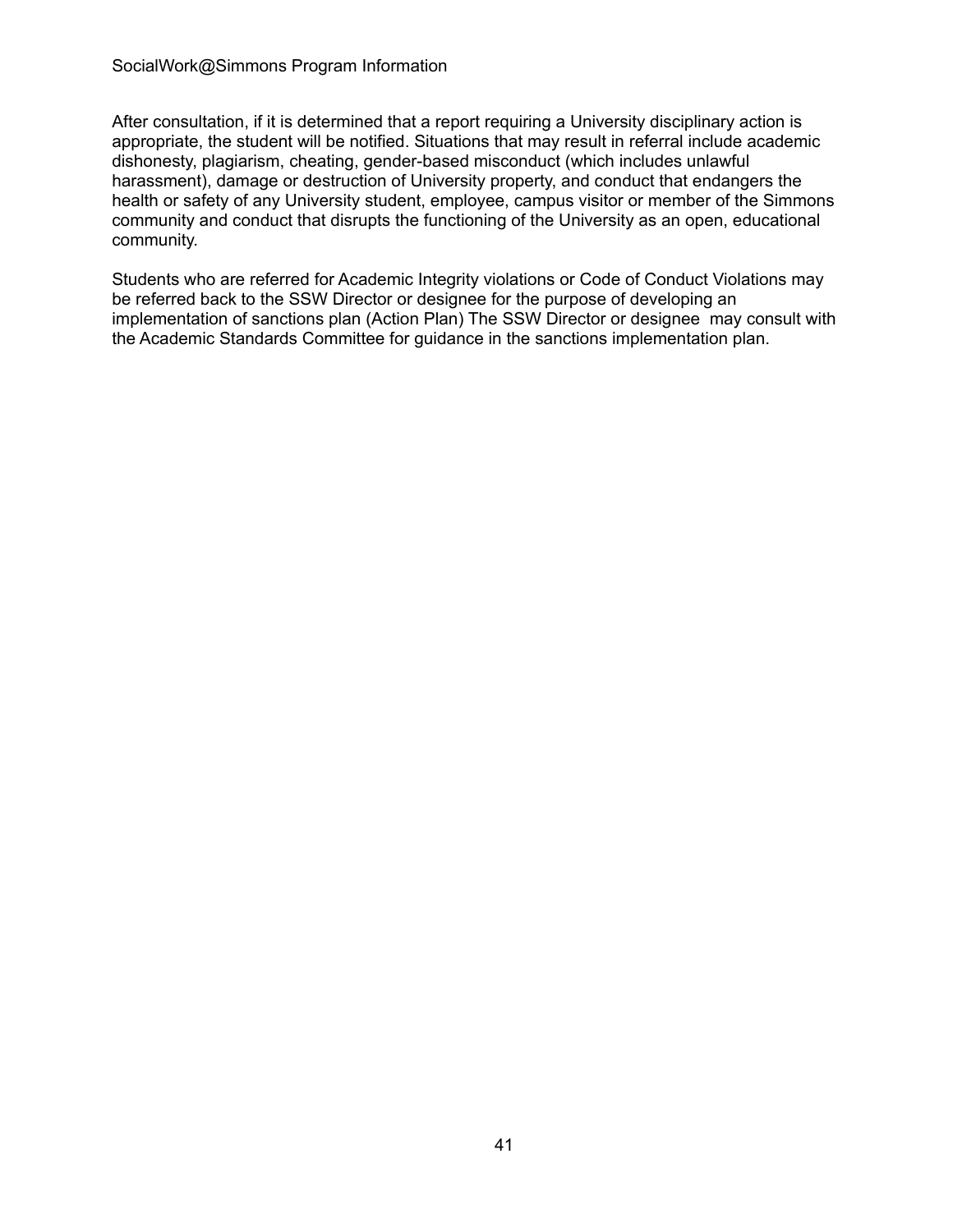After consultation, if it is determined that a report requiring a University disciplinary action is appropriate, the student will be notified. Situations that may result in referral include academic dishonesty, plagiarism, cheating, gender-based misconduct (which includes unlawful harassment), damage or destruction of University property, and conduct that endangers the health or safety of any University student, employee, campus visitor or member of the Simmons community and conduct that disrupts the functioning of the University as an open, educational community.

Students who are referred for Academic Integrity violations or Code of Conduct Violations may be referred back to the SSW Director or designee for the purpose of developing an implementation of sanctions plan (Action Plan) The SSW Director or designee may consult with the Academic Standards Committee for guidance in the sanctions implementation plan.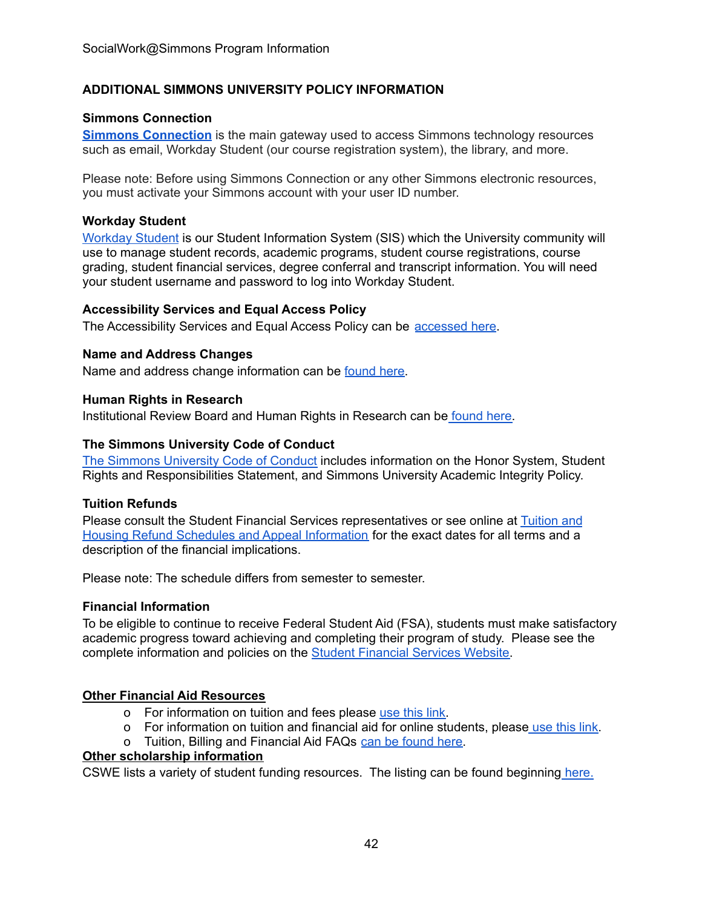## ADDITIONAL SIMMONS UNIVERSITY POLICY INFORMATION

### Simmons Connection

**Simmons Connection** is the main gateway used to access Simmons technology resources such as email, Workday Student (our course registration system), the library, and more.

Please note: Before using Simmons Connection or any other Simmons electronic resources, you must activate your Simmons account with your user ID number.

### Workday Student

Workday Student is our Student Information System (SIS) which the University community will use to manage student records, academic programs, student course registrations, course grading, student financial services, degree conferral and transcript information. You will need your student username and password to log into Workday Student.

### Accessibility Services and Equal Access Policy

The Accessibility Services and Equal Access Policy can be accessed here.

### Name and Address Changes

Name and address change information can be found here.

### Human Rights in Research

Institutional Review Board and Human Rights in Research can be found here.

### The Simmons University Code of Conduct

The Simmons University Code of Conduct includes information on the Honor System, Student Rights and Responsibilities Statement, and Simmons University Academic Integrity Policy.

### Tuition Refunds

Please consult the Student Financial Services representatives or see online at Tuition and Housing Refund Schedules and Appeal Information for the exact dates for all terms and a description of the financial implications.

Please note: The schedule differs from semester to semester.

### Financial Information

To be eligible to continue to receive Federal Student Aid (FSA), students must make satisfactory academic progress toward achieving and completing their program of study. Please see the complete information and policies on the Student Financial Services Website.

### Other Financial Aid Resources

- For information on tuition and fees please use this link.
- For information on tuition and financial aid for online students, please use this link.
- Tuition, Billing and Financial Aid FAQs can be found here.

### Other scholarship information

CSWE lists a variety of student funding resources. The listing can be found beginning here.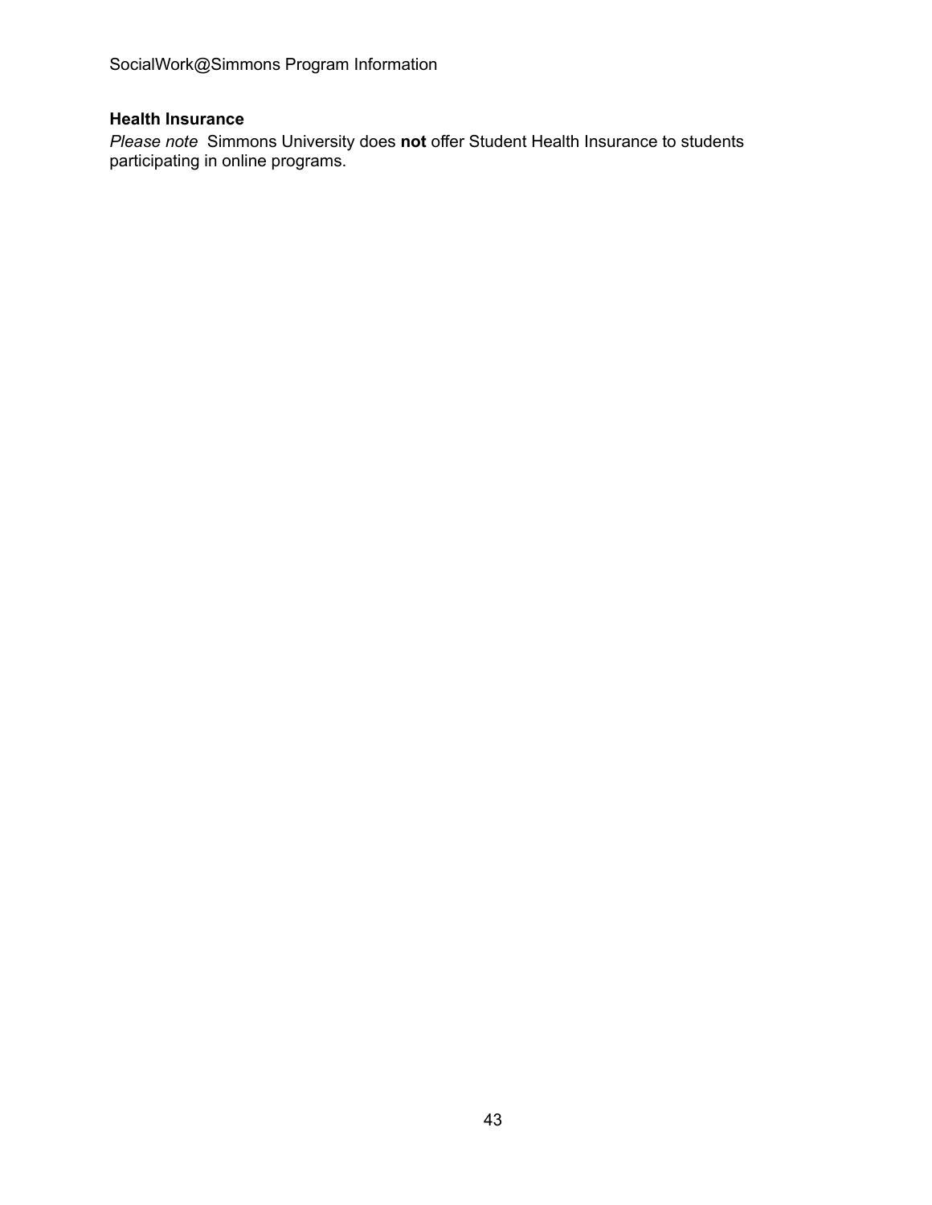### Health Insurance

*Please note*  Simmons University does **not** offer Student Health Insurance to students participating in online programs.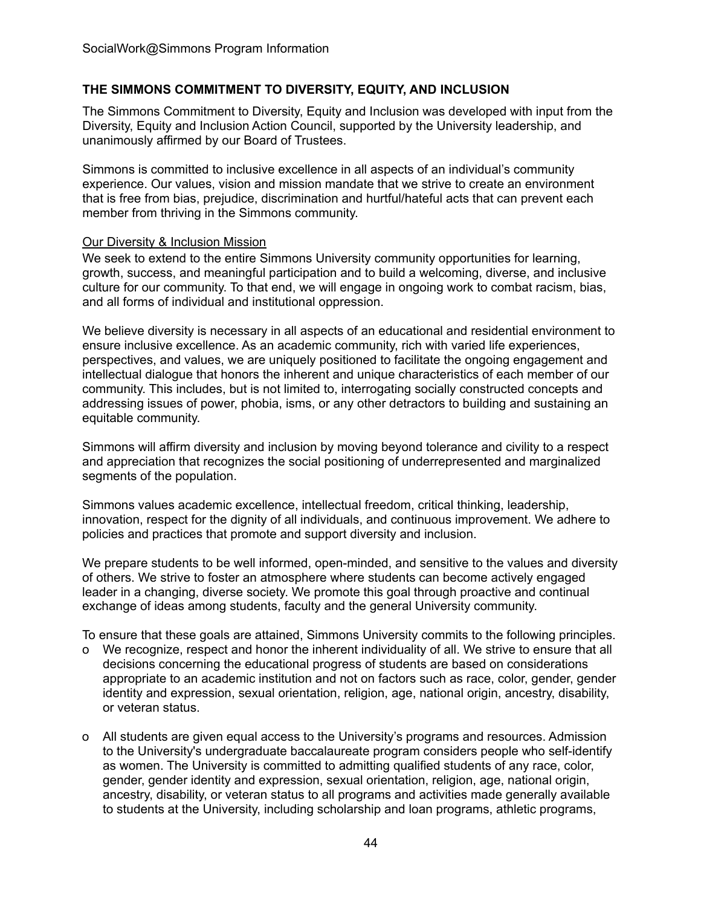## THE SIMMONS COMMITMENT TO DIVERSITY, EQUITY, AND INCLUSION

The Simmons Commitment to Diversity, Equity and Inclusion was developed with input from the Diversity, Equity and Inclusion Action Council, supported by the University leadership, and unanimously affirmed by our Board of Trustees.

Simmons is committed to inclusive excellence in all aspects of an individual's community experience. Our values, vision and mission mandate that we strive to create an environment that is free from bias, prejudice, discrimination and hurtful/hateful acts that can prevent each member from thriving in the Simmons community.

<u>Our Diversity & Inclusion Mission</u>

We seek to extend to the entire Simmons University community opportunities for learning, growth, success, and meaningful participation and to build a welcoming, diverse, and inclusive culture for our community. To that end, we will engage in ongoing work to combat racism, bias, and all forms of individual and institutional oppression.

We believe diversity is necessary in all aspects of an educational and residential environment to ensure inclusive excellence. As an academic community, rich with varied life experiences, perspectives, and values, we are uniquely positioned to facilitate the ongoing engagement and intellectual dialogue that honors the inherent and unique characteristics of each member of our community. This includes, but is not limited to, interrogating socially constructed concepts and addressing issues of power, phobia, isms, or any other detractors to building and sustaining an equitable community.

Simmons will affirm diversity and inclusion by moving beyond tolerance and civility to a respect and appreciation that recognizes the social positioning of underrepresented and marginalized segments of the population.

Simmons values academic excellence, intellectual freedom, critical thinking, leadership, innovation, respect for the dignity of all individuals, and continuous improvement. We adhere to policies and practices that promote and support diversity and inclusion.

We prepare students to be well informed, open-minded, and sensitive to the values and diversity of others. We strive to foster an atmosphere where students can become actively engaged leader in a changing, diverse society. We promote this goal through proactive and continual exchange of ideas among students, faculty and the general University community.

To ensure that these goals are attained, Simmons University commits to the following principles.

- We recognize, respect and honor the inherent individuality of all. We strive to ensure that all decisions concerning the educational progress of students are based on considerations appropriate to an academic institution and not on factors such as race, color, gender, gender identity and expression, sexual orientation, religion, age, national origin, ancestry, disability, or veteran status.

- All students are given equal access to the University's programs and resources. Admission to the University's undergraduate baccalaureate program considers people who self-identify as women. The University is committed to admitting qualified students of any race, color, gender, gender identity and expression, sexual orientation, religion, age, national origin, ancestry, disability, or veteran status to all programs and activities made generally available to students at the University, including scholarship and loan programs, athletic programs,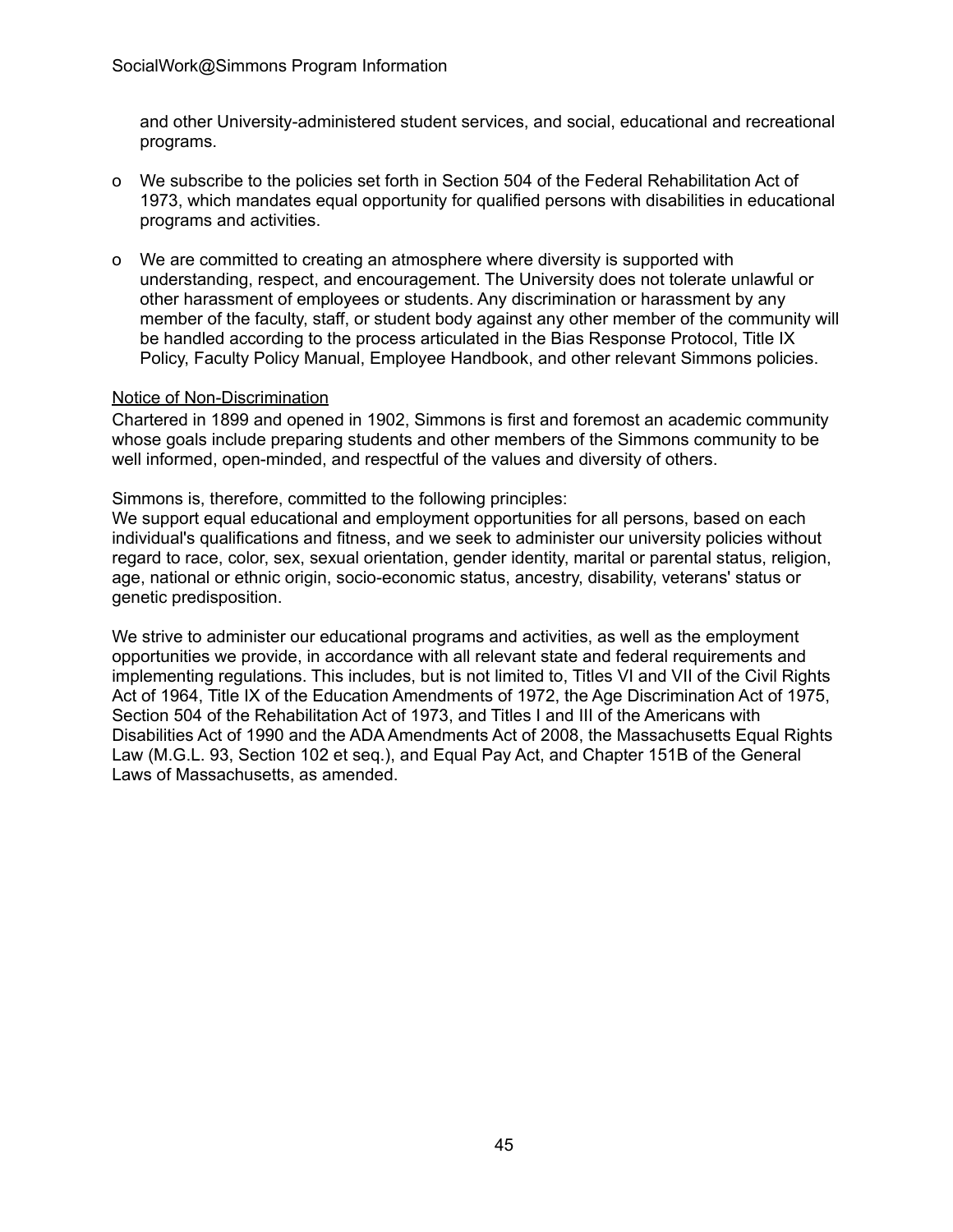and other University-administered student services, and social, educational and recreational programs.

- We subscribe to the policies set forth in Section 504 of the Federal Rehabilitation Act of 1973, which mandates equal opportunity for qualified persons with disabilities in educational programs and activities.
- We are committed to creating an atmosphere where diversity is supported with understanding, respect, and encouragement. The University does not tolerate unlawful or other harassment of employees or students. Any discrimination or harassment by any member of the faculty, staff, or student body against any other member of the community will be handled according to the process articulated in the Bias Response Protocol, Title IX Policy, Faculty Policy Manual, Employee Handbook, and other relevant Simmons policies.

<u>Notice of Non-Discrimination</u>

Chartered in 1899 and opened in 1902, Simmons is first and foremost an academic community whose goals include preparing students and other members of the Simmons community to be well informed, open-minded, and respectful of the values and diversity of others.

Simmons is, therefore, committed to the following principles:
We support equal educational and employment opportunities for all persons, based on each individual's qualifications and fitness, and we seek to administer our university policies without regard to race, color, sex, sexual orientation, gender identity, marital or parental status, religion, age, national or ethnic origin, socio-economic status, ancestry, disability, veterans' status or genetic predisposition.

We strive to administer our educational programs and activities, as well as the employment opportunities we provide, in accordance with all relevant state and federal requirements and implementing regulations. This includes, but is not limited to, Titles VI and VII of the Civil Rights Act of 1964, Title IX of the Education Amendments of 1972, the Age Discrimination Act of 1975, Section 504 of the Rehabilitation Act of 1973, and Titles I and III of the Americans with Disabilities Act of 1990 and the ADA Amendments Act of 2008, the Massachusetts Equal Rights Law (M.G.L. 93, Section 102 et seq.), and Equal Pay Act, and Chapter 151B of the General Laws of Massachusetts, as amended.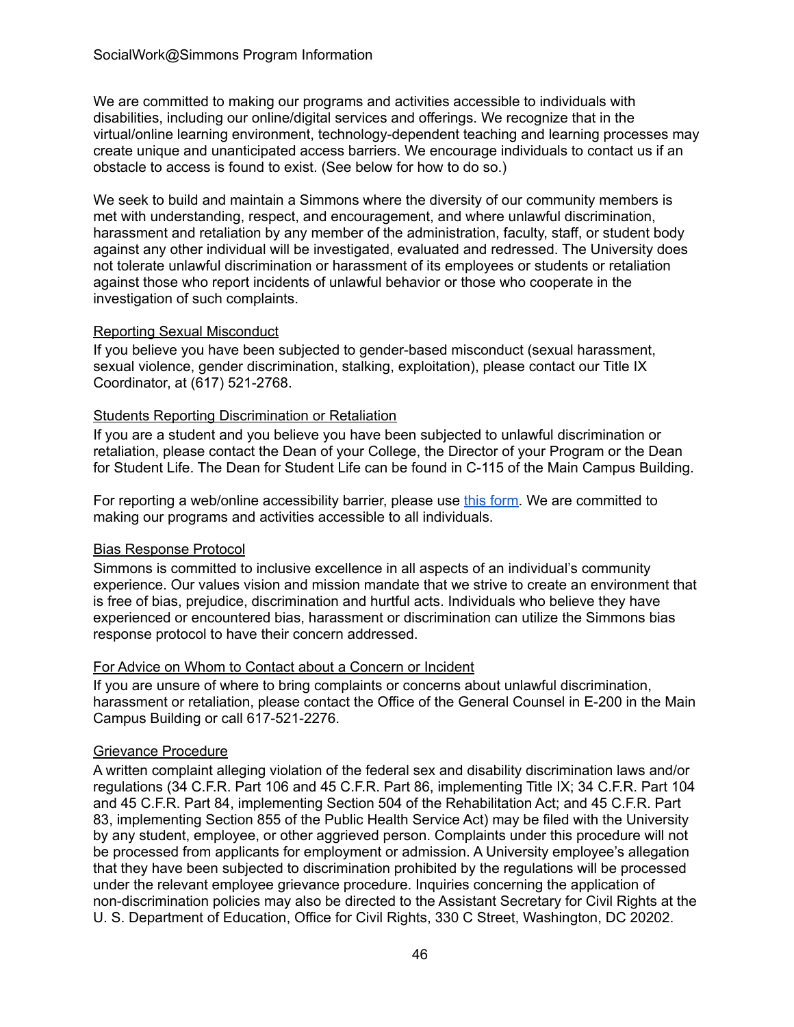We are committed to making our programs and activities accessible to individuals with disabilities, including our online/digital services and offerings. We recognize that in the virtual/online learning environment, technology-dependent teaching and learning processes may create unique and unanticipated access barriers. We encourage individuals to contact us if an obstacle to access is found to exist. (See below for how to do so.)

We seek to build and maintain a Simmons where the diversity of our community members is met with understanding, respect, and encouragement, and where unlawful discrimination, harassment and retaliation by any member of the administration, faculty, staff, or student body against any other individual will be investigated, evaluated and redressed. The University does not tolerate unlawful discrimination or harassment of its employees or students or retaliation against those who report incidents of unlawful behavior or those who cooperate in the investigation of such complaints.

Reporting Sexual Misconduct

If you believe you have been subjected to gender-based misconduct (sexual harassment, sexual violence, gender discrimination, stalking, exploitation), please contact our Title IX Coordinator, at (617) 521-2768.

Students Reporting Discrimination or Retaliation

If you are a student and you believe you have been subjected to unlawful discrimination or retaliation, please contact the Dean of your College, the Director of your Program or the Dean for Student Life. The Dean for Student Life can be found in C-115 of the Main Campus Building.

For reporting a web/online accessibility barrier, please use this form. We are committed to making our programs and activities accessible to all individuals.

Bias Response Protocol

Simmons is committed to inclusive excellence in all aspects of an individual's community experience. Our values vision and mission mandate that we strive to create an environment that is free of bias, prejudice, discrimination and hurtful acts. Individuals who believe they have experienced or encountered bias, harassment or discrimination can utilize the Simmons bias response protocol to have their concern addressed.

For Advice on Whom to Contact about a Concern or Incident

If you are unsure of where to bring complaints or concerns about unlawful discrimination, harassment or retaliation, please contact the Office of the General Counsel in E-200 in the Main Campus Building or call 617-521-2276.

Grievance Procedure

A written complaint alleging violation of the federal sex and disability discrimination laws and/or regulations (34 C.F.R. Part 106 and 45 C.F.R. Part 86, implementing Title IX; 34 C.F.R. Part 104 and 45 C.F.R. Part 84, implementing Section 504 of the Rehabilitation Act; and 45 C.F.R. Part 83, implementing Section 855 of the Public Health Service Act) may be filed with the University by any student, employee, or other aggrieved person. Complaints under this procedure will not be processed from applicants for employment or admission. A University employee's allegation that they have been subjected to discrimination prohibited by the regulations will be processed under the relevant employee grievance procedure. Inquiries concerning the application of non-discrimination policies may also be directed to the Assistant Secretary for Civil Rights at the U. S. Department of Education, Office for Civil Rights, 330 C Street, Washington, DC 20202.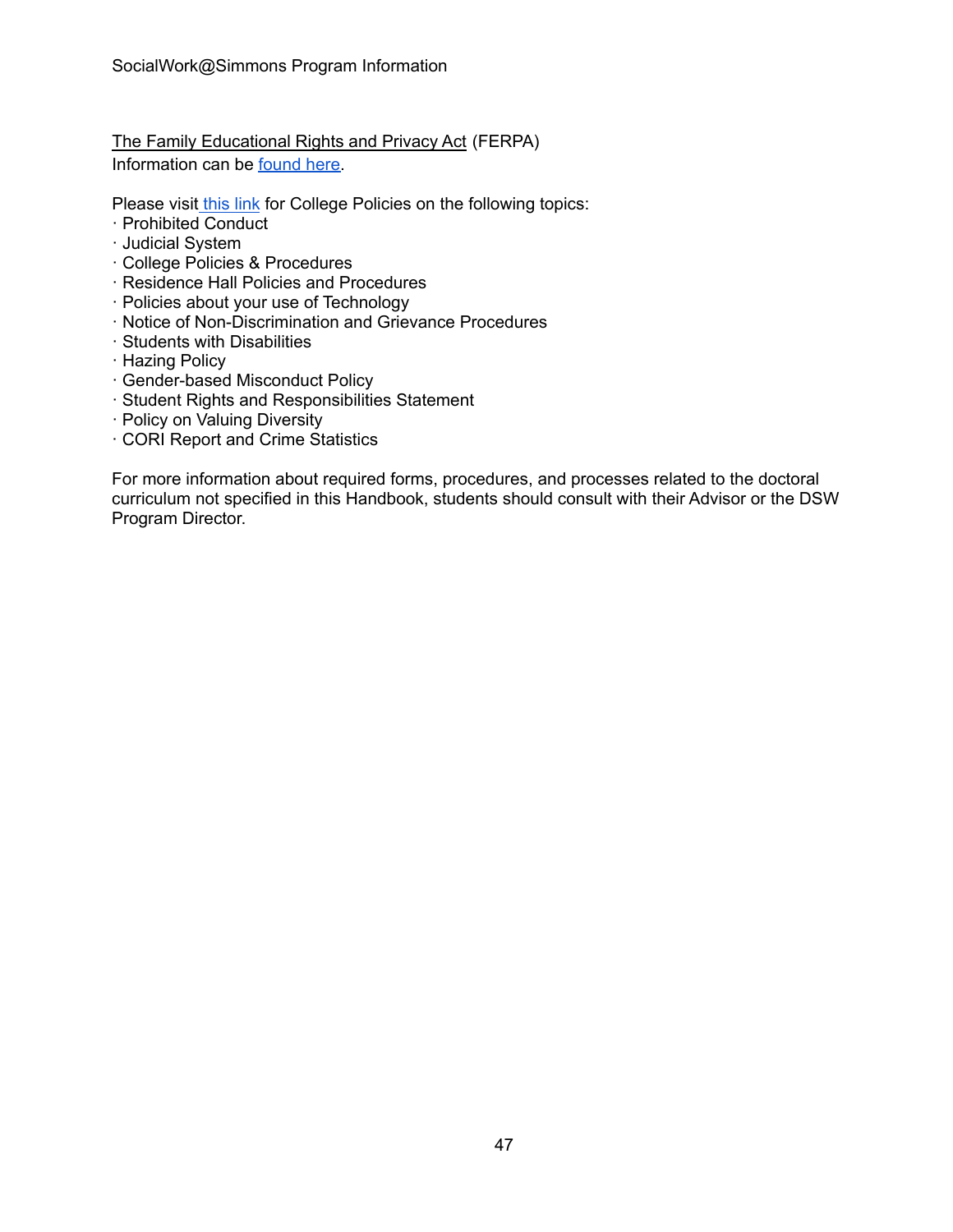The Family Educational Rights and Privacy Act (FERPA)
Information can be found here.

Please visit this link for College Policies on the following topics:

- Prohibited Conduct
- Judicial System
- College Policies & Procedures
- Residence Hall Policies and Procedures
- Policies about your use of Technology
- Notice of Non-Discrimination and Grievance Procedures
- Students with Disabilities
- Hazing Policy
- Gender-based Misconduct Policy
- Student Rights and Responsibilities Statement
- Policy on Valuing Diversity
- CORI Report and Crime Statistics

For more information about required forms, procedures, and processes related to the doctoral curriculum not specified in this Handbook, students should consult with their Advisor or the DSW Program Director.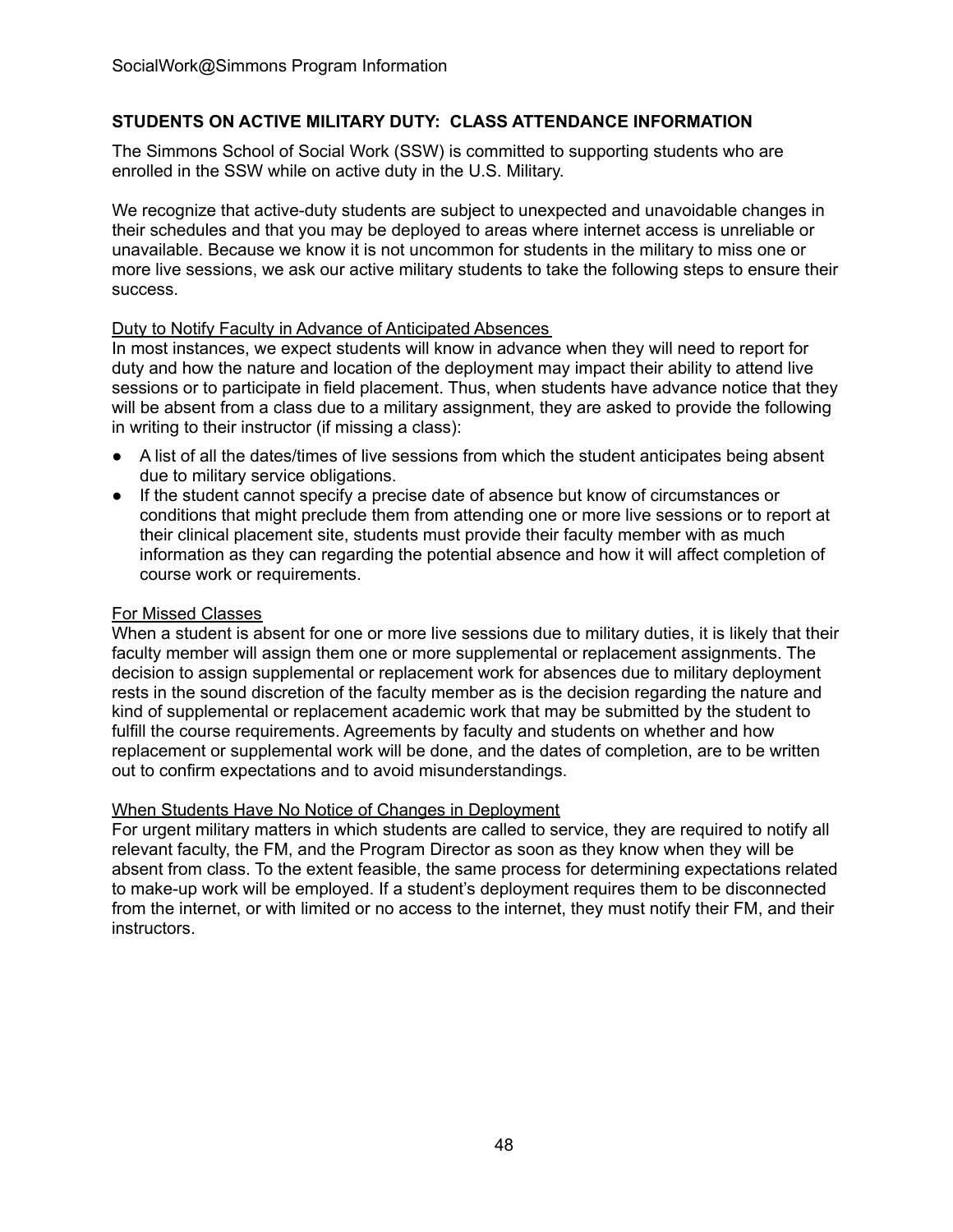## STUDENTS ON ACTIVE MILITARY DUTY: CLASS ATTENDANCE INFORMATION

The Simmons School of Social Work (SSW) is committed to supporting students who are enrolled in the SSW while on active duty in the U.S. Military.

We recognize that active-duty students are subject to unexpected and unavoidable changes in their schedules and that you may be deployed to areas where internet access is unreliable or unavailable. Because we know it is not uncommon for students in the military to miss one or more live sessions, we ask our active military students to take the following steps to ensure their success.

<u>Duty to Notify Faculty in Advance of Anticipated Absences</u>
In most instances, we expect students will know in advance when they will need to report for duty and how the nature and location of the deployment may impact their ability to attend live sessions or to participate in field placement. Thus, when students have advance notice that they will be absent from a class due to a military assignment, they are asked to provide the following in writing to their instructor (if missing a class):

- A list of all the dates/times of live sessions from which the student anticipates being absent due to military service obligations.
- If the student cannot specify a precise date of absence but know of circumstances or conditions that might preclude them from attending one or more live sessions or to report at their clinical placement site, students must provide their faculty member with as much information as they can regarding the potential absence and how it will affect completion of course work or requirements.

<u>For Missed Classes</u>
When a student is absent for one or more live sessions due to military duties, it is likely that their faculty member will assign them one or more supplemental or replacement assignments. The decision to assign supplemental or replacement work for absences due to military deployment rests in the sound discretion of the faculty member as is the decision regarding the nature and kind of supplemental or replacement academic work that may be submitted by the student to fulfill the course requirements. Agreements by faculty and students on whether and how replacement or supplemental work will be done, and the dates of completion, are to be written out to confirm expectations and to avoid misunderstandings.

<u>When Students Have No Notice of Changes in Deployment</u>
For urgent military matters in which students are called to service, they are required to notify all relevant faculty, the FM, and the Program Director as soon as they know when they will be absent from class. To the extent feasible, the same process for determining expectations related to make-up work will be employed. If a student's deployment requires them to be disconnected from the internet, or with limited or no access to the internet, they must notify their FM, and their instructors.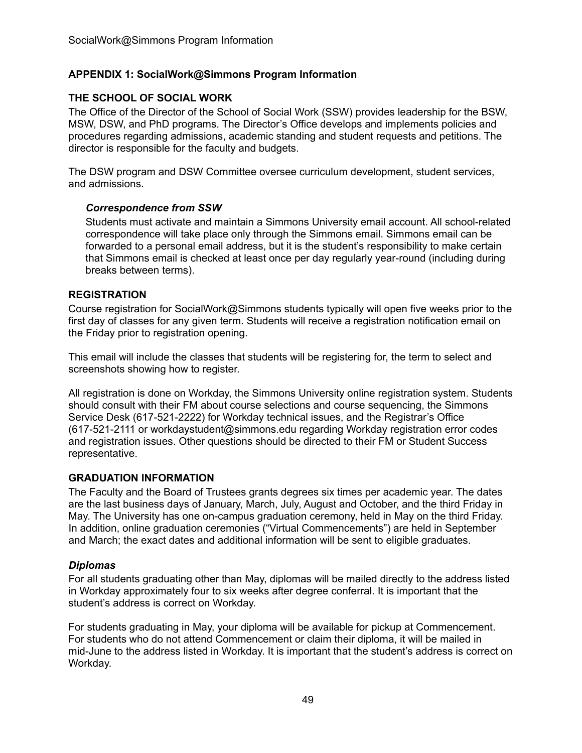## APPENDIX 1: SocialWork@Simmons Program Information

### THE SCHOOL OF SOCIAL WORK

The Office of the Director of the School of Social Work (SSW) provides leadership for the BSW, MSW, DSW, and PhD programs. The Director's Office develops and implements policies and procedures regarding admissions, academic standing and student requests and petitions. The director is responsible for the faculty and budgets.

The DSW program and DSW Committee oversee curriculum development, student services, and admissions.

#### *Correspondence from SSW*

Students must activate and maintain a Simmons University email account. All school-related correspondence will take place only through the Simmons email. Simmons email can be forwarded to a personal email address, but it is the student's responsibility to make certain that Simmons email is checked at least once per day regularly year-round (including during breaks between terms).

### REGISTRATION

Course registration for SocialWork@Simmons students typically will open five weeks prior to the first day of classes for any given term. Students will receive a registration notification email on the Friday prior to registration opening.

This email will include the classes that students will be registering for, the term to select and screenshots showing how to register.

All registration is done on Workday, the Simmons University online registration system. Students should consult with their FM about course selections and course sequencing, the Simmons Service Desk (617-521-2222) for Workday technical issues, and the Registrar's Office (617-521-2111 or workdaystudent@simmons.edu regarding Workday registration error codes and registration issues. Other questions should be directed to their FM or Student Success representative.

### GRADUATION INFORMATION

The Faculty and the Board of Trustees grants degrees six times per academic year. The dates are the last business days of January, March, July, August and October, and the third Friday in May. The University has one on-campus graduation ceremony, held in May on the third Friday. In addition, online graduation ceremonies ("Virtual Commencements") are held in September and March; the exact dates and additional information will be sent to eligible graduates.

#### *Diplomas*

For all students graduating other than May, diplomas will be mailed directly to the address listed in Workday approximately four to six weeks after degree conferral. It is important that the student's address is correct on Workday.

For students graduating in May, your diploma will be available for pickup at Commencement. For students who do not attend Commencement or claim their diploma, it will be mailed in mid-June to the address listed in Workday. It is important that the student's address is correct on Workday.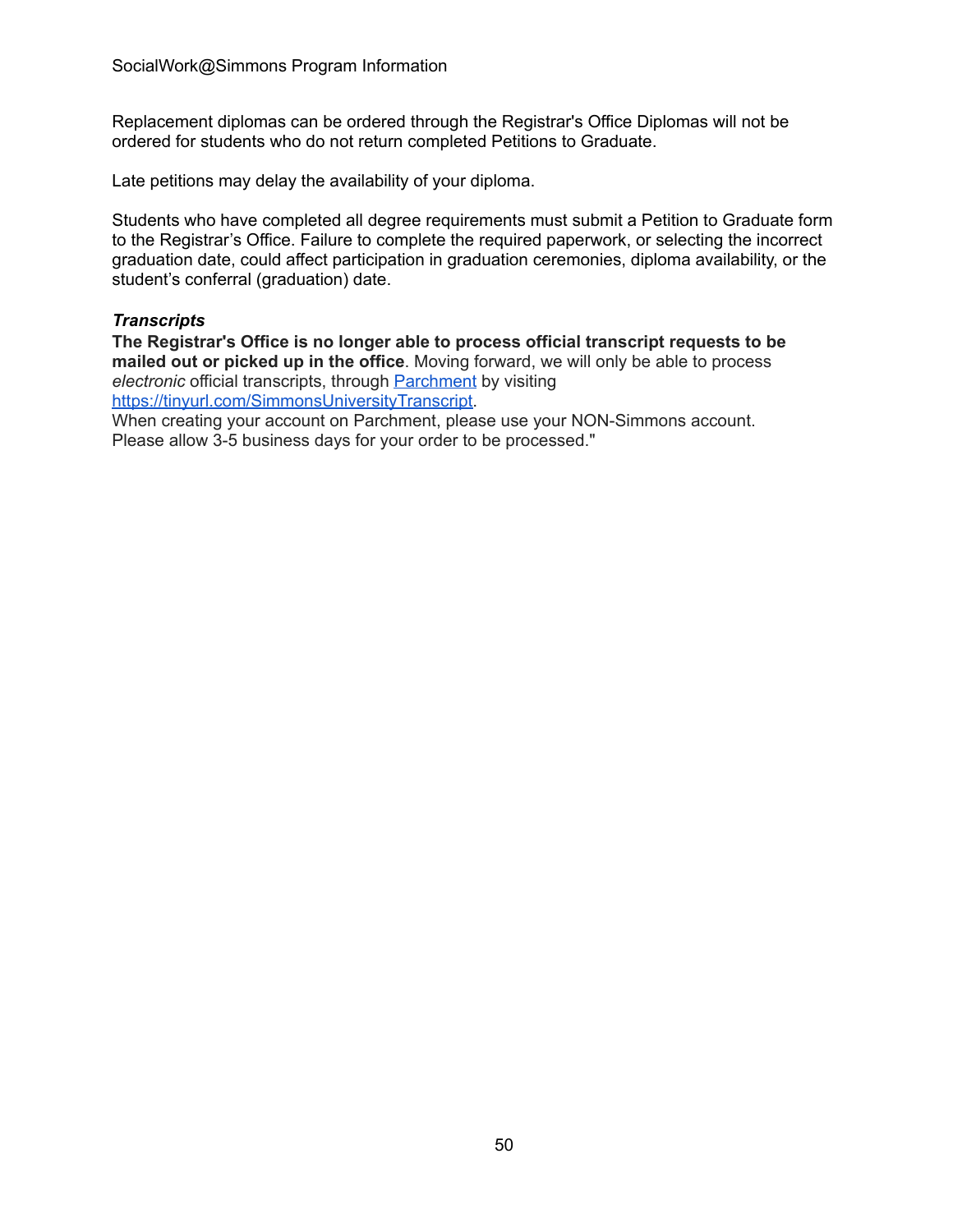Replacement diplomas can be ordered through the Registrar's Office Diplomas will not be ordered for students who do not return completed Petitions to Graduate.

Late petitions may delay the availability of your diploma.

Students who have completed all degree requirements must submit a Petition to Graduate form to the Registrar's Office. Failure to complete the required paperwork, or selecting the incorrect graduation date, could affect participation in graduation ceremonies, diploma availability, or the student's conferral (graduation) date.

***Transcripts***

**The Registrar's Office is no longer able to process official transcript requests to be mailed out or picked up in the office**. Moving forward, we will only be able to process *electronic* official transcripts, through [Parchment](https://tinyurl.com/SimmonsUniversityTranscript) by visiting [https://tinyurl.com/SimmonsUniversityTranscript](https://tinyurl.com/SimmonsUniversityTranscript).
When creating your account on Parchment, please use your NON-Simmons account. Please allow 3-5 business days for your order to be processed."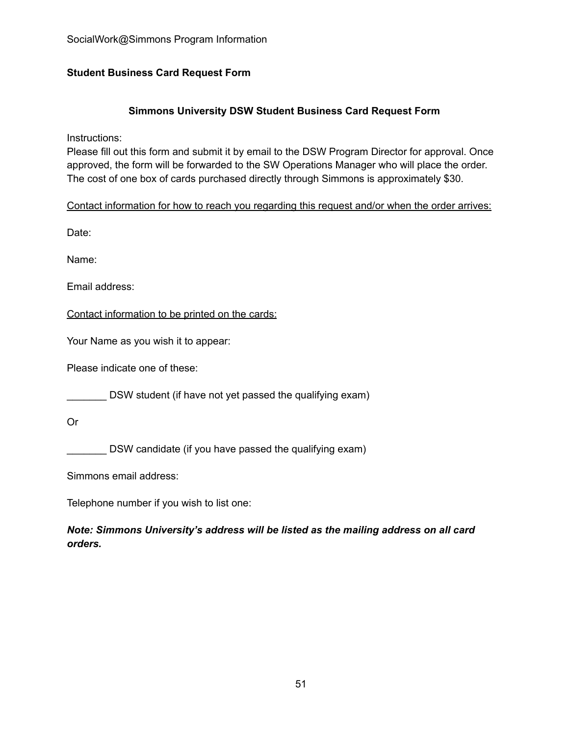**Student Business Card Request Form**

## Simmons University DSW Student Business Card Request Form

Instructions:
Please fill out this form and submit it by email to the DSW Program Director for approval. Once approved, the form will be forwarded to the SW Operations Manager who will place the order. The cost of one box of cards purchased directly through Simmons is approximately $30.

<u>Contact information for how to reach you regarding this request and/or when the order arrives:</u>

Date:

Name:

Email address:

<u>Contact information to be printed on the cards:</u>

Your Name as you wish it to appear:

Please indicate one of these:

_______ DSW student (if have not yet passed the qualifying exam)

Or

_______ DSW candidate (if you have passed the qualifying exam)

Simmons email address:

Telephone number if you wish to list one:

***Note: Simmons University's address will be listed as the mailing address on all card orders.***